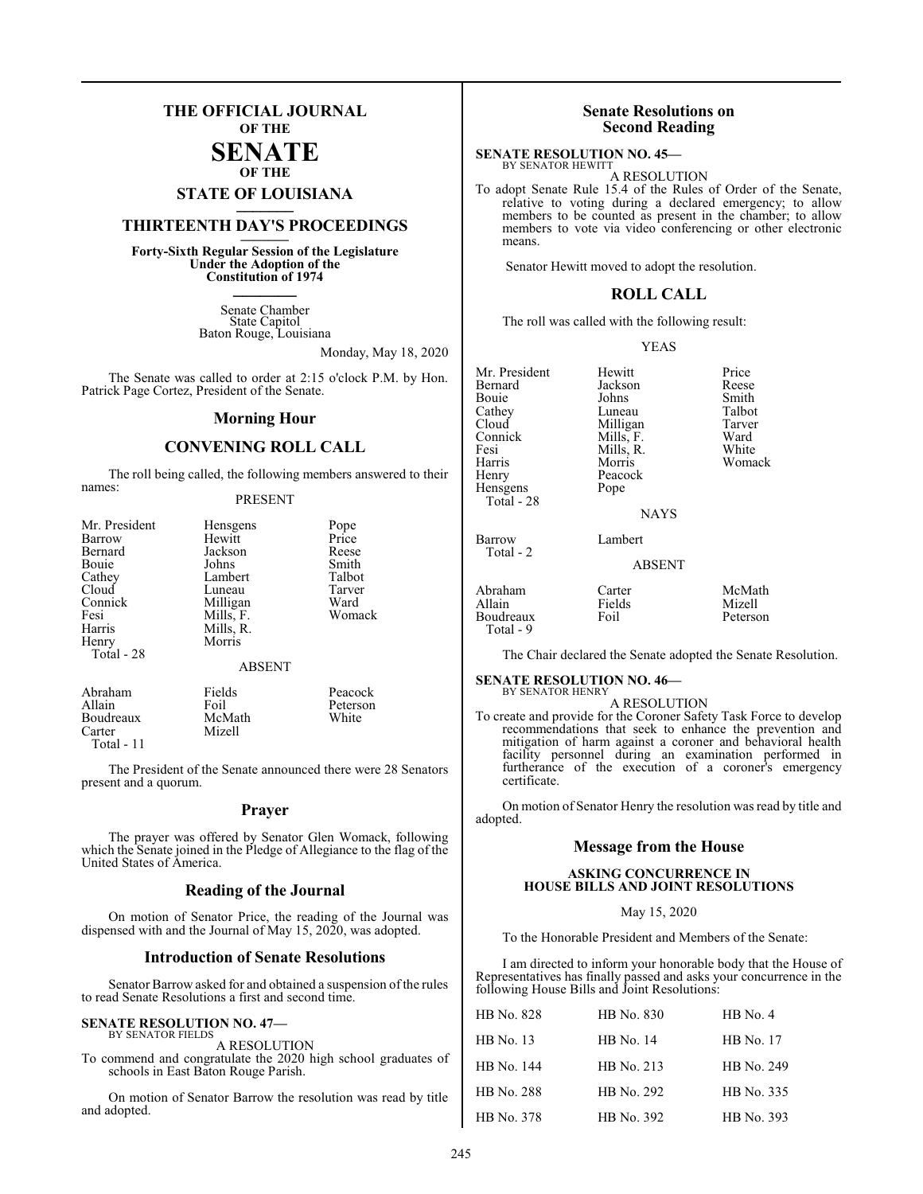# THE OFFICIAL JOURNAL OF THE SENATE OF THE STATE OF LOUISIANA

## THIRTEENTH DAY'S PROCEEDINGS

**Forty-Sixth Regular Session of the Legislature Under the Adoption of the Constitution of 1974**

Senate Chamber
State Capitol
Baton Rouge, Louisiana

Monday, May 18, 2020

The Senate was called to order at 2:15 o'clock P.M. by Hon. Patrick Page Cortez, President of the Senate.

## Morning Hour

## CONVENING ROLL CALL

The roll being called, the following members answered to their names:

PRESENT

| | | |
|---|---|---|
| Mr. President | Hensgens | Pope |
| Barrow | Hewitt | Price |
| Bernard | Jackson | Reese |
| Bouie | Johns | Smith |
| Cathey | Lambert | Talbot |
| Cloud | Luneau | Tarver |
| Connick | Milligan | Ward |
| Fesi | Mills, F. | Womack |
| Harris | Mills, R. | |
| Henry | Morris | |
| Total - 28 | | |

ABSENT

| | | |
|---|---|---|
| Abraham | Fields | Peacock |
| Allain | Foil | Peterson |
| Boudreaux | McMath | White |
| Carter | Mizell | |
| Total - 11 | | |

The President of the Senate announced there were 28 Senators present and a quorum.

## Prayer

The prayer was offered by Senator Glen Womack, following which the Senate joined in the Pledge of Allegiance to the flag of the United States of America.

## Reading of the Journal

On motion of Senator Price, the reading of the Journal was dispensed with and the Journal of May 15, 2020, was adopted.

## Introduction of Senate Resolutions

Senator Barrow asked for and obtained a suspension of the rules to read Senate Resolutions a first and second time.

**SENATE RESOLUTION NO. 47—**
BY SENATOR FIELDS

A RESOLUTION

To commend and congratulate the 2020 high school graduates of schools in East Baton Rouge Parish.

On motion of Senator Barrow the resolution was read by title and adopted.

## Senate Resolutions on Second Reading

**SENATE RESOLUTION NO. 45—**
BY SENATOR HEWITT

A RESOLUTION

To adopt Senate Rule 15.4 of the Rules of Order of the Senate, relative to voting during a declared emergency; to allow members to be counted as present in the chamber; to allow members to vote via video conferencing or other electronic means.

Senator Hewitt moved to adopt the resolution.

## ROLL CALL

The roll was called with the following result:

YEAS

| | | |
|---|---|---|
| Mr. President | Hewitt | Price |
| Bernard | Jackson | Reese |
| Bouie | Johns | Smith |
| Cathey | Luneau | Talbot |
| Cloud | Milligan | Tarver |
| Connick | Mills, F. | Ward |
| Fesi | Mills, R. | White |
| Harris | Morris | Womack |
| Henry | Peacock | |
| Hensgens | Pope | |
| Total - 28 | | |

NAYS

| | |
|---|---|
| Barrow | Lambert |
| Total - 2 | |

ABSENT

| | | |
|---|---|---|
| Abraham | Carter | McMath |
| Allain | Fields | Mizell |
| Boudreaux | Foil | Peterson |
| Total - 9 | | |

The Chair declared the Senate adopted the Senate Resolution.

**SENATE RESOLUTION NO. 46—**
BY SENATOR HENRY

A RESOLUTION

To create and provide for the Coroner Safety Task Force to develop recommendations that seek to enhance the prevention and mitigation of harm against a coroner and behavioral health facility personnel during an examination performed in furtherance of the execution of a coroner's emergency certificate.

On motion of Senator Henry the resolution was read by title and adopted.

## Message from the House

### ASKING CONCURRENCE IN HOUSE BILLS AND JOINT RESOLUTIONS

May 15, 2020

To the Honorable President and Members of the Senate:

I am directed to inform your honorable body that the House of Representatives has finally passed and asks your concurrence in the following House Bills and Joint Resolutions:

| | | |
|---|---|---|
| HB No. 828 | HB No. 830 | HB No. 4 |
| HB No. 13 | HB No. 14 | HB No. 17 |
| HB No. 144 | HB No. 213 | HB No. 249 |
| HB No. 288 | HB No. 292 | HB No. 335 |
| HB No. 378 | HB No. 392 | HB No. 393 |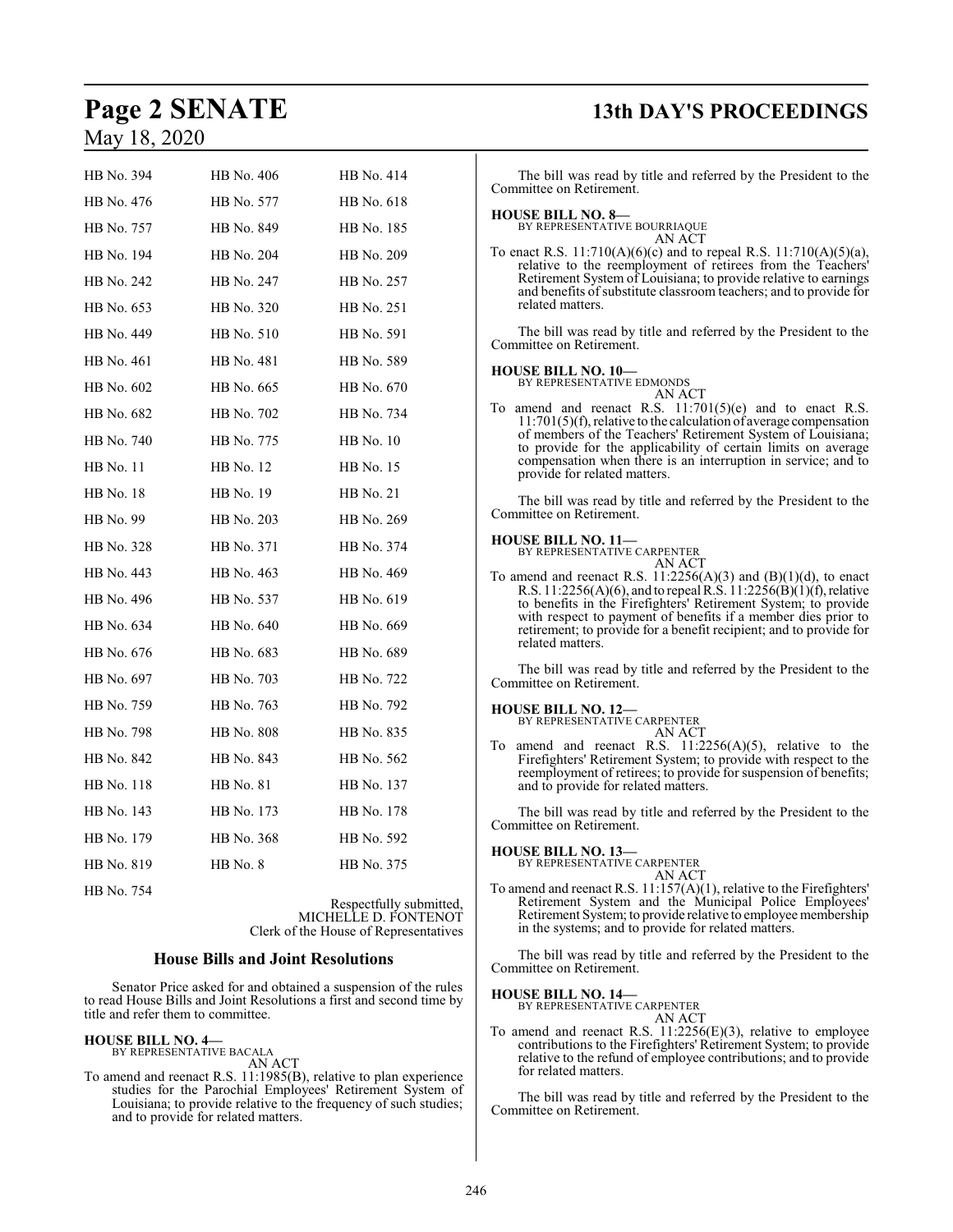| | | |
|---|---|---|
| HB No. 394 | HB No. 406 | HB No. 414 |
| HB No. 476 | HB No. 577 | HB No. 618 |
| HB No. 757 | HB No. 849 | HB No. 185 |
| HB No. 194 | HB No. 204 | HB No. 209 |
| HB No. 242 | HB No. 247 | HB No. 257 |
| HB No. 653 | HB No. 320 | HB No. 251 |
| HB No. 449 | HB No. 510 | HB No. 591 |
| HB No. 461 | HB No. 481 | HB No. 589 |
| HB No. 602 | HB No. 665 | HB No. 670 |
| HB No. 682 | HB No. 702 | HB No. 734 |
| HB No. 740 | HB No. 775 | HB No. 10 |
| HB No. 11 | HB No. 12 | HB No. 15 |
| HB No. 18 | HB No. 19 | HB No. 21 |
| HB No. 99 | HB No. 203 | HB No. 269 |
| HB No. 328 | HB No. 371 | HB No. 374 |
| HB No. 443 | HB No. 463 | HB No. 469 |
| HB No. 496 | HB No. 537 | HB No. 619 |
| HB No. 634 | HB No. 640 | HB No. 669 |
| HB No. 676 | HB No. 683 | HB No. 689 |
| HB No. 697 | HB No. 703 | HB No. 722 |
| HB No. 759 | HB No. 763 | HB No. 792 |
| HB No. 798 | HB No. 808 | HB No. 835 |
| HB No. 842 | HB No. 843 | HB No. 562 |
| HB No. 118 | HB No. 81 | HB No. 137 |
| HB No. 143 | HB No. 173 | HB No. 178 |
| HB No. 179 | HB No. 368 | HB No. 592 |
| HB No. 819 | HB No. 8 | HB No. 375 |
| HB No. 754 | | |

Respectfully submitted,
MICHELLE D. FONTENOT
Clerk of the House of Representatives

## House Bills and Joint Resolutions

Senator Price asked for and obtained a suspension of the rules to read House Bills and Joint Resolutions a first and second time by title and refer them to committee.

**HOUSE BILL NO. 4—**
BY REPRESENTATIVE BACALA
AN ACT

To amend and reenact R.S. 11:1985(B), relative to plan experience studies for the Parochial Employees' Retirement System of Louisiana; to provide relative to the frequency of such studies; and to provide for related matters.

The bill was read by title and referred by the President to the Committee on Retirement.

**HOUSE BILL NO. 8—**
BY REPRESENTATIVE BOURRIAQUE
AN ACT

To enact R.S. 11:710(A)(6)(c) and to repeal R.S. 11:710(A)(5)(a), relative to the reemployment of retirees from the Teachers' Retirement System of Louisiana; to provide relative to earnings and benefits of substitute classroom teachers; and to provide for related matters.

The bill was read by title and referred by the President to the Committee on Retirement.

**HOUSE BILL NO. 10—**
BY REPRESENTATIVE EDMONDS
AN ACT

To amend and reenact R.S. 11:701(5)(e) and to enact R.S. 11:701(5)(f), relative to the calculation of average compensation of members of the Teachers' Retirement System of Louisiana; to provide for the applicability of certain limits on average compensation when there is an interruption in service; and to provide for related matters.

The bill was read by title and referred by the President to the Committee on Retirement.

**HOUSE BILL NO. 11—**
BY REPRESENTATIVE CARPENTER
AN ACT

To amend and reenact R.S. 11:2256(A)(3) and (B)(1)(d), to enact R.S. 11:2256(A)(6), and to repeal R.S. 11:2256(B)(1)(f), relative to benefits in the Firefighters' Retirement System; to provide with respect to payment of benefits if a member dies prior to retirement; to provide for a benefit recipient; and to provide for related matters.

The bill was read by title and referred by the President to the Committee on Retirement.

**HOUSE BILL NO. 12—**
BY REPRESENTATIVE CARPENTER
AN ACT

To amend and reenact R.S. 11:2256(A)(5), relative to the Firefighters' Retirement System; to provide with respect to the reemployment of retirees; to provide for suspension of benefits; and to provide for related matters.

The bill was read by title and referred by the President to the Committee on Retirement.

**HOUSE BILL NO. 13—**
BY REPRESENTATIVE CARPENTER
AN ACT

To amend and reenact R.S. 11:157(A)(1), relative to the Firefighters' Retirement System and the Municipal Police Employees' Retirement System; to provide relative to employee membership in the systems; and to provide for related matters.

The bill was read by title and referred by the President to the Committee on Retirement.

**HOUSE BILL NO. 14—**
BY REPRESENTATIVE CARPENTER
AN ACT

To amend and reenact R.S. 11:2256(E)(3), relative to employee contributions to the Firefighters' Retirement System; to provide relative to the refund of employee contributions; and to provide for related matters.

The bill was read by title and referred by the President to the Committee on Retirement.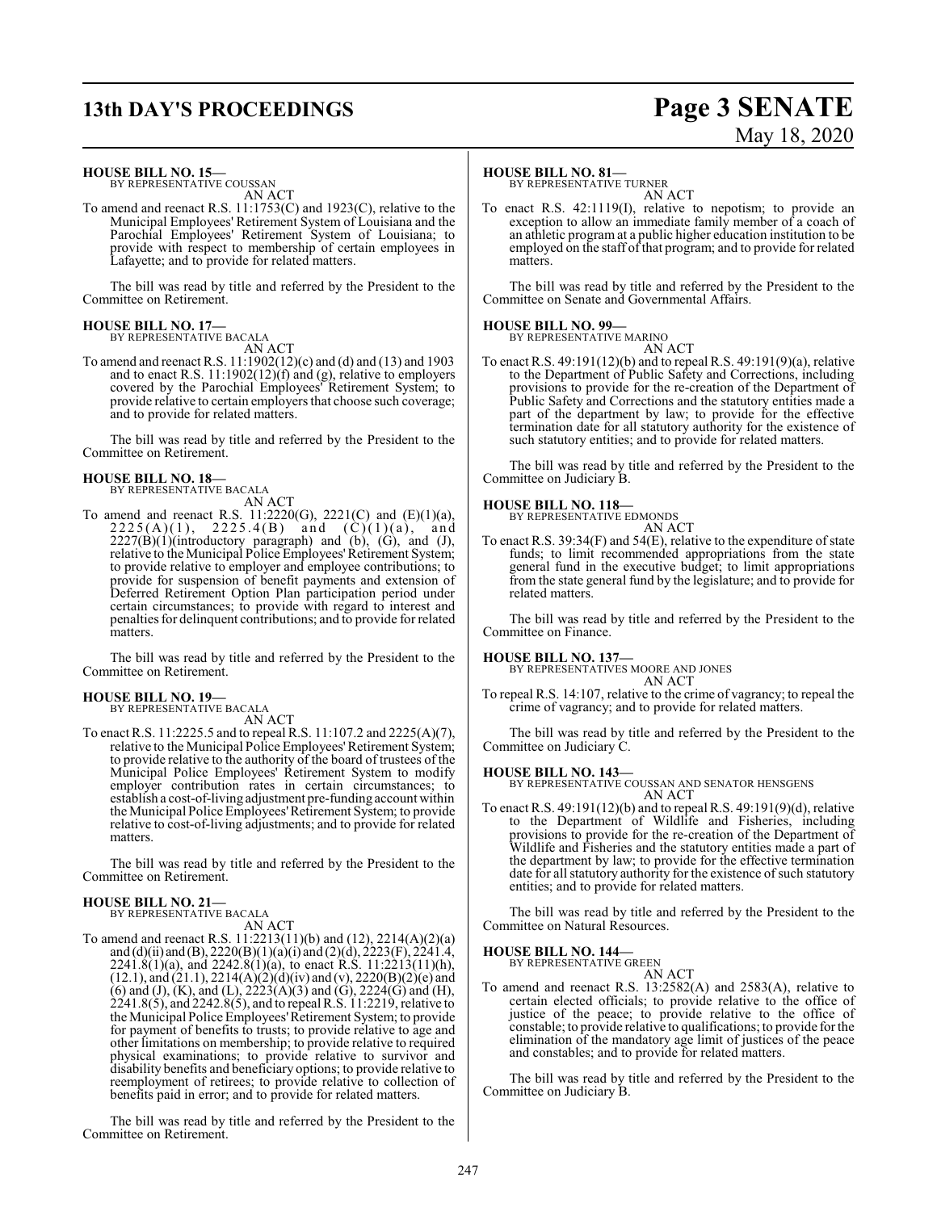**HOUSE BILL NO. 15—**
BY REPRESENTATIVE COUSSAN

AN ACT

To amend and reenact R.S. 11:1753(C) and 1923(C), relative to the Municipal Employees' Retirement System of Louisiana and the Parochial Employees' Retirement System of Louisiana; to provide with respect to membership of certain employees in Lafayette; and to provide for related matters.

The bill was read by title and referred by the President to the Committee on Retirement.

**HOUSE BILL NO. 17—**
BY REPRESENTATIVE BACALA

AN ACT

To amend and reenact R.S. 11:1902(12)(c) and (d) and (13) and 1903 and to enact R.S. 11:1902(12)(f) and (g), relative to employers covered by the Parochial Employees' Retirement System; to provide relative to certain employers that choose such coverage; and to provide for related matters.

The bill was read by title and referred by the President to the Committee on Retirement.

**HOUSE BILL NO. 18—**
BY REPRESENTATIVE BACALA

AN ACT

To amend and reenact R.S. 11:2220(G), 2221(C) and (E)(1)(a), 2225(A)(1), 2225.4(B) and (C)(1)(a), and 2227(B)(1)(introductory paragraph) and (b), (G), and (J), relative to the Municipal Police Employees' Retirement System; to provide relative to employer and employee contributions; to provide for suspension of benefit payments and extension of Deferred Retirement Option Plan participation period under certain circumstances; to provide with regard to interest and penalties for delinquent contributions; and to provide for related matters.

The bill was read by title and referred by the President to the Committee on Retirement.

**HOUSE BILL NO. 19—**
BY REPRESENTATIVE BACALA

AN ACT

To enact R.S. 11:2225.5 and to repeal R.S. 11:107.2 and 2225(A)(7), relative to the Municipal Police Employees' Retirement System; to provide relative to the authority of the board of trustees of the Municipal Police Employees' Retirement System to modify employer contribution rates in certain circumstances; to establish a cost-of-living adjustment pre-funding account within the Municipal Police Employees' Retirement System; to provide relative to cost-of-living adjustments; and to provide for related matters.

The bill was read by title and referred by the President to the Committee on Retirement.

**HOUSE BILL NO. 21—**
BY REPRESENTATIVE BACALA

AN ACT

To amend and reenact R.S. 11:2213(11)(b) and (12), 2214(A)(2)(a) and (d)(ii) and (B), 2220(B)(1)(a)(i) and (2)(d), 2223(F), 2241.4, 2241.8(1)(a), and 2242.8(1)(a), to enact R.S. 11:2213(11)(h), (12.1), and (21.1), 2214(A)(2)(d)(iv) and (v), 2220(B)(2)(e) and (6) and (J), (K), and (L), 2223(A)(3) and (G), 2224(G) and (H), 2241.8(5), and 2242.8(5), and to repeal R.S. 11:2219, relative to the Municipal Police Employees' Retirement System; to provide for payment of benefits to trusts; to provide relative to age and other limitations on membership; to provide relative to required physical examinations; to provide relative to survivor and disability benefits and beneficiary options; to provide relative to reemployment of retirees; to provide relative to collection of benefits paid in error; and to provide for related matters.

The bill was read by title and referred by the President to the Committee on Retirement.

**HOUSE BILL NO. 81—**
BY REPRESENTATIVE TURNER

AN ACT

To enact R.S. 42:1119(I), relative to nepotism; to provide an exception to allow an immediate family member of a coach of an athletic program at a public higher education institution to be employed on the staff of that program; and to provide for related matters.

The bill was read by title and referred by the President to the Committee on Senate and Governmental Affairs.

**HOUSE BILL NO. 99—**
BY REPRESENTATIVE MARINO

AN ACT

To enact R.S. 49:191(12)(b) and to repeal R.S. 49:191(9)(a), relative to the Department of Public Safety and Corrections, including provisions to provide for the re-creation of the Department of Public Safety and Corrections and the statutory entities made a part of the department by law; to provide for the effective termination date for all statutory authority for the existence of such statutory entities; and to provide for related matters.

The bill was read by title and referred by the President to the Committee on Judiciary B.

**HOUSE BILL NO. 118—**
BY REPRESENTATIVE EDMONDS

AN ACT

To enact R.S. 39:34(F) and 54(E), relative to the expenditure of state funds; to limit recommended appropriations from the state general fund in the executive budget; to limit appropriations from the state general fund by the legislature; and to provide for related matters.

The bill was read by title and referred by the President to the Committee on Finance.

**HOUSE BILL NO. 137—**
BY REPRESENTATIVES MOORE AND JONES

AN ACT

To repeal R.S. 14:107, relative to the crime of vagrancy; to repeal the crime of vagrancy; and to provide for related matters.

The bill was read by title and referred by the President to the Committee on Judiciary C.

**HOUSE BILL NO. 143—**
BY REPRESENTATIVE COUSSAN AND SENATOR HENSGENS

AN ACT

To enact R.S. 49:191(12)(b) and to repeal R.S. 49:191(9)(d), relative to the Department of Wildlife and Fisheries, including provisions to provide for the re-creation of the Department of Wildlife and Fisheries and the statutory entities made a part of the department by law; to provide for the effective termination date for all statutory authority for the existence of such statutory entities; and to provide for related matters.

The bill was read by title and referred by the President to the Committee on Natural Resources.

**HOUSE BILL NO. 144—**
BY REPRESENTATIVE GREEN

AN ACT

To amend and reenact R.S. 13:2582(A) and 2583(A), relative to certain elected officials; to provide relative to the office of justice of the peace; to provide relative to the office of constable; to provide relative to qualifications; to provide for the elimination of the mandatory age limit of justices of the peace and constables; and to provide for related matters.

The bill was read by title and referred by the President to the Committee on Judiciary B.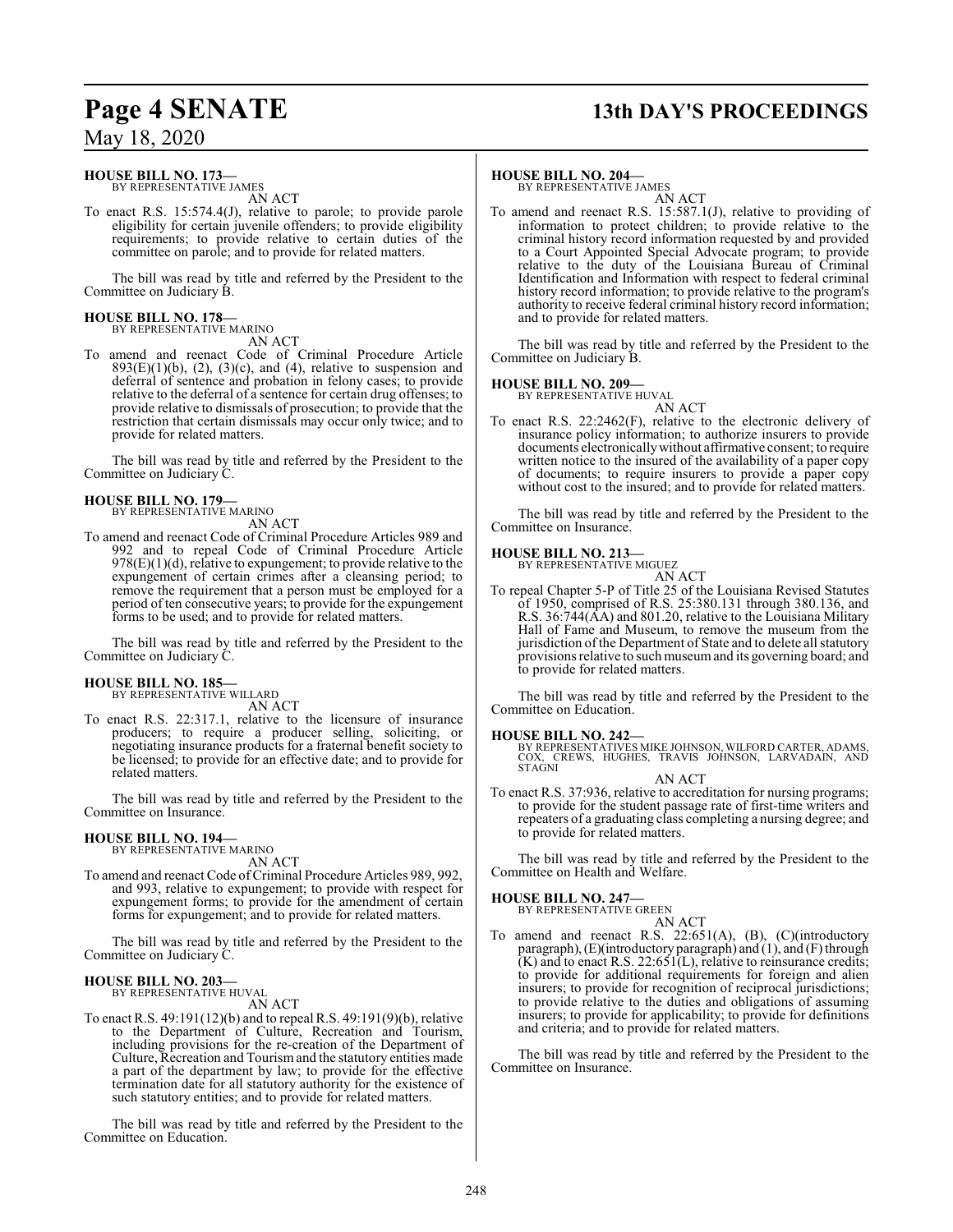**HOUSE BILL NO. 173—**
BY REPRESENTATIVE JAMES
AN ACT

To enact R.S. 15:574.4(J), relative to parole; to provide parole eligibility for certain juvenile offenders; to provide eligibility requirements; to provide relative to certain duties of the committee on parole; and to provide for related matters.

The bill was read by title and referred by the President to the Committee on Judiciary B.

**HOUSE BILL NO. 178—**
BY REPRESENTATIVE MARINO
AN ACT

To amend and reenact Code of Criminal Procedure Article 893(E)(1)(b), (2), (3)(c), and (4), relative to suspension and deferral of sentence and probation in felony cases; to provide relative to the deferral of a sentence for certain drug offenses; to provide relative to dismissals of prosecution; to provide that the restriction that certain dismissals may occur only twice; and to provide for related matters.

The bill was read by title and referred by the President to the Committee on Judiciary C.

**HOUSE BILL NO. 179—**
BY REPRESENTATIVE MARINO
AN ACT

To amend and reenact Code of Criminal Procedure Articles 989 and 992 and to repeal Code of Criminal Procedure Article 978(E)(1)(d), relative to expungement; to provide relative to the expungement of certain crimes after a cleansing period; to remove the requirement that a person must be employed for a period of ten consecutive years; to provide for the expungement forms to be used; and to provide for related matters.

The bill was read by title and referred by the President to the Committee on Judiciary C.

**HOUSE BILL NO. 185—**
BY REPRESENTATIVE WILLARD
AN ACT

To enact R.S. 22:317.1, relative to the licensure of insurance producers; to require a producer selling, soliciting, or negotiating insurance products for a fraternal benefit society to be licensed; to provide for an effective date; and to provide for related matters.

The bill was read by title and referred by the President to the Committee on Insurance.

**HOUSE BILL NO. 194—**
BY REPRESENTATIVE MARINO
AN ACT

To amend and reenact Code of Criminal Procedure Articles 989, 992, and 993, relative to expungement; to provide with respect for expungement forms; to provide for the amendment of certain forms for expungement; and to provide for related matters.

The bill was read by title and referred by the President to the Committee on Judiciary C.

**HOUSE BILL NO. 203—**
BY REPRESENTATIVE HUVAL
AN ACT

To enact R.S. 49:191(12)(b) and to repeal R.S. 49:191(9)(b), relative to the Department of Culture, Recreation and Tourism, including provisions for the re-creation of the Department of Culture, Recreation and Tourism and the statutory entities made a part of the department by law; to provide for the effective termination date for all statutory authority for the existence of such statutory entities; and to provide for related matters.

The bill was read by title and referred by the President to the Committee on Education.

**HOUSE BILL NO. 204—**
BY REPRESENTATIVE JAMES
AN ACT

To amend and reenact R.S. 15:587.1(J), relative to providing of information to protect children; to provide relative to the criminal history record information requested by and provided to a Court Appointed Special Advocate program; to provide relative to the duty of the Louisiana Bureau of Criminal Identification and Information with respect to federal criminal history record information; to provide relative to the program's authority to receive federal criminal history record information; and to provide for related matters.

The bill was read by title and referred by the President to the Committee on Judiciary B.

**HOUSE BILL NO. 209—**
BY REPRESENTATIVE HUVAL
AN ACT

To enact R.S. 22:2462(F), relative to the electronic delivery of insurance policy information; to authorize insurers to provide documents electronically without affirmative consent; to require written notice to the insured of the availability of a paper copy of documents; to require insurers to provide a paper copy without cost to the insured; and to provide for related matters.

The bill was read by title and referred by the President to the Committee on Insurance.

**HOUSE BILL NO. 213—**
BY REPRESENTATIVE MIGUEZ
AN ACT

To repeal Chapter 5-P of Title 25 of the Louisiana Revised Statutes of 1950, comprised of R.S. 25:380.131 through 380.136, and R.S. 36:744(AA) and 801.20, relative to the Louisiana Military Hall of Fame and Museum, to remove the museum from the jurisdiction of the Department of State and to delete all statutory provisions relative to such museum and its governing board; and to provide for related matters.

The bill was read by title and referred by the President to the Committee on Education.

**HOUSE BILL NO. 242—**
BY REPRESENTATIVES MIKE JOHNSON, WILFORD CARTER, ADAMS, COX, CREWS, HUGHES, TRAVIS JOHNSON, LARVADAIN, AND STAGNI
AN ACT

To enact R.S. 37:936, relative to accreditation for nursing programs; to provide for the student passage rate of first-time writers and repeaters of a graduating class completing a nursing degree; and to provide for related matters.

The bill was read by title and referred by the President to the Committee on Health and Welfare.

**HOUSE BILL NO. 247—**
BY REPRESENTATIVE GREEN
AN ACT

To amend and reenact R.S. 22:651(A), (B), (C)(introductory paragraph), (E)(introductory paragraph) and (1), and (F) through (K) and to enact R.S. 22:651(L), relative to reinsurance credits; to provide for additional requirements for foreign and alien insurers; to provide for recognition of reciprocal jurisdictions; to provide relative to the duties and obligations of assuming insurers; to provide for applicability; to provide for definitions and criteria; and to provide for related matters.

The bill was read by title and referred by the President to the Committee on Insurance.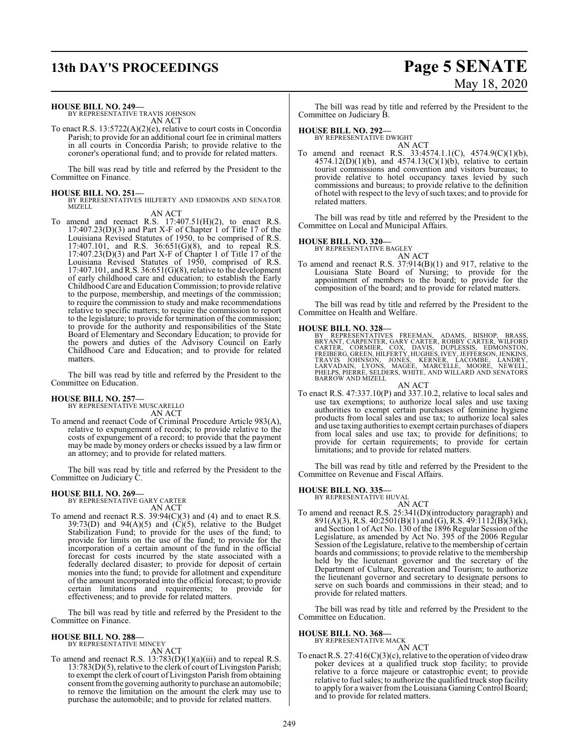**HOUSE BILL NO. 249—**
BY REPRESENTATIVE TRAVIS JOHNSON
AN ACT

To enact R.S. 13:5722(A)(2)(e), relative to court costs in Concordia Parish; to provide for an additional court fee in criminal matters in all courts in Concordia Parish; to provide relative to the coroner's operational fund; and to provide for related matters.

The bill was read by title and referred by the President to the Committee on Finance.

**HOUSE BILL NO. 251—**
BY REPRESENTATIVES HILFERTY AND EDMONDS AND SENATOR MIZELL
AN ACT

To amend and reenact R.S. 17:407.51(H)(2), to enact R.S. 17:407.23(D)(3) and Part X-F of Chapter 1 of Title 17 of the Louisiana Revised Statutes of 1950, to be comprised of R.S. 17:407.101, and R.S. 36:651(G)(8), and to repeal R.S. 17:407.23(D)(3) and Part X-F of Chapter 1 of Title 17 of the Louisiana Revised Statutes of 1950, comprised of R.S. 17:407.101, and R.S. 36:651(G)(8), relative to the development of early childhood care and education; to establish the Early Childhood Care and Education Commission; to provide relative to the purpose, membership, and meetings of the commission; to require the commission to study and make recommendations relative to specific matters; to require the commission to report to the legislature; to provide for termination of the commission; to provide for the authority and responsibilities of the State Board of Elementary and Secondary Education; to provide for the powers and duties of the Advisory Council on Early Childhood Care and Education; and to provide for related matters.

The bill was read by title and referred by the President to the Committee on Education.

**HOUSE BILL NO. 257—**
BY REPRESENTATIVE MUSCARELLO
AN ACT

To amend and reenact Code of Criminal Procedure Article 983(A), relative to expungement of records; to provide relative to the costs of expungement of a record; to provide that the payment may be made by money orders or checks issued by a law firm or an attorney; and to provide for related matters.

The bill was read by title and referred by the President to the Committee on Judiciary C.

**HOUSE BILL NO. 269—**
BY REPRESENTATIVE GARY CARTER
AN ACT

To amend and reenact R.S. 39:94(C)(3) and (4) and to enact R.S. 39:73(D) and 94(A)(5) and (C)(5), relative to the Budget Stabilization Fund; to provide for the uses of the fund; to provide for limits on the use of the fund; to provide for the incorporation of a certain amount of the fund in the official forecast for costs incurred by the state associated with a federally declared disaster; to provide for deposit of certain monies into the fund; to provide for allotment and expenditure of the amount incorporated into the official forecast; to provide certain limitations and requirements; to provide for effectiveness; and to provide for related matters.

The bill was read by title and referred by the President to the Committee on Finance.

**HOUSE BILL NO. 288—**
BY REPRESENTATIVE MINCEY
AN ACT

To amend and reenact R.S. 13:783(D)(1)(a)(iii) and to repeal R.S. 13:783(D)(5), relative to the clerk of court of Livingston Parish; to exempt the clerk of court of Livingston Parish from obtaining consent from the governing authority to purchase an automobile; to remove the limitation on the amount the clerk may use to purchase the automobile; and to provide for related matters.

The bill was read by title and referred by the President to the Committee on Judiciary B.

**HOUSE BILL NO. 292—**
BY REPRESENTATIVE DWIGHT
AN ACT

To amend and reenact R.S. 33:4574.1.1(C), 4574.9(C)(1)(b), 4574.12(D)(1)(b), and 4574.13(C)(1)(b), relative to certain tourist commissions and convention and visitors bureaus; to provide relative to hotel occupancy taxes levied by such commissions and bureaus; to provide relative to the definition of hotel with respect to the levy of such taxes; and to provide for related matters.

The bill was read by title and referred by the President to the Committee on Local and Municipal Affairs.

**HOUSE BILL NO. 320—**
BY REPRESENTATIVE BAGLEY
AN ACT

To amend and reenact R.S. 37:914(B)(1) and 917, relative to the Louisiana State Board of Nursing; to provide for the appointment of members to the board; to provide for the composition of the board; and to provide for related matters.

The bill was read by title and referred by the President to the Committee on Health and Welfare.

**HOUSE BILL NO. 328—**
BY REPRESENTATIVES FREEMAN, ADAMS, BISHOP, BRASS, BRYANT, CARPENTER, GARY CARTER, ROBBY CARTER, WILFORD CARTER, CORMIER, COX, DAVIS, DUPLESSIS, EDMONSTON, FREIBERG, GREEN, HILFERTY, HUGHES, IVEY, JEFFERSON, JENKINS, TRAVIS JOHNSON, JONES, KERNER, LACOMBE, LANDRY, LARVADAIN, LYONS, MAGEE, MARCELLE, MOORE, NEWELL, PHELPS, PIERRE, SELDERS, WHITE, AND WILLARD AND SENATORS BARROW AND MIZELL
AN ACT

To enact R.S. 47:337.10(P) and 337.10.2, relative to local sales and use tax exemptions; to authorize local sales and use taxing authorities to exempt certain purchases of feminine hygiene products from local sales and use tax; to authorize local sales and use taxing authorities to exempt certain purchases of diapers from local sales and use tax; to provide for definitions; to provide for certain requirements; to provide for certain limitations; and to provide for related matters.

The bill was read by title and referred by the President to the Committee on Revenue and Fiscal Affairs.

**HOUSE BILL NO. 335—**
BY REPRESENTATIVE HUVAL
AN ACT

To amend and reenact R.S. 25:341(D)(introductory paragraph) and 891(A)(3), R.S. 40:2501(B)(1) and (G), R.S. 49:1112(B)(3)(k), and Section 1 of Act No. 130 of the 1896 Regular Session of the Legislature, as amended by Act No. 395 of the 2006 Regular Session of the Legislature, relative to the membership of certain boards and commissions; to provide relative to the membership held by the lieutenant governor and the secretary of the Department of Culture, Recreation and Tourism; to authorize the lieutenant governor and secretary to designate persons to serve on such boards and commissions in their stead; and to provide for related matters.

The bill was read by title and referred by the President to the Committee on Education.

**HOUSE BILL NO. 368—**
BY REPRESENTATIVE MACK
AN ACT

To enact R.S. 27:416(C)(3)(c), relative to the operation of video draw poker devices at a qualified truck stop facility; to provide relative to a force majeure or catastrophic event; to provide relative to fuel sales; to authorize the qualified truck stop facility to apply for a waiver from the Louisiana Gaming Control Board; and to provide for related matters.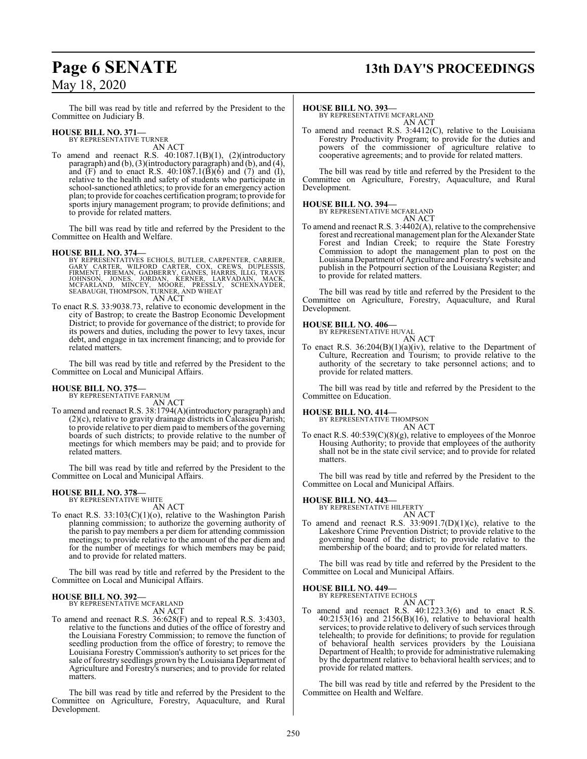The bill was read by title and referred by the President to the Committee on Judiciary B.

**HOUSE BILL NO. 371—**
BY REPRESENTATIVE TURNER
AN ACT

To amend and reenact R.S. 40:1087.1(B)(1), (2)(introductory paragraph) and (b), (3)(introductory paragraph) and (b), and (4), and (F) and to enact R.S. 40:1087.1(B)(6) and (7) and (I), relative to the health and safety of students who participate in school-sanctioned athletics; to provide for an emergency action plan; to provide for coaches certification program; to provide for sports injury management program; to provide definitions; and to provide for related matters.

The bill was read by title and referred by the President to the Committee on Health and Welfare.

**HOUSE BILL NO. 374—**
BY REPRESENTATIVES ECHOLS, BUTLER, CARPENTER, CARRIER, GARY CARTER, WILFORD CARTER, COX, CREWS, DUPLESSIS, FIRMENT, FRIEMAN, GADBERRY, GAINES, HARRIS, ILLG, TRAVIS JOHNSON, JONES, JORDAN, KERNER, LARVADAIN, MACK, MCFARLAND, MINCEY, MOORE, PRESSLY, SCHEXNAYDER, SEABAUGH, THOMPSON, TURNER, AND WHEAT
AN ACT

To enact R.S. 33:9038.73, relative to economic development in the city of Bastrop; to create the Bastrop Economic Development District; to provide for governance of the district; to provide for its powers and duties, including the power to levy taxes, incur debt, and engage in tax increment financing; and to provide for related matters.

The bill was read by title and referred by the President to the Committee on Local and Municipal Affairs.

**HOUSE BILL NO. 375—**
BY REPRESENTATIVE FARNUM
AN ACT

To amend and reenact R.S. 38:1794(A)(introductory paragraph) and (2)(c), relative to gravity drainage districts in Calcasieu Parish; to provide relative to per diem paid to members of the governing boards of such districts; to provide relative to the number of meetings for which members may be paid; and to provide for related matters.

The bill was read by title and referred by the President to the Committee on Local and Municipal Affairs.

**HOUSE BILL NO. 378—**
BY REPRESENTATIVE WHITE
AN ACT

To enact R.S. 33:103(C)(1)(o), relative to the Washington Parish planning commission; to authorize the governing authority of the parish to pay members a per diem for attending commission meetings; to provide relative to the amount of the per diem and for the number of meetings for which members may be paid; and to provide for related matters.

The bill was read by title and referred by the President to the Committee on Local and Municipal Affairs.

**HOUSE BILL NO. 392—**
BY REPRESENTATIVE MCFARLAND
AN ACT

To amend and reenact R.S. 36:628(F) and to repeal R.S. 3:4303, relative to the functions and duties of the office of forestry and the Louisiana Forestry Commission; to remove the function of seedling production from the office of forestry; to remove the Louisiana Forestry Commission's authority to set prices for the sale of forestry seedlings grown by the Louisiana Department of Agriculture and Forestry's nurseries; and to provide for related matters.

The bill was read by title and referred by the President to the Committee on Agriculture, Forestry, Aquaculture, and Rural Development.

**HOUSE BILL NO. 393—**
BY REPRESENTATIVE MCFARLAND
AN ACT

To amend and reenact R.S. 3:4412(C), relative to the Louisiana Forestry Productivity Program; to provide for the duties and powers of the commissioner of agriculture relative to cooperative agreements; and to provide for related matters.

The bill was read by title and referred by the President to the Committee on Agriculture, Forestry, Aquaculture, and Rural Development.

**HOUSE BILL NO. 394—**
BY REPRESENTATIVE MCFARLAND
AN ACT

To amend and reenact R.S. 3:4402(A), relative to the comprehensive forest and recreational management plan for the Alexander State Forest and Indian Creek; to require the State Forestry Commission to adopt the management plan to post on the Louisiana Department of Agriculture and Forestry's website and publish in the Potpourri section of the Louisiana Register; and to provide for related matters.

The bill was read by title and referred by the President to the Committee on Agriculture, Forestry, Aquaculture, and Rural Development.

**HOUSE BILL NO. 406—**
BY REPRESENTATIVE HUVAL
AN ACT

To enact R.S. 36:204(B)(1)(a)(iv), relative to the Department of Culture, Recreation and Tourism; to provide relative to the authority of the secretary to take personnel actions; and to provide for related matters.

The bill was read by title and referred by the President to the Committee on Education.

**HOUSE BILL NO. 414—**
BY REPRESENTATIVE THOMPSON
AN ACT

To enact R.S. 40:539(C)(8)(g), relative to employees of the Monroe Housing Authority; to provide that employees of the authority shall not be in the state civil service; and to provide for related matters.

The bill was read by title and referred by the President to the Committee on Local and Municipal Affairs.

**HOUSE BILL NO. 443—**
BY REPRESENTATIVE HILFERTY
AN ACT

To amend and reenact R.S. 33:9091.7(D)(1)(c), relative to the Lakeshore Crime Prevention District; to provide relative to the governing board of the district; to provide relative to the membership of the board; and to provide for related matters.

The bill was read by title and referred by the President to the Committee on Local and Municipal Affairs.

**HOUSE BILL NO. 449—**
BY REPRESENTATIVE ECHOLS
AN ACT

To amend and reenact R.S. 40:1223.3(6) and to enact R.S. 40:2153(16) and 2156(B)(16), relative to behavioral health services; to provide relative to delivery of such services through telehealth; to provide for definitions; to provide for regulation of behavioral health services providers by the Louisiana Department of Health; to provide for administrative rulemaking by the department relative to behavioral health services; and to provide for related matters.

The bill was read by title and referred by the President to the Committee on Health and Welfare.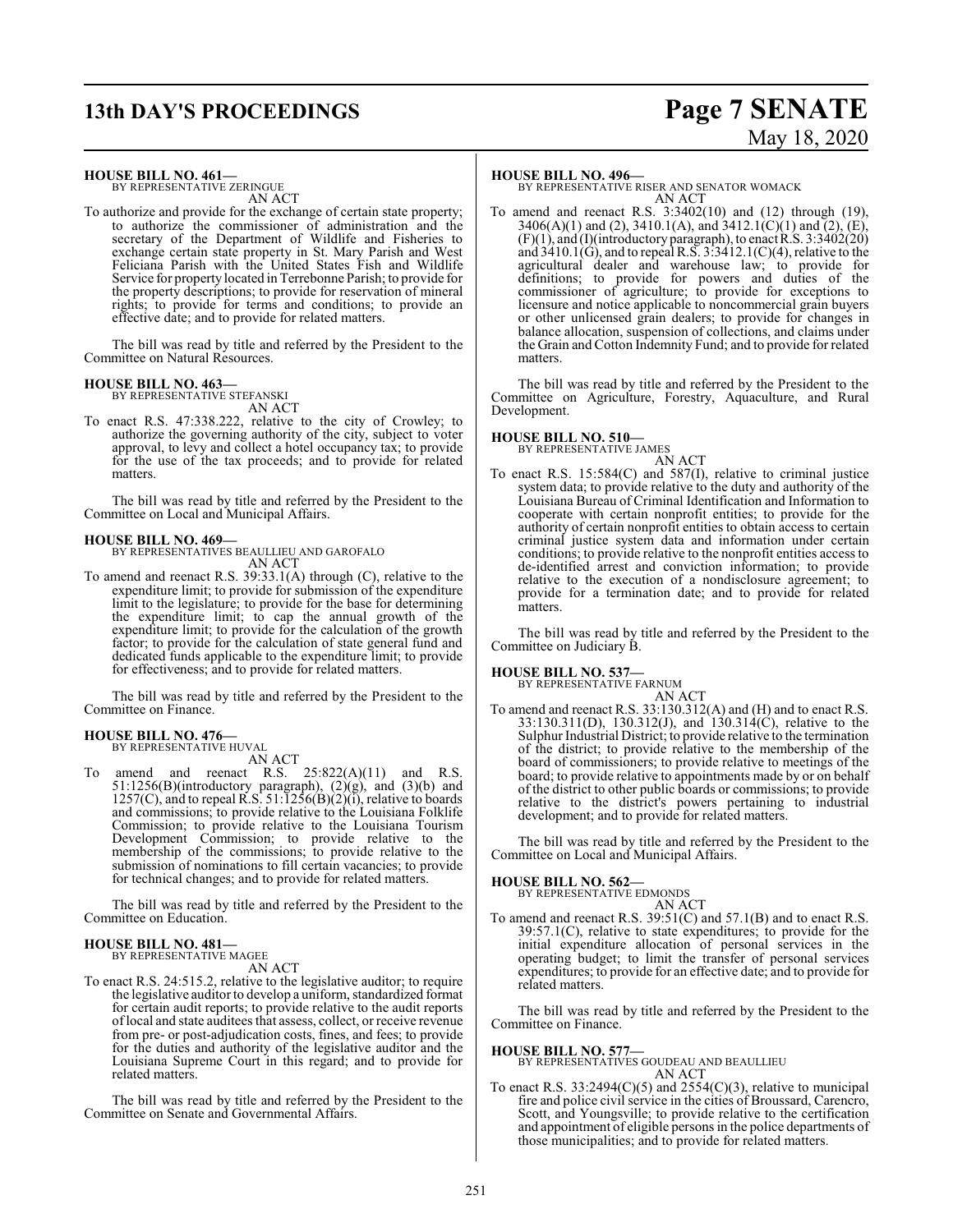**HOUSE BILL NO. 461—**
BY REPRESENTATIVE ZERINGUE
AN ACT

To authorize and provide for the exchange of certain state property; to authorize the commissioner of administration and the secretary of the Department of Wildlife and Fisheries to exchange certain state property in St. Mary Parish and West Feliciana Parish with the United States Fish and Wildlife Service for property located in Terrebonne Parish; to provide for the property descriptions; to provide for reservation of mineral rights; to provide for terms and conditions; to provide an effective date; and to provide for related matters.

The bill was read by title and referred by the President to the Committee on Natural Resources.

**HOUSE BILL NO. 463—**
BY REPRESENTATIVE STEFANSKI
AN ACT

To enact R.S. 47:338.222, relative to the city of Crowley; to authorize the governing authority of the city, subject to voter approval, to levy and collect a hotel occupancy tax; to provide for the use of the tax proceeds; and to provide for related matters.

The bill was read by title and referred by the President to the Committee on Local and Municipal Affairs.

**HOUSE BILL NO. 469—**
BY REPRESENTATIVES BEAULLIEU AND GAROFALO
AN ACT

To amend and reenact R.S. 39:33.1(A) through (C), relative to the expenditure limit; to provide for submission of the expenditure limit to the legislature; to provide for the base for determining the expenditure limit; to cap the annual growth of the expenditure limit; to provide for the calculation of the growth factor; to provide for the calculation of state general fund and dedicated funds applicable to the expenditure limit; to provide for effectiveness; and to provide for related matters.

The bill was read by title and referred by the President to the Committee on Finance.

**HOUSE BILL NO. 476—**
BY REPRESENTATIVE HUVAL
AN ACT

To amend and reenact R.S. 25:822(A)(11) and R.S. 51:1256(B)(introductory paragraph), (2)(g), and (3)(b) and 1257(C), and to repeal R.S. 51:1256(B)(2)(i), relative to boards and commissions; to provide relative to the Louisiana Folklife Commission; to provide relative to the Louisiana Tourism Development Commission; to provide relative to the membership of the commissions; to provide relative to the submission of nominations to fill certain vacancies; to provide for technical changes; and to provide for related matters.

The bill was read by title and referred by the President to the Committee on Education.

**HOUSE BILL NO. 481—**
BY REPRESENTATIVE MAGEE
AN ACT

To enact R.S. 24:515.2, relative to the legislative auditor; to require the legislative auditor to develop a uniform, standardized format for certain audit reports; to provide relative to the audit reports of local and state auditees that assess, collect, or receive revenue from pre- or post-adjudication costs, fines, and fees; to provide for the duties and authority of the legislative auditor and the Louisiana Supreme Court in this regard; and to provide for related matters.

The bill was read by title and referred by the President to the Committee on Senate and Governmental Affairs.

**HOUSE BILL NO. 496—**
BY REPRESENTATIVE RISER AND SENATOR WOMACK
AN ACT

To amend and reenact R.S. 3:3402(10) and (12) through (19), 3406(A)(1) and (2), 3410.1(A), and 3412.1(C)(1) and (2), (E), (F)(1), and (I)(introductory paragraph), to enact R.S. 3:3402(20) and 3410.1(G), and to repeal R.S. 3:3412.1(C)(4), relative to the agricultural dealer and warehouse law; to provide for definitions; to provide for powers and duties of the commissioner of agriculture; to provide for exceptions to licensure and notice applicable to noncommercial grain buyers or other unlicensed grain dealers; to provide for changes in balance allocation, suspension of collections, and claims under the Grain and Cotton Indemnity Fund; and to provide for related matters.

The bill was read by title and referred by the President to the Committee on Agriculture, Forestry, Aquaculture, and Rural Development.

**HOUSE BILL NO. 510—**
BY REPRESENTATIVE JAMES
AN ACT

To enact R.S. 15:584(C) and 587(I), relative to criminal justice system data; to provide relative to the duty and authority of the Louisiana Bureau of Criminal Identification and Information to cooperate with certain nonprofit entities; to provide for the authority of certain nonprofit entities to obtain access to certain criminal justice system data and information under certain conditions; to provide relative to the nonprofit entities access to de-identified arrest and conviction information; to provide relative to the execution of a nondisclosure agreement; to provide for a termination date; and to provide for related matters.

The bill was read by title and referred by the President to the Committee on Judiciary B.

**HOUSE BILL NO. 537—**
BY REPRESENTATIVE FARNUM
AN ACT

To amend and reenact R.S. 33:130.312(A) and (H) and to enact R.S. 33:130.311(D), 130.312(J), and 130.314(C), relative to the Sulphur Industrial District; to provide relative to the termination of the district; to provide relative to the membership of the board of commissioners; to provide relative to meetings of the board; to provide relative to appointments made by or on behalf of the district to other public boards or commissions; to provide relative to the district's powers pertaining to industrial development; and to provide for related matters.

The bill was read by title and referred by the President to the Committee on Local and Municipal Affairs.

**HOUSE BILL NO. 562—**
BY REPRESENTATIVE EDMONDS
AN ACT

To amend and reenact R.S. 39:51(C) and 57.1(B) and to enact R.S. 39:57.1(C), relative to state expenditures; to provide for the initial expenditure allocation of personal services in the operating budget; to limit the transfer of personal services expenditures; to provide for an effective date; and to provide for related matters.

The bill was read by title and referred by the President to the Committee on Finance.

**HOUSE BILL NO. 577—**
BY REPRESENTATIVES GOUDEAU AND BEAULLIEU
AN ACT

To enact R.S. 33:2494(C)(5) and 2554(C)(3), relative to municipal fire and police civil service in the cities of Broussard, Carencro, Scott, and Youngsville; to provide relative to the certification and appointment of eligible persons in the police departments of those municipalities; and to provide for related matters.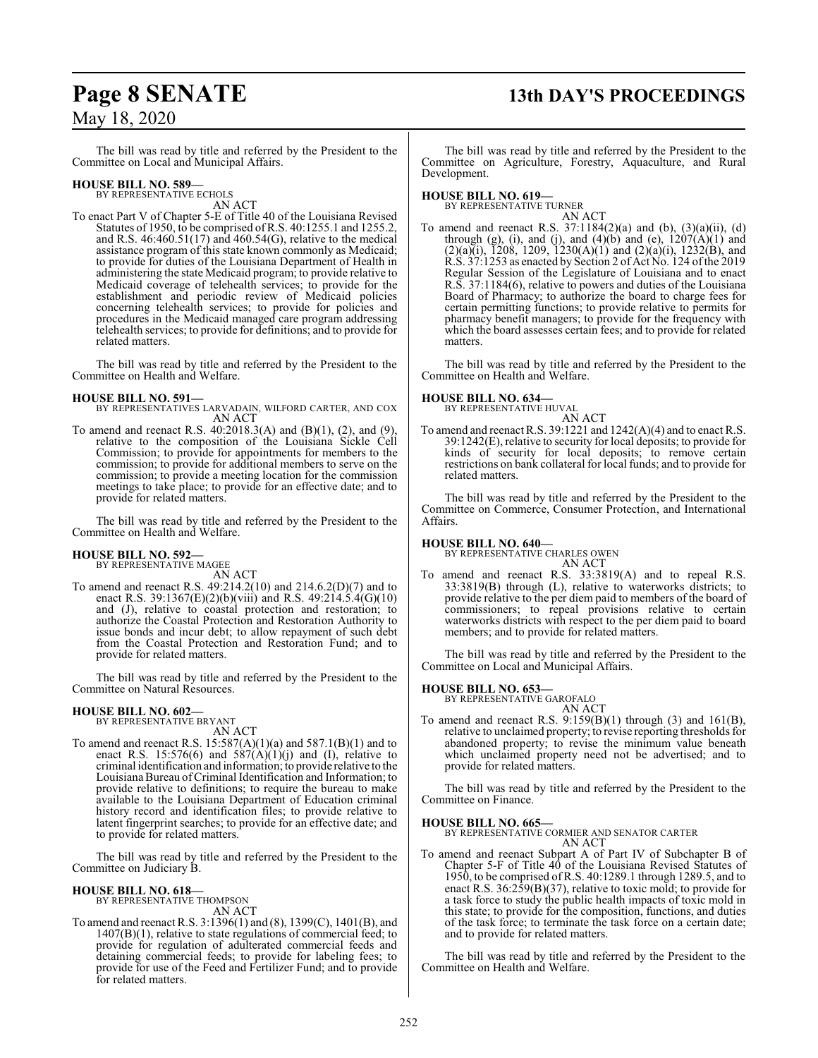The bill was read by title and referred by the President to the Committee on Local and Municipal Affairs.

**HOUSE BILL NO. 589—**
BY REPRESENTATIVE ECHOLS
AN ACT

To enact Part V of Chapter 5-E of Title 40 of the Louisiana Revised Statutes of 1950, to be comprised of R.S. 40:1255.1 and 1255.2, and R.S. 46:460.51(17) and 460.54(G), relative to the medical assistance program of this state known commonly as Medicaid; to provide for duties of the Louisiana Department of Health in administering the state Medicaid program; to provide relative to Medicaid coverage of telehealth services; to provide for the establishment and periodic review of Medicaid policies concerning telehealth services; to provide for policies and procedures in the Medicaid managed care program addressing telehealth services; to provide for definitions; and to provide for related matters.

The bill was read by title and referred by the President to the Committee on Health and Welfare.

**HOUSE BILL NO. 591—**
BY REPRESENTATIVES LARVADAIN, WILFORD CARTER, AND COX
AN ACT

To amend and reenact R.S. 40:2018.3(A) and (B)(1), (2), and (9), relative to the composition of the Louisiana Sickle Cell Commission; to provide for appointments for members to the commission; to provide for additional members to serve on the commission; to provide a meeting location for the commission meetings to take place; to provide for an effective date; and to provide for related matters.

The bill was read by title and referred by the President to the Committee on Health and Welfare.

**HOUSE BILL NO. 592—**
BY REPRESENTATIVE MAGEE
AN ACT

To amend and reenact R.S. 49:214.2(10) and 214.6.2(D)(7) and to enact R.S. 39:1367(E)(2)(b)(viii) and R.S. 49:214.5.4(G)(10) and (J), relative to coastal protection and restoration; to authorize the Coastal Protection and Restoration Authority to issue bonds and incur debt; to allow repayment of such debt from the Coastal Protection and Restoration Fund; and to provide for related matters.

The bill was read by title and referred by the President to the Committee on Natural Resources.

**HOUSE BILL NO. 602—**
BY REPRESENTATIVE BRYANT
AN ACT

To amend and reenact R.S. 15:587(A)(1)(a) and 587.1(B)(1) and to enact R.S. 15:576(6) and 587(A)(1)(j) and (I), relative to criminal identification and information; to provide relative to the Louisiana Bureau of Criminal Identification and Information; to provide relative to definitions; to require the bureau to make available to the Louisiana Department of Education criminal history record and identification files; to provide relative to latent fingerprint searches; to provide for an effective date; and to provide for related matters.

The bill was read by title and referred by the President to the Committee on Judiciary B.

**HOUSE BILL NO. 618—**
BY REPRESENTATIVE THOMPSON
AN ACT

To amend and reenact R.S. 3:1396(1) and (8), 1399(C), 1401(B), and 1407(B)(1), relative to state regulations of commercial feed; to provide for regulation of adulterated commercial feeds and detaining commercial feeds; to provide for labeling fees; to provide for use of the Feed and Fertilizer Fund; and to provide for related matters.

The bill was read by title and referred by the President to the Committee on Agriculture, Forestry, Aquaculture, and Rural Development.

**HOUSE BILL NO. 619—**
BY REPRESENTATIVE TURNER
AN ACT

To amend and reenact R.S. 37:1184(2)(a) and (b), (3)(a)(ii), (d) through (g), (i), and (j), and (4)(b) and (e), 1207(A)(1) and (2)(a)(i), 1208, 1209, 1230(A)(1) and (2)(a)(i), 1232(B), and R.S. 37:1253 as enacted by Section 2 of Act No. 124 of the 2019 Regular Session of the Legislature of Louisiana and to enact R.S. 37:1184(6), relative to powers and duties of the Louisiana Board of Pharmacy; to authorize the board to charge fees for certain permitting functions; to provide relative to permits for pharmacy benefit managers; to provide for the frequency with which the board assesses certain fees; and to provide for related matters.

The bill was read by title and referred by the President to the Committee on Health and Welfare.

**HOUSE BILL NO. 634—**
BY REPRESENTATIVE HUVAL
AN ACT

To amend and reenact R.S. 39:1221 and 1242(A)(4) and to enact R.S. 39:1242(E), relative to security for local deposits; to provide for kinds of security for local deposits; to remove certain restrictions on bank collateral for local funds; and to provide for related matters.

The bill was read by title and referred by the President to the Committee on Commerce, Consumer Protection, and International Affairs.

**HOUSE BILL NO. 640—**
BY REPRESENTATIVE CHARLES OWEN
AN ACT

To amend and reenact R.S. 33:3819(A) and to repeal R.S. 33:3819(B) through (L), relative to waterworks districts; to provide relative to the per diem paid to members of the board of commissioners; to repeal provisions relative to certain waterworks districts with respect to the per diem paid to board members; and to provide for related matters.

The bill was read by title and referred by the President to the Committee on Local and Municipal Affairs.

**HOUSE BILL NO. 653—**
BY REPRESENTATIVE GAROFALO
AN ACT

To amend and reenact R.S. 9:159(B)(1) through (3) and 161(B), relative to unclaimed property; to revise reporting thresholds for abandoned property; to revise the minimum value beneath which unclaimed property need not be advertised; and to provide for related matters.

The bill was read by title and referred by the President to the Committee on Finance.

**HOUSE BILL NO. 665—**
BY REPRESENTATIVE CORMIER AND SENATOR CARTER
AN ACT

To amend and reenact Subpart A of Part IV of Subchapter B of Chapter 5-F of Title 40 of the Louisiana Revised Statutes of 1950, to be comprised of R.S. 40:1289.1 through 1289.5, and to enact R.S. 36:259(B)(37), relative to toxic mold; to provide for a task force to study the public health impacts of toxic mold in this state; to provide for the composition, functions, and duties of the task force; to terminate the task force on a certain date; and to provide for related matters.

The bill was read by title and referred by the President to the Committee on Health and Welfare.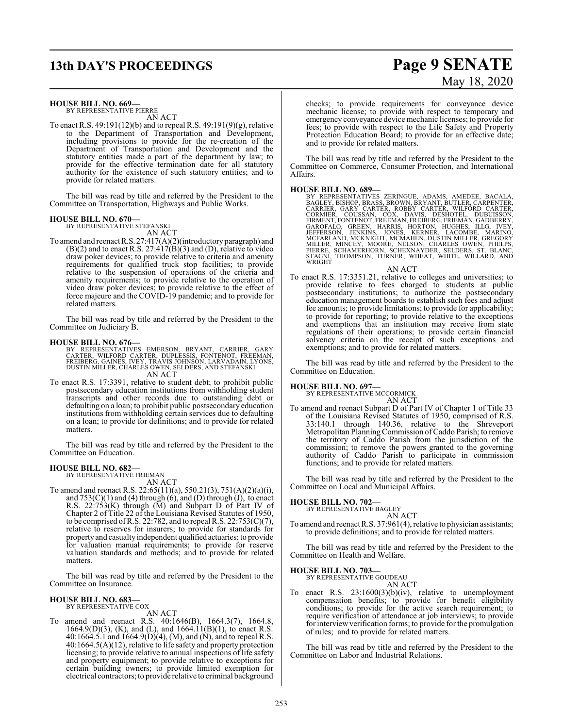**HOUSE BILL NO. 669—**
BY REPRESENTATIVE PIERRE

AN ACT

To enact R.S. 49:191(12)(b) and to repeal R.S. 49:191(9)(g), relative to the Department of Transportation and Development, including provisions to provide for the re-creation of the Department of Transportation and Development and the statutory entities made a part of the department by law; to provide for the effective termination date for all statutory authority for the existence of such statutory entities; and to provide for related matters.

The bill was read by title and referred by the President to the Committee on Transportation, Highways and Public Works.

**HOUSE BILL NO. 670—**
BY REPRESENTATIVE STEFANSKI

AN ACT

To amend and reenact R.S. 27:417(A)(2)(introductory paragraph) and (B)(2) and to enact R.S. 27:417(B)(3) and (D), relative to video draw poker devices; to provide relative to criteria and amenity requirements for qualified truck stop facilities; to provide relative to the suspension of operations of the criteria and amenity requirements; to provide relative to the operation of video draw poker devices; to provide relative to the effect of force majeure and the COVID-19 pandemic; and to provide for related matters.

The bill was read by title and referred by the President to the Committee on Judiciary B.

**HOUSE BILL NO. 676—**
BY REPRESENTATIVES EMERSON, BRYANT, CARRIER, GARY CARTER, WILFORD CARTER, DUPLESSIS, FONTENOT, FREEMAN, FREIBERG, GAINES, IVEY, TRAVIS JOHNSON, LARVADAIN, LYONS, DUSTIN MILLER, CHARLES OWEN, SELDERS, AND STEFANSKI

AN ACT

To enact R.S. 17:3391, relative to student debt; to prohibit public postsecondary education institutions from withholding student transcripts and other records due to outstanding debt or defaulting on a loan; to prohibit public postsecondary education institutions from withholding certain services due to defaulting on a loan; to provide for definitions; and to provide for related matters.

The bill was read by title and referred by the President to the Committee on Education.

**HOUSE BILL NO. 682—**
BY REPRESENTATIVE FRIEMAN

AN ACT

To amend and reenact R.S. 22:65(11)(a), 550.21(3), 751(A)(2)(a)(i), and 753(C)(1) and (4) through (6), and (D) through (J), to enact R.S. 22:753(K) through (M) and Subpart D of Part IV of Chapter 2 of Title 22 of the Louisiana Revised Statutes of 1950, to be comprised of R.S. 22:782, and to repeal R.S. 22:753(C)(7), relative to reserves for insurers; to provide for standards for property and casualty independent qualified actuaries; to provide for valuation manual requirements; to provide for reserve valuation standards and methods; and to provide for related matters.

The bill was read by title and referred by the President to the Committee on Insurance.

**HOUSE BILL NO. 683—**
BY REPRESENTATIVE COX

AN ACT

To amend and reenact R.S. 40:1646(B), 1664.3(7), 1664.8, 1664.9(D)(3), (K), and (L), and 1664.11(B)(1), to enact R.S. 40:1664.5.1 and 1664.9(D)(4), (M), and (N), and to repeal R.S. 40:1664.5(A)(12), relative to life safety and property protection licensing; to provide relative to annual inspections of life safety and property equipment; to provide relative to exceptions for certain building owners; to provide limited exemption for electrical contractors; to provide relative to criminal background checks; to provide requirements for conveyance device mechanic license; to provide with respect to temporary and emergency conveyance device mechanic licenses; to provide for fees; to provide with respect to the Life Safety and Property Protection Education Board; to provide for an effective date; and to provide for related matters.

The bill was read by title and referred by the President to the Committee on Commerce, Consumer Protection, and International Affairs.

**HOUSE BILL NO. 689—**
BY REPRESENTATIVES ZERINGUE, ADAMS, AMEDEE, BACALA, BAGLEY, BISHOP, BRASS, BROWN, BRYANT, BUTLER, CARPENTER, CARRIER, GARY CARTER, ROBBY CARTER, WILFORD CARTER, CORMIER, COUSSAN, COX, DAVIS, DESHOTEL, DUBUISSON, FIRMENT, FONTENOT, FREEMAN, FREIBERG, FRIEMAN, GADBERRY, GAROFALO, GREEN, HARRIS, HORTON, HUGHES, ILLG, IVEY, JEFFERSON, JENKINS, JONES, KERNER, LACOMBE, MARINO, MCFARLAND, MCKNIGHT, MCMAHEN, DUSTIN MILLER, GREGORY MILLER, MINCEY, MOORE, NELSON, CHARLES OWEN, PHELPS, PIERRE, SCHAMERHORN, SCHEXNAYDER, SELDERS, ST. BLANC, STAGNI, THOMPSON, TURNER, WHEAT, WHITE, WILLARD, AND WRIGHT

AN ACT

To enact R.S. 17:3351.21, relative to colleges and universities; to provide relative to fees charged to students at public postsecondary institutions; to authorize the postsecondary education management boards to establish such fees and adjust fee amounts; to provide limitations; to provide for applicability; to provide for reporting; to provide relative to the exceptions and exemptions that an institution may receive from state regulations of their operations; to provide certain financial solvency criteria on the receipt of such exceptions and exemptions; and to provide for related matters.

The bill was read by title and referred by the President to the Committee on Education.

**HOUSE BILL NO. 697—**
BY REPRESENTATIVE MCCORMICK

AN ACT

To amend and reenact Subpart D of Part IV of Chapter 1 of Title 33 of the Louisiana Revised Statutes of 1950, comprised of R.S. 33:140.1 through 140.36, relative to the Shreveport Metropolitan Planning Commission of Caddo Parish; to remove the territory of Caddo Parish from the jurisdiction of the commission; to remove the powers granted to the governing authority of Caddo Parish to participate in commission functions; and to provide for related matters.

The bill was read by title and referred by the President to the Committee on Local and Municipal Affairs.

**HOUSE BILL NO. 702—**
BY REPRESENTATIVE BAGLEY

AN ACT

To amend and reenact R.S. 37:961(4), relative to physician assistants; to provide definitions; and to provide for related matters.

The bill was read by title and referred by the President to the Committee on Health and Welfare.

**HOUSE BILL NO. 703—**
BY REPRESENTATIVE GOUDEAU

AN ACT

To enact R.S. 23:1600(3)(b)(iv), relative to unemployment compensation benefits; to provide for benefit eligibility conditions; to provide for the active search requirement; to require verification of attendance at job interviews; to provide for interview verification forms; to provide for the promulgation of rules; and to provide for related matters.

The bill was read by title and referred by the President to the Committee on Labor and Industrial Relations.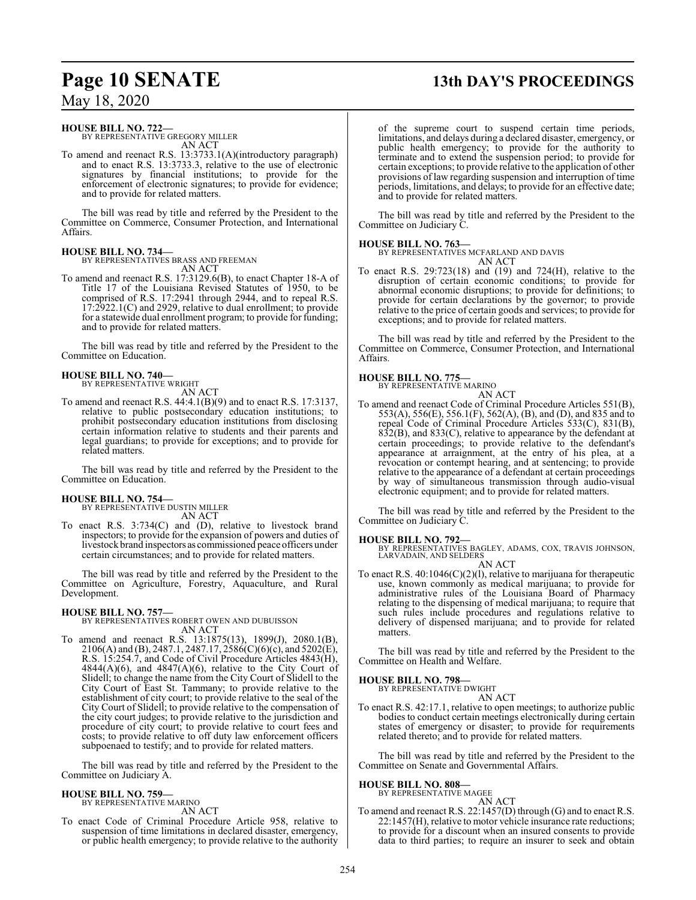**HOUSE BILL NO. 722—**
BY REPRESENTATIVE GREGORY MILLER
AN ACT

To amend and reenact R.S. 13:3733.1(A)(introductory paragraph) and to enact R.S. 13:3733.3, relative to the use of electronic signatures by financial institutions; to provide for the enforcement of electronic signatures; to provide for evidence; and to provide for related matters.

The bill was read by title and referred by the President to the Committee on Commerce, Consumer Protection, and International Affairs.

**HOUSE BILL NO. 734—**
BY REPRESENTATIVES BRASS AND FREEMAN
AN ACT

To amend and reenact R.S. 17:3129.6(B), to enact Chapter 18-A of Title 17 of the Louisiana Revised Statutes of 1950, to be comprised of R.S. 17:2941 through 2944, and to repeal R.S. 17:2922.1(C) and 2929, relative to dual enrollment; to provide for a statewide dual enrollment program; to provide for funding; and to provide for related matters.

The bill was read by title and referred by the President to the Committee on Education.

**HOUSE BILL NO. 740—**
BY REPRESENTATIVE WRIGHT
AN ACT

To amend and reenact R.S. 44:4.1(B)(9) and to enact R.S. 17:3137, relative to public postsecondary education institutions; to prohibit postsecondary education institutions from disclosing certain information relative to students and their parents and legal guardians; to provide for exceptions; and to provide for related matters.

The bill was read by title and referred by the President to the Committee on Education.

**HOUSE BILL NO. 754—**
BY REPRESENTATIVE DUSTIN MILLER
AN ACT

To enact R.S. 3:734(C) and (D), relative to livestock brand inspectors; to provide for the expansion of powers and duties of livestock brand inspectors as commissioned peace officers under certain circumstances; and to provide for related matters.

The bill was read by title and referred by the President to the Committee on Agriculture, Forestry, Aquaculture, and Rural Development.

**HOUSE BILL NO. 757—**
BY REPRESENTATIVES ROBERT OWEN AND DUBUISSON
AN ACT

To amend and reenact R.S. 13:1875(13), 1899(J), 2080.1(B), 2106(A) and (B), 2487.1, 2487.17, 2586(C)(6)(c), and 5202(E), R.S. 15:254.7, and Code of Civil Procedure Articles 4843(H), 4844(A)(6), and 4847(A)(6), relative to the City Court of Slidell; to change the name from the City Court of Slidell to the City Court of East St. Tammany; to provide relative to the establishment of city court; to provide relative to the seal of the City Court of Slidell; to provide relative to the compensation of the city court judges; to provide relative to the jurisdiction and procedure of city court; to provide relative to court fees and costs; to provide relative to off duty law enforcement officers subpoenaed to testify; and to provide for related matters.

The bill was read by title and referred by the President to the Committee on Judiciary A.

**HOUSE BILL NO. 759—**
BY REPRESENTATIVE MARINO
AN ACT

To enact Code of Criminal Procedure Article 958, relative to suspension of time limitations in declared disaster, emergency, or public health emergency; to provide relative to the authority of the supreme court to suspend certain time periods, limitations, and delays during a declared disaster, emergency, or public health emergency; to provide for the authority to terminate and to extend the suspension period; to provide for certain exceptions; to provide relative to the application of other provisions of law regarding suspension and interruption of time periods, limitations, and delays; to provide for an effective date; and to provide for related matters.

The bill was read by title and referred by the President to the Committee on Judiciary C.

**HOUSE BILL NO. 763—**
BY REPRESENTATIVES MCFARLAND AND DAVIS
AN ACT

To enact R.S. 29:723(18) and (19) and 724(H), relative to the disruption of certain economic conditions; to provide for abnormal economic disruptions; to provide for definitions; to provide for certain declarations by the governor; to provide relative to the price of certain goods and services; to provide for exceptions; and to provide for related matters.

The bill was read by title and referred by the President to the Committee on Commerce, Consumer Protection, and International Affairs.

**HOUSE BILL NO. 775—**
BY REPRESENTATIVE MARINO
AN ACT

To amend and reenact Code of Criminal Procedure Articles 551(B), 553(A), 556(E), 556.1(F), 562(A), (B), and (D), and 835 and to repeal Code of Criminal Procedure Articles 533(C), 831(B), 832(B), and 833(C), relative to appearance by the defendant at certain proceedings; to provide relative to the defendant's appearance at arraignment, at the entry of his plea, at a revocation or contempt hearing, and at sentencing; to provide relative to the appearance of a defendant at certain proceedings by way of simultaneous transmission through audio-visual electronic equipment; and to provide for related matters.

The bill was read by title and referred by the President to the Committee on Judiciary C.

**HOUSE BILL NO. 792—**
BY REPRESENTATIVES BAGLEY, ADAMS, COX, TRAVIS JOHNSON, LARVADAIN, AND SELDERS
AN ACT

To enact R.S. 40:1046(C)(2)(l), relative to marijuana for therapeutic use, known commonly as medical marijuana; to provide for administrative rules of the Louisiana Board of Pharmacy relating to the dispensing of medical marijuana; to require that such rules include procedures and regulations relative to delivery of dispensed marijuana; and to provide for related matters.

The bill was read by title and referred by the President to the Committee on Health and Welfare.

**HOUSE BILL NO. 798—**
BY REPRESENTATIVE DWIGHT
AN ACT

To enact R.S. 42:17.1, relative to open meetings; to authorize public bodies to conduct certain meetings electronically during certain states of emergency or disaster; to provide for requirements related thereto; and to provide for related matters.

The bill was read by title and referred by the President to the Committee on Senate and Governmental Affairs.

**HOUSE BILL NO. 808—**
BY REPRESENTATIVE MAGEE
AN ACT

To amend and reenact R.S. 22:1457(D) through (G) and to enact R.S. 22:1457(H), relative to motor vehicle insurance rate reductions; to provide for a discount when an insured consents to provide data to third parties; to require an insurer to seek and obtain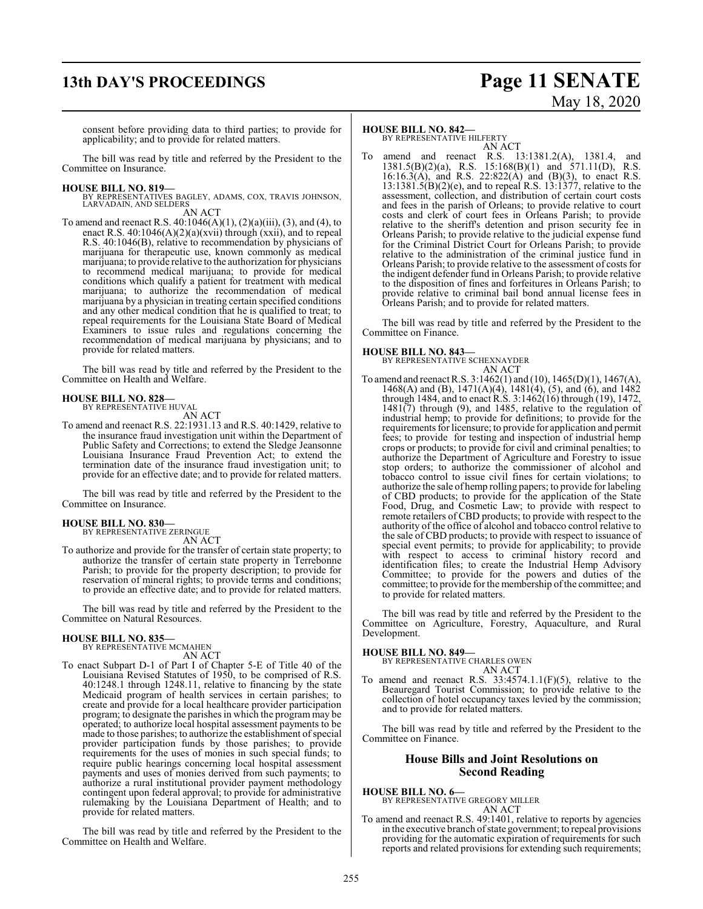consent before providing data to third parties; to provide for applicability; and to provide for related matters.

The bill was read by title and referred by the President to the Committee on Insurance.

**HOUSE BILL NO. 819—**
BY REPRESENTATIVES BAGLEY, ADAMS, COX, TRAVIS JOHNSON, LARVADAIN, AND SELDERS
AN ACT

To amend and reenact R.S. 40:1046(A)(1), (2)(a)(iii), (3), and (4), to enact R.S. 40:1046(A)(2)(a)(xvii) through (xxii), and to repeal R.S. 40:1046(B), relative to recommendation by physicians of marijuana for therapeutic use, known commonly as medical marijuana; to provide relative to the authorization for physicians to recommend medical marijuana; to provide for medical conditions which qualify a patient for treatment with medical marijuana; to authorize the recommendation of medical marijuana by a physician in treating certain specified conditions and any other medical condition that he is qualified to treat; to repeal requirements for the Louisiana State Board of Medical Examiners to issue rules and regulations concerning the recommendation of medical marijuana by physicians; and to provide for related matters.

The bill was read by title and referred by the President to the Committee on Health and Welfare.

**HOUSE BILL NO. 828—**
BY REPRESENTATIVE HUVAL
AN ACT

To amend and reenact R.S. 22:1931.13 and R.S. 40:1429, relative to the insurance fraud investigation unit within the Department of Public Safety and Corrections; to extend the Sledge Jeansonne Louisiana Insurance Fraud Prevention Act; to extend the termination date of the insurance fraud investigation unit; to provide for an effective date; and to provide for related matters.

The bill was read by title and referred by the President to the Committee on Insurance.

**HOUSE BILL NO. 830—**
BY REPRESENTATIVE ZERINGUE
AN ACT

To authorize and provide for the transfer of certain state property; to authorize the transfer of certain state property in Terrebonne Parish; to provide for the property description; to provide for reservation of mineral rights; to provide terms and conditions; to provide an effective date; and to provide for related matters.

The bill was read by title and referred by the President to the Committee on Natural Resources.

**HOUSE BILL NO. 835—**
BY REPRESENTATIVE MCMAHEN
AN ACT

To enact Subpart D-1 of Part I of Chapter 5-E of Title 40 of the Louisiana Revised Statutes of 1950, to be comprised of R.S. 40:1248.1 through 1248.11, relative to financing by the state Medicaid program of health services in certain parishes; to create and provide for a local healthcare provider participation program; to designate the parishes in which the program may be operated; to authorize local hospital assessment payments to be made to those parishes; to authorize the establishment of special provider participation funds by those parishes; to provide requirements for the uses of monies in such special funds; to require public hearings concerning local hospital assessment payments and uses of monies derived from such payments; to authorize a rural institutional provider payment methodology contingent upon federal approval; to provide for administrative rulemaking by the Louisiana Department of Health; and to provide for related matters.

The bill was read by title and referred by the President to the Committee on Health and Welfare.

**HOUSE BILL NO. 842—**
BY REPRESENTATIVE HILFERTY
AN ACT

To amend and reenact R.S. 13:1381.2(A), 1381.4, and 1381.5(B)(2)(a), R.S. 15:168(B)(1) and 571.11(D), R.S. 16:16.3(A), and R.S. 22:822(A) and (B)(3), to enact R.S. 13:1381.5(B)(2)(e), and to repeal R.S. 13:1377, relative to the assessment, collection, and distribution of certain court costs and fees in the parish of Orleans; to provide relative to court costs and clerk of court fees in Orleans Parish; to provide relative to the sheriff's detention and prison security fee in Orleans Parish; to provide relative to the judicial expense fund for the Criminal District Court for Orleans Parish; to provide relative to the administration of the criminal justice fund in Orleans Parish; to provide relative to the assessment of costs for the indigent defender fund in Orleans Parish; to provide relative to the disposition of fines and forfeitures in Orleans Parish; to provide relative to criminal bail bond annual license fees in Orleans Parish; and to provide for related matters.

The bill was read by title and referred by the President to the Committee on Finance.

**HOUSE BILL NO. 843—**
BY REPRESENTATIVE SCHEXNAYDER
AN ACT

To amend and reenact R.S. 3:1462(1) and (10), 1465(D)(1), 1467(A), 1468(A) and (B), 1471(A)(4), 1481(4), (5), and (6), and 1482 through 1484, and to enact R.S. 3:1462(16) through (19), 1472, 1481(7) through (9), and 1485, relative to the regulation of industrial hemp; to provide for definitions; to provide for the requirements for licensure; to provide for application and permit fees; to provide for testing and inspection of industrial hemp crops or products; to provide for civil and criminal penalties; to authorize the Department of Agriculture and Forestry to issue stop orders; to authorize the commissioner of alcohol and tobacco control to issue civil fines for certain violations; to authorize the sale of hemp rolling papers; to provide for labeling of CBD products; to provide for the application of the State Food, Drug, and Cosmetic Law; to provide with respect to remote retailers of CBD products; to provide with respect to the authority of the office of alcohol and tobacco control relative to the sale of CBD products; to provide with respect to issuance of special event permits; to provide for applicability; to provide with respect to access to criminal history record and identification files; to create the Industrial Hemp Advisory Committee; to provide for the powers and duties of the committee; to provide for the membership of the committee; and to provide for related matters.

The bill was read by title and referred by the President to the Committee on Agriculture, Forestry, Aquaculture, and Rural Development.

**HOUSE BILL NO. 849—**
BY REPRESENTATIVE CHARLES OWEN
AN ACT

To amend and reenact R.S. 33:4574.1.1(F)(5), relative to the Beauregard Tourist Commission; to provide relative to the collection of hotel occupancy taxes levied by the commission; and to provide for related matters.

The bill was read by title and referred by the President to the Committee on Finance.

## House Bills and Joint Resolutions on Second Reading

**HOUSE BILL NO. 6—**
BY REPRESENTATIVE GREGORY MILLER
AN ACT

To amend and reenact R.S. 49:1401, relative to reports by agencies in the executive branch of state government; to repeal provisions providing for the automatic expiration of requirements for such reports and related provisions for extending such requirements;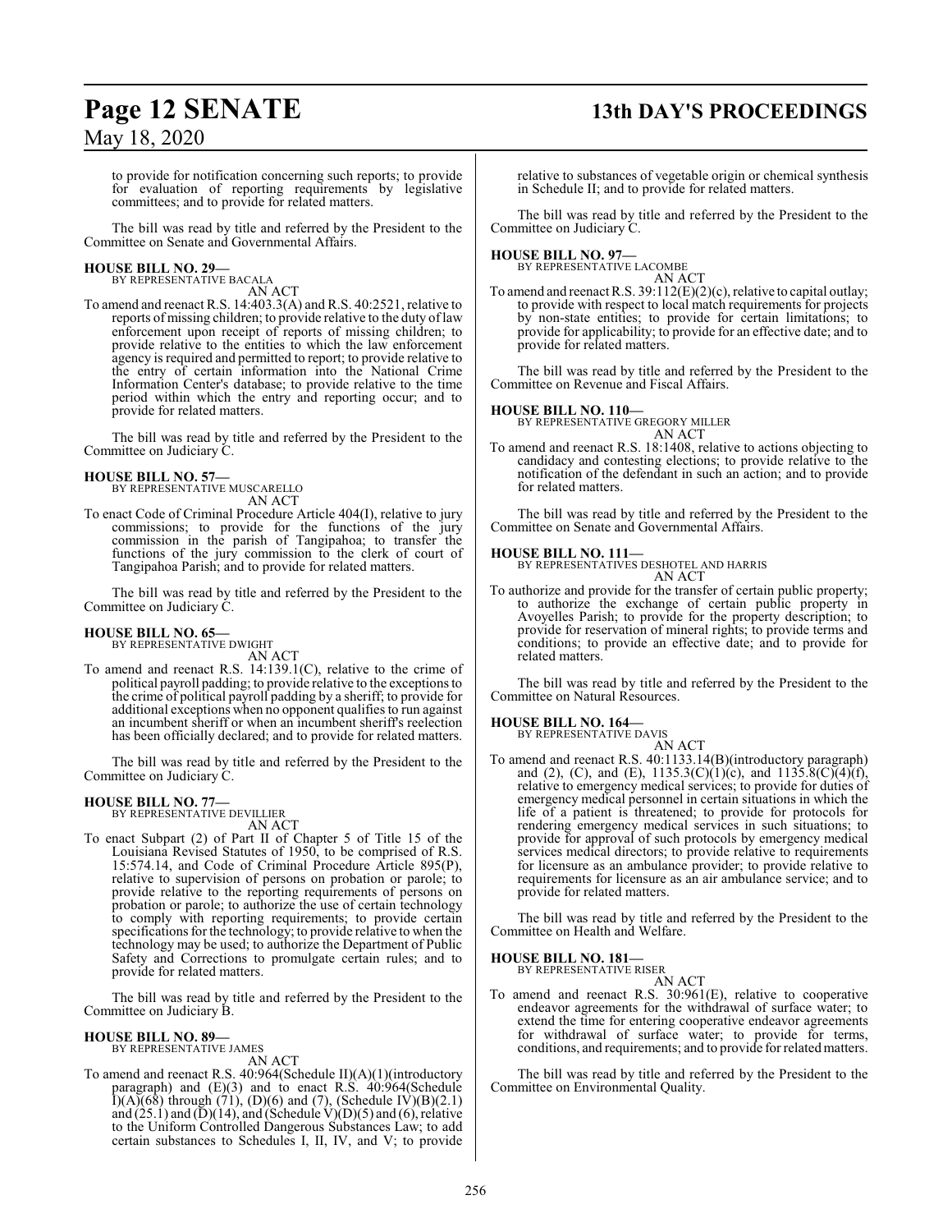to provide for notification concerning such reports; to provide for evaluation of reporting requirements by legislative committees; and to provide for related matters.

The bill was read by title and referred by the President to the Committee on Senate and Governmental Affairs.

**HOUSE BILL NO. 29—**
BY REPRESENTATIVE BACALA
AN ACT

To amend and reenact R.S. 14:403.3(A) and R.S. 40:2521, relative to reports of missing children; to provide relative to the duty of law enforcement upon receipt of reports of missing children; to provide relative to the entities to which the law enforcement agency is required and permitted to report; to provide relative to the entry of certain information into the National Crime Information Center's database; to provide relative to the time period within which the entry and reporting occur; and to provide for related matters.

The bill was read by title and referred by the President to the Committee on Judiciary C.

**HOUSE BILL NO. 57—**
BY REPRESENTATIVE MUSCARELLO
AN ACT

To enact Code of Criminal Procedure Article 404(I), relative to jury commissions; to provide for the functions of the jury commission in the parish of Tangipahoa; to transfer the functions of the jury commission to the clerk of court of Tangipahoa Parish; and to provide for related matters.

The bill was read by title and referred by the President to the Committee on Judiciary C.

**HOUSE BILL NO. 65—**
BY REPRESENTATIVE DWIGHT
AN ACT

To amend and reenact R.S. 14:139.1(C), relative to the crime of political payroll padding; to provide relative to the exceptions to the crime of political payroll padding by a sheriff; to provide for additional exceptions when no opponent qualifies to run against an incumbent sheriff or when an incumbent sheriff's reelection has been officially declared; and to provide for related matters.

The bill was read by title and referred by the President to the Committee on Judiciary C.

**HOUSE BILL NO. 77—**
BY REPRESENTATIVE DEVILLIER
AN ACT

To enact Subpart (2) of Part II of Chapter 5 of Title 15 of the Louisiana Revised Statutes of 1950, to be comprised of R.S. 15:574.14, and Code of Criminal Procedure Article 895(P), relative to supervision of persons on probation or parole; to provide relative to the reporting requirements of persons on probation or parole; to authorize the use of certain technology to comply with reporting requirements; to provide certain specifications for the technology; to provide relative to when the technology may be used; to authorize the Department of Public Safety and Corrections to promulgate certain rules; and to provide for related matters.

The bill was read by title and referred by the President to the Committee on Judiciary B.

**HOUSE BILL NO. 89—**
BY REPRESENTATIVE JAMES
AN ACT

To amend and reenact R.S. 40:964(Schedule II)(A)(1)(introductory paragraph) and (E)(3) and to enact R.S. 40:964(Schedule I)(A)(68) through (71), (D)(6) and (7), (Schedule IV)(B)(2.1) and (25.1) and (D)(14), and (Schedule V)(D)(5) and (6), relative to the Uniform Controlled Dangerous Substances Law; to add certain substances to Schedules I, II, IV, and V; to provide relative to substances of vegetable origin or chemical synthesis in Schedule II; and to provide for related matters.

The bill was read by title and referred by the President to the Committee on Judiciary C.

**HOUSE BILL NO. 97—**
BY REPRESENTATIVE LACOMBE
AN ACT

To amend and reenact R.S. 39:112(E)(2)(c), relative to capital outlay; to provide with respect to local match requirements for projects by non-state entities; to provide for certain limitations; to provide for applicability; to provide for an effective date; and to provide for related matters.

The bill was read by title and referred by the President to the Committee on Revenue and Fiscal Affairs.

**HOUSE BILL NO. 110—**
BY REPRESENTATIVE GREGORY MILLER
AN ACT

To amend and reenact R.S. 18:1408, relative to actions objecting to candidacy and contesting elections; to provide relative to the notification of the defendant in such an action; and to provide for related matters.

The bill was read by title and referred by the President to the Committee on Senate and Governmental Affairs.

**HOUSE BILL NO. 111—**
BY REPRESENTATIVES DESHOTEL AND HARRIS
AN ACT

To authorize and provide for the transfer of certain public property; to authorize the exchange of certain public property in Avoyelles Parish; to provide for the property description; to provide for reservation of mineral rights; to provide terms and conditions; to provide an effective date; and to provide for related matters.

The bill was read by title and referred by the President to the Committee on Natural Resources.

**HOUSE BILL NO. 164—**
BY REPRESENTATIVE DAVIS
AN ACT

To amend and reenact R.S. 40:1133.14(B)(introductory paragraph) and (2), (C), and (E), 1135.3(C)(1)(c), and 1135.8(C)(4)(f), relative to emergency medical services; to provide for duties of emergency medical personnel in certain situations in which the life of a patient is threatened; to provide for protocols for rendering emergency medical services in such situations; to provide for approval of such protocols by emergency medical services medical directors; to provide relative to requirements for licensure as an ambulance provider; to provide relative to requirements for licensure as an air ambulance service; and to provide for related matters.

The bill was read by title and referred by the President to the Committee on Health and Welfare.

**HOUSE BILL NO. 181—**
BY REPRESENTATIVE RISER
AN ACT

To amend and reenact R.S. 30:961(E), relative to cooperative endeavor agreements for the withdrawal of surface water; to extend the time for entering cooperative endeavor agreements for withdrawal of surface water; to provide for terms, conditions, and requirements; and to provide for related matters.

The bill was read by title and referred by the President to the Committee on Environmental Quality.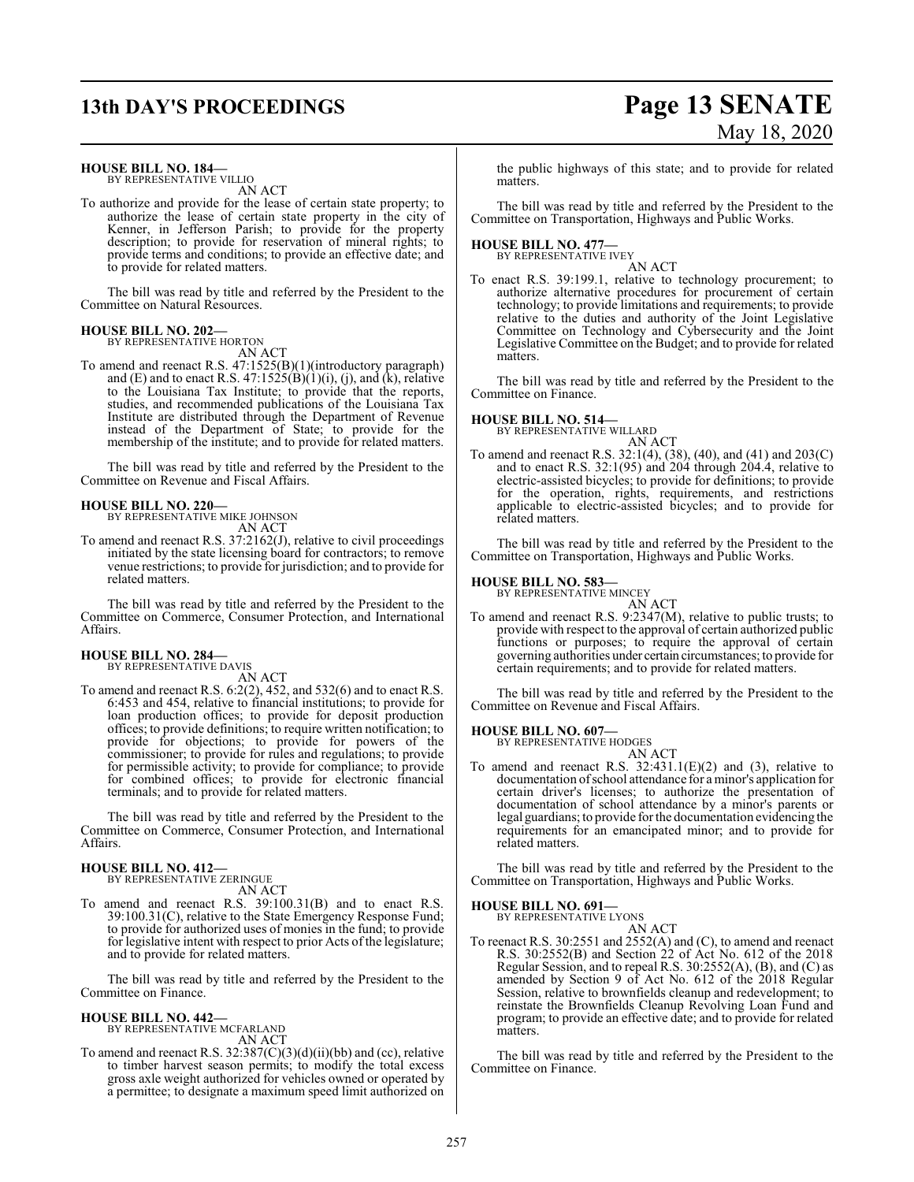**HOUSE BILL NO. 184—**
BY REPRESENTATIVE VILLIO

AN ACT

To authorize and provide for the lease of certain state property; to authorize the lease of certain state property in the city of Kenner, in Jefferson Parish; to provide for the property description; to provide for reservation of mineral rights; to provide terms and conditions; to provide an effective date; and to provide for related matters.

The bill was read by title and referred by the President to the Committee on Natural Resources.

**HOUSE BILL NO. 202—**
BY REPRESENTATIVE HORTON

AN ACT

To amend and reenact R.S. 47:1525(B)(1)(introductory paragraph) and (E) and to enact R.S. 47:1525(B)(1)(i), (j), and (k), relative to the Louisiana Tax Institute; to provide that the reports, studies, and recommended publications of the Louisiana Tax Institute are distributed through the Department of Revenue instead of the Department of State; to provide for the membership of the institute; and to provide for related matters.

The bill was read by title and referred by the President to the Committee on Revenue and Fiscal Affairs.

**HOUSE BILL NO. 220—**
BY REPRESENTATIVE MIKE JOHNSON

AN ACT

To amend and reenact R.S. 37:2162(J), relative to civil proceedings initiated by the state licensing board for contractors; to remove venue restrictions; to provide for jurisdiction; and to provide for related matters.

The bill was read by title and referred by the President to the Committee on Commerce, Consumer Protection, and International Affairs.

**HOUSE BILL NO. 284—**
BY REPRESENTATIVE DAVIS

AN ACT

To amend and reenact R.S. 6:2(2), 452, and 532(6) and to enact R.S. 6:453 and 454, relative to financial institutions; to provide for loan production offices; to provide for deposit production offices; to provide definitions; to require written notification; to provide for objections; to provide for powers of the commissioner; to provide for rules and regulations; to provide for permissible activity; to provide for compliance; to provide for combined offices; to provide for electronic financial terminals; and to provide for related matters.

The bill was read by title and referred by the President to the Committee on Commerce, Consumer Protection, and International Affairs.

**HOUSE BILL NO. 412—**
BY REPRESENTATIVE ZERINGUE

AN ACT

To amend and reenact R.S. 39:100.31(B) and to enact R.S. 39:100.31(C), relative to the State Emergency Response Fund; to provide for authorized uses of monies in the fund; to provide for legislative intent with respect to prior Acts of the legislature; and to provide for related matters.

The bill was read by title and referred by the President to the Committee on Finance.

**HOUSE BILL NO. 442—**
BY REPRESENTATIVE MCFARLAND

AN ACT

To amend and reenact R.S. 32:387(C)(3)(d)(ii)(bb) and (cc), relative to timber harvest season permits; to modify the total excess gross axle weight authorized for vehicles owned or operated by a permittee; to designate a maximum speed limit authorized on the public highways of this state; and to provide for related matters.

The bill was read by title and referred by the President to the Committee on Transportation, Highways and Public Works.

**HOUSE BILL NO. 477—**
BY REPRESENTATIVE IVEY

AN ACT

To enact R.S. 39:199.1, relative to technology procurement; to authorize alternative procedures for procurement of certain technology; to provide limitations and requirements; to provide relative to the duties and authority of the Joint Legislative Committee on Technology and Cybersecurity and the Joint Legislative Committee on the Budget; and to provide for related matters.

The bill was read by title and referred by the President to the Committee on Finance.

**HOUSE BILL NO. 514—**
BY REPRESENTATIVE WILLARD

AN ACT

To amend and reenact R.S. 32:1(4), (38), (40), and (41) and 203(C) and to enact R.S. 32:1(95) and 204 through 204.4, relative to electric-assisted bicycles; to provide for definitions; to provide for the operation, rights, requirements, and restrictions applicable to electric-assisted bicycles; and to provide for related matters.

The bill was read by title and referred by the President to the Committee on Transportation, Highways and Public Works.

**HOUSE BILL NO. 583—**
BY REPRESENTATIVE MINCEY

AN ACT

To amend and reenact R.S. 9:2347(M), relative to public trusts; to provide with respect to the approval of certain authorized public functions or purposes; to require the approval of certain governing authorities under certain circumstances; to provide for certain requirements; and to provide for related matters.

The bill was read by title and referred by the President to the Committee on Revenue and Fiscal Affairs.

**HOUSE BILL NO. 607—**
BY REPRESENTATIVE HODGES

AN ACT

To amend and reenact R.S. 32:431.1(E)(2) and (3), relative to documentation of school attendance for a minor's application for certain driver's licenses; to authorize the presentation of documentation of school attendance by a minor's parents or legal guardians; to provide for the documentation evidencing the requirements for an emancipated minor; and to provide for related matters.

The bill was read by title and referred by the President to the Committee on Transportation, Highways and Public Works.

**HOUSE BILL NO. 691—**
BY REPRESENTATIVE LYONS

AN ACT

To reenact R.S. 30:2551 and 2552(A) and (C), to amend and reenact R.S. 30:2552(B) and Section 22 of Act No. 612 of the 2018 Regular Session, and to repeal R.S. 30:2552(A), (B), and (C) as amended by Section 9 of Act No. 612 of the 2018 Regular Session, relative to brownfields cleanup and redevelopment; to reinstate the Brownfields Cleanup Revolving Loan Fund and program; to provide an effective date; and to provide for related matters.

The bill was read by title and referred by the President to the Committee on Finance.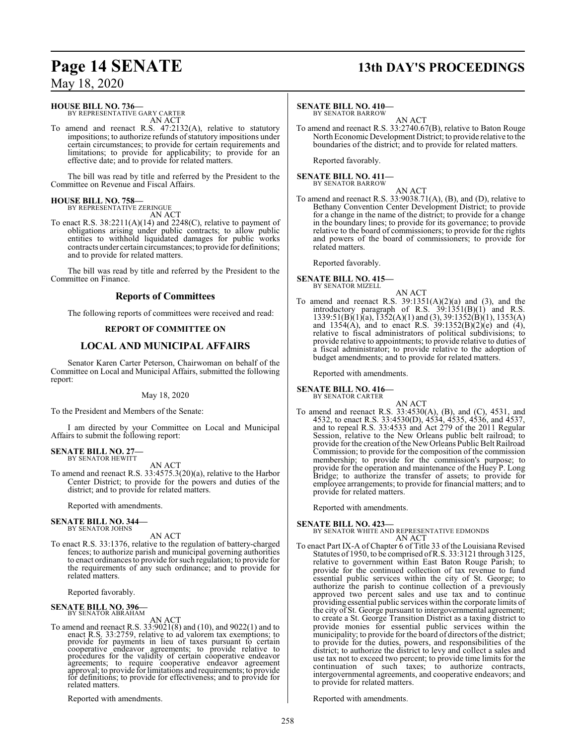**HOUSE BILL NO. 736—**
BY REPRESENTATIVE GARY CARTER
AN ACT

To amend and reenact R.S. 47:2132(A), relative to statutory impositions; to authorize refunds of statutory impositions under certain circumstances; to provide for certain requirements and limitations; to provide for applicability; to provide for an effective date; and to provide for related matters.

The bill was read by title and referred by the President to the Committee on Revenue and Fiscal Affairs.

**HOUSE BILL NO. 758—**
BY REPRESENTATIVE ZERINGUE
AN ACT

To enact R.S. 38:2211(A)(14) and 2248(C), relative to payment of obligations arising under public contracts; to allow public entities to withhold liquidated damages for public works contracts under certain circumstances; to provide for definitions; and to provide for related matters.

The bill was read by title and referred by the President to the Committee on Finance.

## Reports of Committees

The following reports of committees were received and read:

### REPORT OF COMMITTEE ON

## LOCAL AND MUNICIPAL AFFAIRS

Senator Karen Carter Peterson, Chairwoman on behalf of the Committee on Local and Municipal Affairs, submitted the following report:

May 18, 2020

To the President and Members of the Senate:

I am directed by your Committee on Local and Municipal Affairs to submit the following report:

**SENATE BILL NO. 27—**
BY SENATOR HEWITT
AN ACT

To amend and reenact R.S. 33:4575.3(20)(a), relative to the Harbor Center District; to provide for the powers and duties of the district; and to provide for related matters.

Reported with amendments.

**SENATE BILL NO. 344—**
BY SENATOR JOHNS
AN ACT

To enact R.S. 33:1376, relative to the regulation of battery-charged fences; to authorize parish and municipal governing authorities to enact ordinances to provide for such regulation; to provide for the requirements of any such ordinance; and to provide for related matters.

Reported favorably.

**SENATE BILL NO. 396—**
BY SENATOR ABRAHAM
AN ACT

To amend and reenact R.S. 33:9021(8) and (10), and 9022(1) and to enact R.S. 33:2759, relative to ad valorem tax exemptions; to provide for payments in lieu of taxes pursuant to certain cooperative endeavor agreements; to provide relative to procedures for the validity of certain cooperative endeavor agreements; to require cooperative endeavor agreement approval; to provide for limitations and requirements; to provide for definitions; to provide for effectiveness; and to provide for related matters.

Reported with amendments.

**SENATE BILL NO. 410—**
BY SENATOR BARROW
AN ACT

To amend and reenact R.S. 33:2740.67(B), relative to Baton Rouge North Economic Development District; to provide relative to the boundaries of the district; and to provide for related matters.

Reported favorably.

**SENATE BILL NO. 411—**
BY SENATOR BARROW
AN ACT

To amend and reenact R.S. 33:9038.71(A), (B), and (D), relative to Bethany Convention Center Development District; to provide for a change in the name of the district; to provide for a change in the boundary lines; to provide for its governance; to provide relative to the board of commissioners; to provide for the rights and powers of the board of commissioners; to provide for related matters.

Reported favorably.

**SENATE BILL NO. 415—**
BY SENATOR MIZELL
AN ACT

To amend and reenact R.S. 39:1351(A)(2)(a) and (3), and the introductory paragraph of R.S. 39:1351(B)(1) and R.S. 1339:51(B)(1)(a), 1352(A)(1) and (3), 39:1352(B)(1), 1353(A) and 1354(A), and to enact R.S. 39:1352(B)(2)(e) and (4), relative to fiscal administrators of political subdivisions; to provide relative to appointments; to provide relative to duties of a fiscal administrator; to provide relative to the adoption of budget amendments; and to provide for related matters.

Reported with amendments.

**SENATE BILL NO. 416—**
BY SENATOR CARTER
AN ACT

To amend and reenact R.S. 33:4530(A), (B), and (C), 4531, and 4532, to enact R.S. 33:4530(D), 4534, 4535, 4536, and 4537, and to repeal R.S. 33:4533 and Act 279 of the 2011 Regular Session, relative to the New Orleans public belt railroad; to provide for the creation of the New Orleans Public Belt Railroad Commission; to provide for the composition of the commission membership; to provide for the commission's purpose; to provide for the operation and maintenance of the Huey P. Long Bridge; to authorize the transfer of assets; to provide for employee arrangements; to provide for financial matters; and to provide for related matters.

Reported with amendments.

**SENATE BILL NO. 423—**
BY SENATOR WHITE AND REPRESENTATIVE EDMONDS
AN ACT

To enact Part IX-A of Chapter 6 of Title 33 of the Louisiana Revised Statutes of 1950, to be comprised of R.S. 33:3121 through 3125, relative to government within East Baton Rouge Parish; to provide for the continued collection of tax revenue to fund essential public services within the city of St. George; to authorize the parish to continue collection of a previously approved two percent sales and use tax and to continue providing essential public services within the corporate limits of the city of St. George pursuant to intergovernmental agreement; to create a St. George Transition District as a taxing district to provide monies for essential public services within the municipality; to provide for the board of directors of the district; to provide for the duties, powers, and responsibilities of the district; to authorize the district to levy and collect a sales and use tax not to exceed two percent; to provide time limits for the continuation of such taxes; to authorize contracts, intergovernmental agreements, and cooperative endeavors; and to provide for related matters.

Reported with amendments.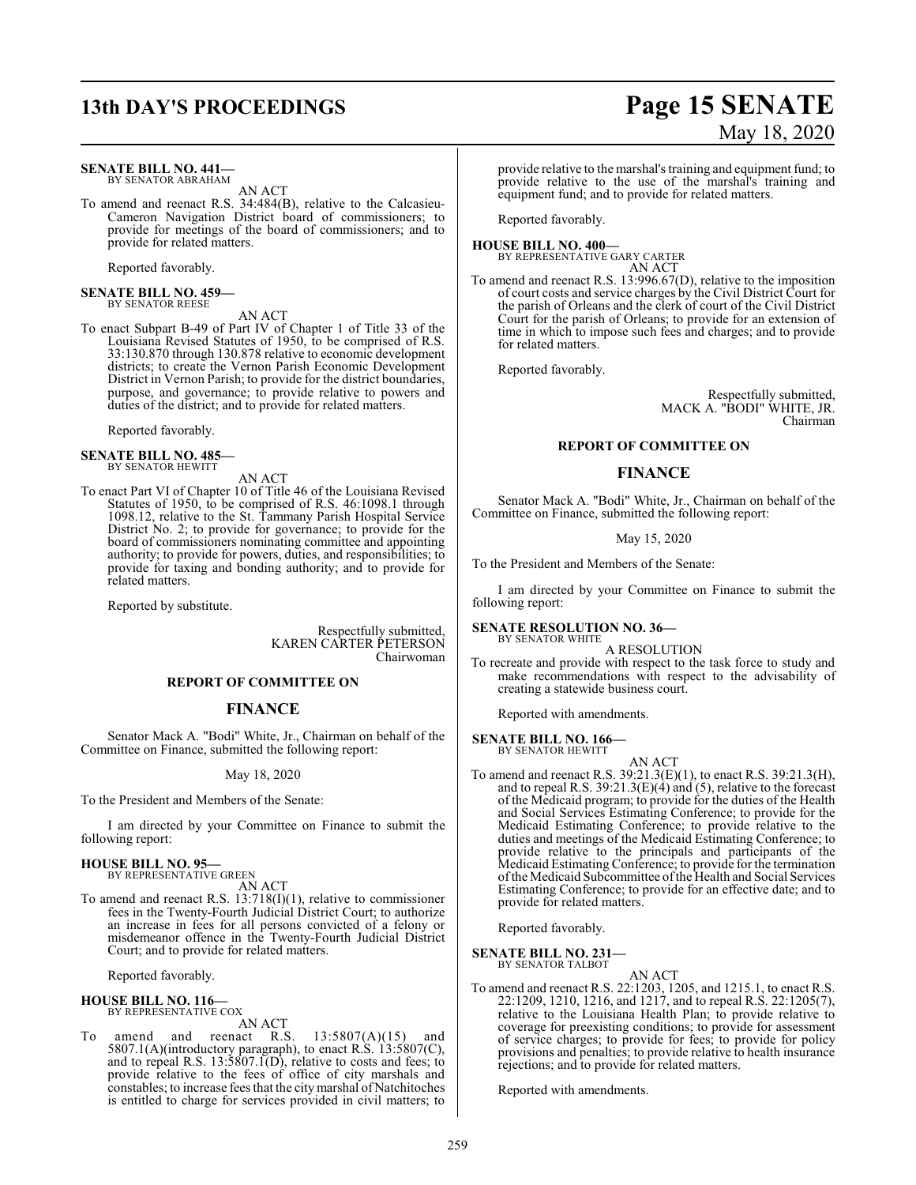**SENATE BILL NO. 441—**
BY SENATOR ABRAHAM

AN ACT

To amend and reenact R.S. 34:484(B), relative to the Calcasieu-Cameron Navigation District board of commissioners; to provide for meetings of the board of commissioners; and to provide for related matters.

Reported favorably.

**SENATE BILL NO. 459—**
BY SENATOR REESE

AN ACT

To enact Subpart B-49 of Part IV of Chapter 1 of Title 33 of the Louisiana Revised Statutes of 1950, to be comprised of R.S. 33:130.870 through 130.878 relative to economic development districts; to create the Vernon Parish Economic Development District in Vernon Parish; to provide for the district boundaries, purpose, and governance; to provide relative to powers and duties of the district; and to provide for related matters.

Reported favorably.

**SENATE BILL NO. 485—**
BY SENATOR HEWITT

AN ACT

To enact Part VI of Chapter 10 of Title 46 of the Louisiana Revised Statutes of 1950, to be comprised of R.S. 46:1098.1 through 1098.12, relative to the St. Tammany Parish Hospital Service District No. 2; to provide for governance; to provide for the board of commissioners nominating committee and appointing authority; to provide for powers, duties, and responsibilities; to provide for taxing and bonding authority; and to provide for related matters.

Reported by substitute.

Respectfully submitted,
KAREN CARTER PETERSON
Chairwoman

## REPORT OF COMMITTEE ON

## FINANCE

Senator Mack A. "Bodi" White, Jr., Chairman on behalf of the Committee on Finance, submitted the following report:

May 18, 2020

To the President and Members of the Senate:

I am directed by your Committee on Finance to submit the following report:

**HOUSE BILL NO. 95—**
BY REPRESENTATIVE GREEN

AN ACT

To amend and reenact R.S. 13:718(I)(1), relative to commissioner fees in the Twenty-Fourth Judicial District Court; to authorize an increase in fees for all persons convicted of a felony or misdemeanor offence in the Twenty-Fourth Judicial District Court; and to provide for related matters.

Reported favorably.

**HOUSE BILL NO. 116—**
BY REPRESENTATIVE COX

AN ACT

To amend and reenact R.S. 13:5807(A)(15) and 5807.1(A)(introductory paragraph), to enact R.S. 13:5807(C), and to repeal R.S. 13:5807.1(D), relative to costs and fees; to provide relative to the fees of office of city marshals and constables; to increase fees that the city marshal of Natchitoches is entitled to charge for services provided in civil matters; to provide relative to the marshal's training and equipment fund; to provide relative to the use of the marshal's training and equipment fund; and to provide for related matters.

Reported favorably.

**HOUSE BILL NO. 400—**
BY REPRESENTATIVE GARY CARTER

AN ACT

To amend and reenact R.S. 13:996.67(D), relative to the imposition of court costs and service charges by the Civil District Court for the parish of Orleans and the clerk of court of the Civil District Court for the parish of Orleans; to provide for an extension of time in which to impose such fees and charges; and to provide for related matters.

Reported favorably.

Respectfully submitted,
MACK A. "BODI" WHITE, JR.
Chairman

## REPORT OF COMMITTEE ON

## FINANCE

Senator Mack A. "Bodi" White, Jr., Chairman on behalf of the Committee on Finance, submitted the following report:

May 15, 2020

To the President and Members of the Senate:

I am directed by your Committee on Finance to submit the following report:

**SENATE RESOLUTION NO. 36—**
BY SENATOR WHITE

A RESOLUTION

To recreate and provide with respect to the task force to study and make recommendations with respect to the advisability of creating a statewide business court.

Reported with amendments.

**SENATE BILL NO. 166—**
BY SENATOR HEWITT

AN ACT

To amend and reenact R.S. 39:21.3(E)(1), to enact R.S. 39:21.3(H), and to repeal R.S. 39:21.3(E)(4) and (5), relative to the forecast of the Medicaid program; to provide for the duties of the Health and Social Services Estimating Conference; to provide for the Medicaid Estimating Conference; to provide relative to the duties and meetings of the Medicaid Estimating Conference; to provide relative to the principals and participants of the Medicaid Estimating Conference; to provide for the termination of the Medicaid Subcommittee of the Health and Social Services Estimating Conference; to provide for an effective date; and to provide for related matters.

Reported favorably.

**SENATE BILL NO. 231—**
BY SENATOR TALBOT

AN ACT

To amend and reenact R.S. 22:1203, 1205, and 1215.1, to enact R.S. 22:1209, 1210, 1216, and 1217, and to repeal R.S. 22:1205(7), relative to the Louisiana Health Plan; to provide relative to coverage for preexisting conditions; to provide for assessment of service charges; to provide for fees; to provide for policy provisions and penalties; to provide relative to health insurance rejections; and to provide for related matters.

Reported with amendments.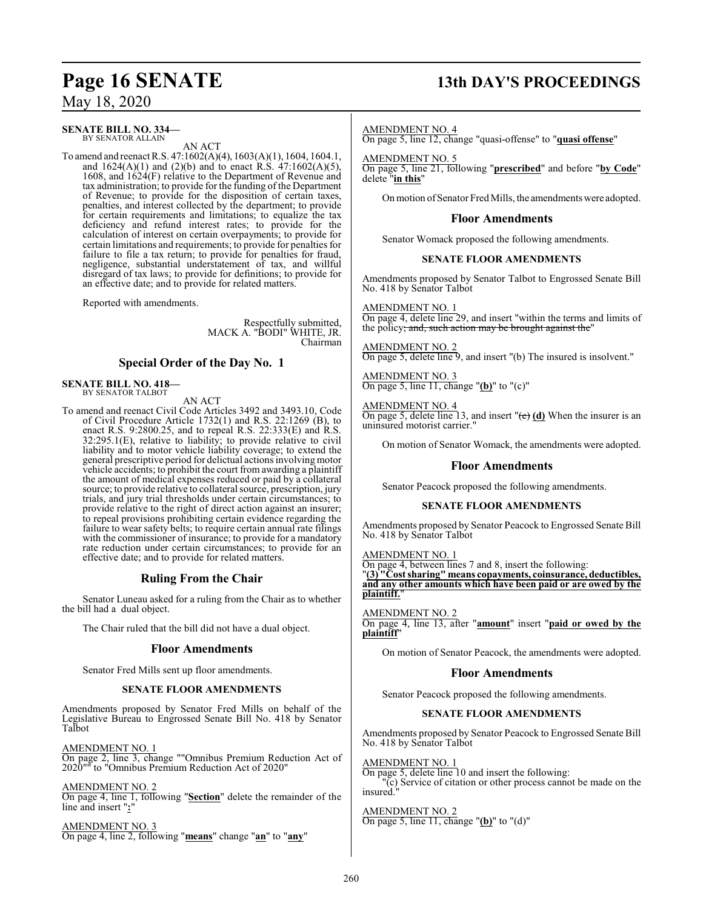**SENATE BILL NO. 334—**
BY SENATOR ALLAIN

AN ACT

To amend and reenact R.S. 47:1602(A)(4), 1603(A)(1), 1604, 1604.1, and 1624(A)(1) and (2)(b) and to enact R.S. 47:1602(A)(5), 1608, and 1624(F) relative to the Department of Revenue and tax administration; to provide for the funding of the Department of Revenue; to provide for the disposition of certain taxes, penalties, and interest collected by the department; to provide for certain requirements and limitations; to equalize the tax deficiency and refund interest rates; to provide for the calculation of interest on certain overpayments; to provide for certain limitations and requirements; to provide for penalties for failure to file a tax return; to provide for penalties for fraud, negligence, substantial understatement of tax, and willful disregard of tax laws; to provide for definitions; to provide for an effective date; and to provide for related matters.

Reported with amendments.

Respectfully submitted,
MACK A. "BODI" WHITE, JR.
Chairman

## Special Order of the Day No. 1

**SENATE BILL NO. 418—**
BY SENATOR TALBOT

AN ACT

To amend and reenact Civil Code Articles 3492 and 3493.10, Code of Civil Procedure Article 1732(1) and R.S. 22:1269 (B), to enact R.S. 9:2800.25, and to repeal R.S. 22:333(E) and R.S. 32:295.1(E), relative to liability; to provide relative to civil liability and to motor vehicle liability coverage; to extend the general prescriptive period for delictual actions involving motor vehicle accidents; to prohibit the court from awarding a plaintiff the amount of medical expenses reduced or paid by a collateral source; to provide relative to collateral source, prescription, jury trials, and jury trial thresholds under certain circumstances; to provide relative to the right of direct action against an insurer; to repeal provisions prohibiting certain evidence regarding the failure to wear safety belts; to require certain annual rate filings with the commissioner of insurance; to provide for a mandatory rate reduction under certain circumstances; to provide for an effective date; and to provide for related matters.

## Ruling From the Chair

Senator Luneau asked for a ruling from the Chair as to whether the bill had a dual object.

The Chair ruled that the bill did not have a dual object.

## Floor Amendments

Senator Fred Mills sent up floor amendments.

### SENATE FLOOR AMENDMENTS

Amendments proposed by Senator Fred Mills on behalf of the Legislative Bureau to Engrossed Senate Bill No. 418 by Senator Talbot

AMENDMENT NO. 1
On page 2, line 3, change ""Omnibus Premium Reduction Act of 2020"" to "Omnibus Premium Reduction Act of 2020"

AMENDMENT NO. 2
On page 4, line 1, following "**Section**" delete the remainder of the line and insert "**:**"

AMENDMENT NO. 3
On page 4, line 2, following "**means**" change "**an**" to "**any**"

AMENDMENT NO. 4
On page 5, line 12, change "quasi-offense" to "**quasi offense**"

AMENDMENT NO. 5
On page 5, line 21, following "**prescribed**" and before "**by Code**" delete "**in this**"

On motion of Senator Fred Mills, the amendments were adopted.

## Floor Amendments

Senator Womack proposed the following amendments.

### SENATE FLOOR AMENDMENTS

Amendments proposed by Senator Talbot to Engrossed Senate Bill No. 418 by Senator Talbot

AMENDMENT NO. 1
On page 4, delete line 29, and insert "within the terms and limits of the policy~~; and, such action may be brought against the~~"

AMENDMENT NO. 2
On page 5, delete line 9, and insert "(b) The insured is insolvent."

AMENDMENT NO. 3
On page 5, line 11, change "**(b)**" to "(c)"

AMENDMENT NO. 4
On page 5, delete line 13, and insert "~~(c)~~ **(d)** When the insurer is an uninsured motorist carrier."

On motion of Senator Womack, the amendments were adopted.

## Floor Amendments

Senator Peacock proposed the following amendments.

### SENATE FLOOR AMENDMENTS

Amendments proposed by Senator Peacock to Engrossed Senate Bill No. 418 by Senator Talbot

AMENDMENT NO. 1
On page 4, between lines 7 and 8, insert the following:
"**(3) "Cost sharing" means copayments, coinsurance, deductibles, and any other amounts which have been paid or are owed by the plaintiff.**"

AMENDMENT NO. 2
On page 4, line 13, after "**amount**" insert "**paid or owed by the plaintiff**"

On motion of Senator Peacock, the amendments were adopted.

## Floor Amendments

Senator Peacock proposed the following amendments.

### SENATE FLOOR AMENDMENTS

Amendments proposed by Senator Peacock to Engrossed Senate Bill No. 418 by Senator Talbot

AMENDMENT NO. 1
On page 5, delete line 10 and insert the following:
"(c) Service of citation or other process cannot be made on the insured."

AMENDMENT NO. 2
On page 5, line 11, change "**(b)**" to "(d)"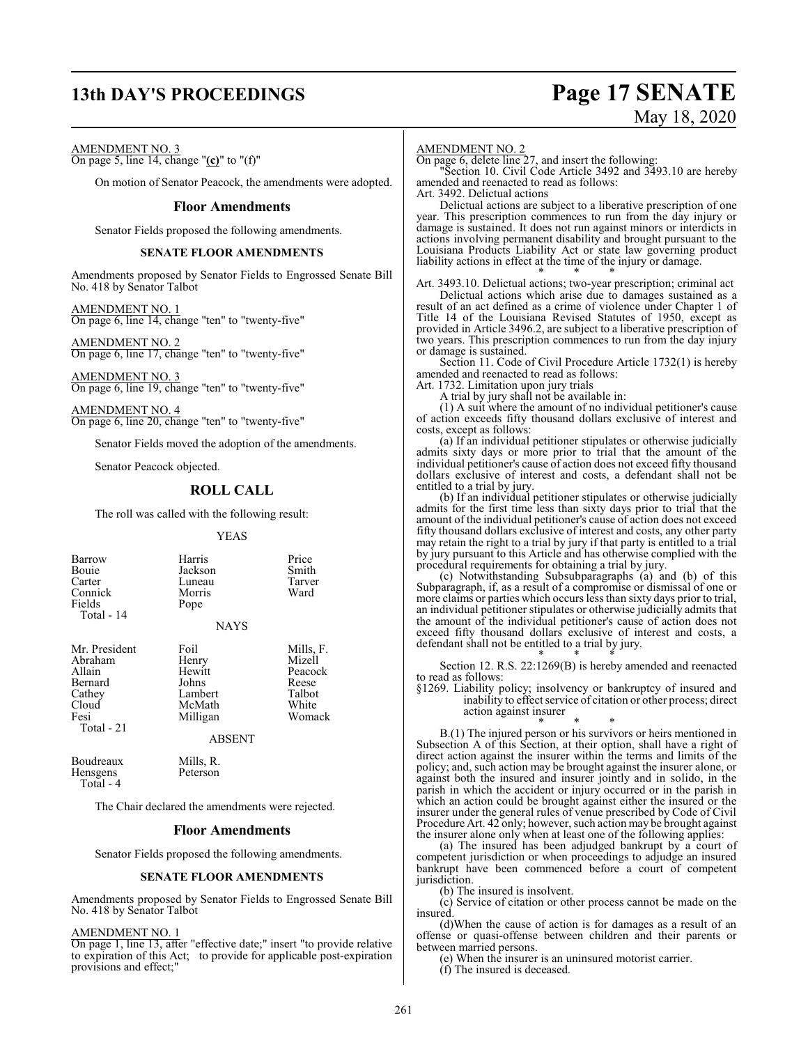AMENDMENT NO. 3
On page 5, line 14, change "**(c)**" to "(f)"

On motion of Senator Peacock, the amendments were adopted.

## Floor Amendments

Senator Fields proposed the following amendments.

### SENATE FLOOR AMENDMENTS

Amendments proposed by Senator Fields to Engrossed Senate Bill No. 418 by Senator Talbot

AMENDMENT NO. 1
On page 6, line 14, change "ten" to "twenty-five"

AMENDMENT NO. 2
On page 6, line 17, change "ten" to "twenty-five"

AMENDMENT NO. 3
On page 6, line 19, change "ten" to "twenty-five"

AMENDMENT NO. 4
On page 6, line 20, change "ten" to "twenty-five"

Senator Fields moved the adoption of the amendments.

Senator Peacock objected.

## ROLL CALL

The roll was called with the following result:

YEAS

| | | |
|---|---|---|
| Barrow | Harris | Price |
| Bouie | Jackson | Smith |
| Carter | Luneau | Tarver |
| Connick | Morris | Ward |
| Fields | Pope | |

Total - 14

NAYS

| | | |
|---|---|---|
| Mr. President | Foil | Mills, F. |
| Abraham | Henry | Mizell |
| Allain | Hewitt | Peacock |
| Bernard | Johns | Reese |
| Cathey | Lambert | Talbot |
| Cloud | McMath | White |
| Fesi | Milligan | Womack |

Total - 21

ABSENT

| | |
|---|---|
| Boudreaux | Mills, R. |
| Hensgens | Peterson |

Total - 4

The Chair declared the amendments were rejected.

## Floor Amendments

Senator Fields proposed the following amendments.

### SENATE FLOOR AMENDMENTS

Amendments proposed by Senator Fields to Engrossed Senate Bill No. 418 by Senator Talbot

AMENDMENT NO. 1
On page 1, line 13, after "effective date;" insert "to provide relative to expiration of this Act; to provide for applicable post-expiration provisions and effect;"

AMENDMENT NO. 2
On page 6, delete line 27, and insert the following:

"Section 10. Civil Code Article 3492 and 3493.10 are hereby amended and reenacted to read as follows:

Art. 3492. Delictual actions

Delictual actions are subject to a liberative prescription of one year. This prescription commences to run from the day injury or damage is sustained. It does not run against minors or interdicts in actions involving permanent disability and brought pursuant to the Louisiana Products Liability Act or state law governing product liability actions in effect at the time of the injury or damage.

\* \* \*

Art. 3493.10. Delictual actions; two-year prescription; criminal act

Delictual actions which arise due to damages sustained as a result of an act defined as a crime of violence under Chapter 1 of Title 14 of the Louisiana Revised Statutes of 1950, except as provided in Article 3496.2, are subject to a liberative prescription of two years. This prescription commences to run from the day injury or damage is sustained.

Section 11. Code of Civil Procedure Article 1732(1) is hereby amended and reenacted to read as follows:

Art. 1732. Limitation upon jury trials

A trial by jury shall not be available in:

(1) A suit where the amount of no individual petitioner's cause of action exceeds fifty thousand dollars exclusive of interest and costs, except as follows:

(a) If an individual petitioner stipulates or otherwise judicially admits sixty days or more prior to trial that the amount of the individual petitioner's cause of action does not exceed fifty thousand dollars exclusive of interest and costs, a defendant shall not be entitled to a trial by jury.

(b) If an individual petitioner stipulates or otherwise judicially admits for the first time less than sixty days prior to trial that the amount of the individual petitioner's cause of action does not exceed fifty thousand dollars exclusive of interest and costs, any other party may retain the right to a trial by jury if that party is entitled to a trial by jury pursuant to this Article and has otherwise complied with the procedural requirements for obtaining a trial by jury.

(c) Notwithstanding Subsubparagraphs (a) and (b) of this Subparagraph, if, as a result of a compromise or dismissal of one or more claims or parties which occurs less than sixty days prior to trial, an individual petitioner stipulates or otherwise judicially admits that the amount of the individual petitioner's cause of action does not exceed fifty thousand dollars exclusive of interest and costs, a defendant shall not be entitled to a trial by jury.

\* \* \*

Section 12. R.S. 22:1269(B) is hereby amended and reenacted to read as follows:

§1269. Liability policy; insolvency or bankruptcy of insured and inability to effect service of citation or other process; direct action against insurer

\* \* \*

B.(1) The injured person or his survivors or heirs mentioned in Subsection A of this Section, at their option, shall have a right of direct action against the insurer within the terms and limits of the policy; and, such action may be brought against the insurer alone, or against both the insured and insurer jointly and in solido, in the parish in which the accident or injury occurred or in the parish in which an action could be brought against either the insured or the insurer under the general rules of venue prescribed by Code of Civil Procedure Art. 42 only; however, such action may be brought against the insurer alone only when at least one of the following applies:

(a) The insured has been adjudged bankrupt by a court of competent jurisdiction or when proceedings to adjudge an insured bankrupt have been commenced before a court of competent jurisdiction.

(b) The insured is insolvent.

(c) Service of citation or other process cannot be made on the insured.

(d)When the cause of action is for damages as a result of an offense or quasi-offense between children and their parents or between married persons.

(e) When the insurer is an uninsured motorist carrier.

(f) The insured is deceased.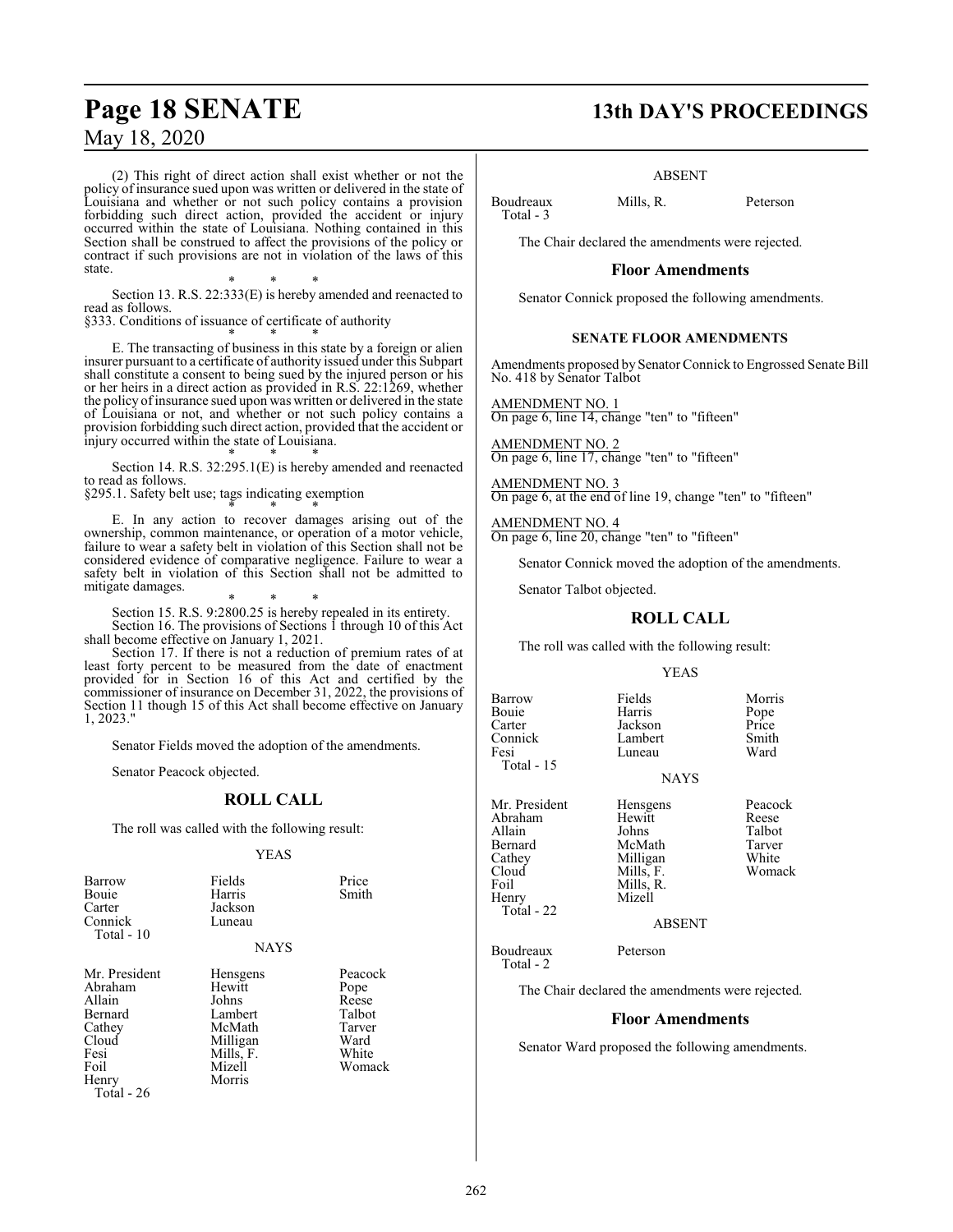(2) This right of direct action shall exist whether or not the policy of insurance sued upon was written or delivered in the state of Louisiana and whether or not such policy contains a provision forbidding such direct action, provided the accident or injury occurred within the state of Louisiana. Nothing contained in this Section shall be construed to affect the provisions of the policy or contract if such provisions are not in violation of the laws of this state.

\* \* \*

Section 13. R.S. 22:333(E) is hereby amended and reenacted to read as follows.

§333. Conditions of issuance of certificate of authority

\* \* \*

E. The transacting of business in this state by a foreign or alien insurer pursuant to a certificate of authority issued under this Subpart shall constitute a consent to being sued by the injured person or his or her heirs in a direct action as provided in R.S. 22:1269, whether the policy of insurance sued upon was written or delivered in the state of Louisiana or not, and whether or not such policy contains a provision forbidding such direct action, provided that the accident or injury occurred within the state of Louisiana.

\* \* \*

Section 14. R.S. 32:295.1(E) is hereby amended and reenacted to read as follows.

§295.1. Safety belt use; tags indicating exemption

\* \* \*

E. In any action to recover damages arising out of the ownership, common maintenance, or operation of a motor vehicle, failure to wear a safety belt in violation of this Section shall not be considered evidence of comparative negligence. Failure to wear a safety belt in violation of this Section shall not be admitted to mitigate damages.

\* \* \*

Section 15. R.S. 9:2800.25 is hereby repealed in its entirety.

Section 16. The provisions of Sections 1 through 10 of this Act shall become effective on January 1, 2021.

Section 17. If there is not a reduction of premium rates of at least forty percent to be measured from the date of enactment provided for in Section 16 of this Act and certified by the commissioner of insurance on December 31, 2022, the provisions of Section 11 though 15 of this Act shall become effective on January 1, 2023."

Senator Fields moved the adoption of the amendments.

Senator Peacock objected.

## ROLL CALL

The roll was called with the following result:

YEAS

| | | |
|---|---|---|
| Barrow | Fields | Price |
| Bouie | Harris | Smith |
| Carter | Jackson | |
| Connick | Luneau | |
| Total - 10 | | |

NAYS

| | | |
|---|---|---|
| Mr. President | Hensgens | Peacock |
| Abraham | Hewitt | Pope |
| Allain | Johns | Reese |
| Bernard | Lambert | Talbot |
| Cathey | McMath | Tarver |
| Cloud | Milligan | Ward |
| Fesi | Mills, F. | White |
| Foil | Mizell | Womack |
| Henry | Morris | |
| Total - 26 | | |

ABSENT

| | | |
|---|---|---|
| Boudreaux | Mills, R. | Peterson |
| Total - 3 | | |

The Chair declared the amendments were rejected.

## Floor Amendments

Senator Connick proposed the following amendments.

### SENATE FLOOR AMENDMENTS

Amendments proposed by Senator Connick to Engrossed Senate Bill No. 418 by Senator Talbot

AMENDMENT NO. 1
On page 6, line 14, change "ten" to "fifteen"

AMENDMENT NO. 2
On page 6, line 17, change "ten" to "fifteen"

AMENDMENT NO. 3
On page 6, at the end of line 19, change "ten" to "fifteen"

AMENDMENT NO. 4
On page 6, line 20, change "ten" to "fifteen"

Senator Connick moved the adoption of the amendments.

Senator Talbot objected.

## ROLL CALL

The roll was called with the following result:

YEAS

| | | |
|---|---|---|
| Barrow | Fields | Morris |
| Bouie | Harris | Pope |
| Carter | Jackson | Price |
| Connick | Lambert | Smith |
| Fesi | Luneau | Ward |
| Total - 15 | | |

NAYS

| | | |
|---|---|---|
| Mr. President | Hensgens | Peacock |
| Abraham | Hewitt | Reese |
| Allain | Johns | Talbot |
| Bernard | McMath | Tarver |
| Cathey | Milligan | White |
| Cloud | Mills, F. | Womack |
| Foil | Mills, R. | |
| Henry | Mizell | |
| Total - 22 | | |

ABSENT

| | |
|---|---|
| Boudreaux | Peterson |
| Total - 2 | |

The Chair declared the amendments were rejected.

## Floor Amendments

Senator Ward proposed the following amendments.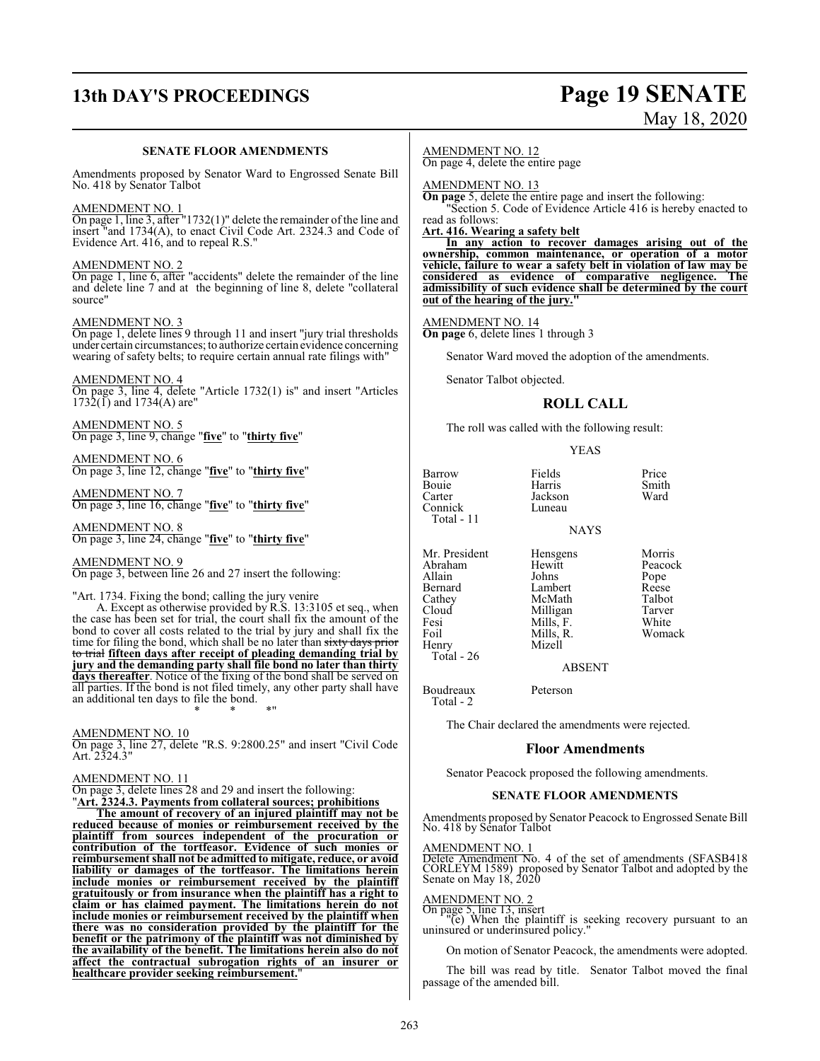**SENATE FLOOR AMENDMENTS**

Amendments proposed by Senator Ward to Engrossed Senate Bill No. 418 by Senator Talbot

AMENDMENT NO. 1
On page 1, line 3, after "1732(1)" delete the remainder of the line and insert "and 1734(A), to enact Civil Code Art. 2324.3 and Code of Evidence Art. 416, and to repeal R.S."

AMENDMENT NO. 2
On page 1, line 6, after "accidents" delete the remainder of the line and delete line 7 and at the beginning of line 8, delete "collateral source"

AMENDMENT NO. 3
On page 1, delete lines 9 through 11 and insert "jury trial thresholds under certain circumstances; to authorize certain evidence concerning wearing of safety belts; to require certain annual rate filings with"

AMENDMENT NO. 4
On page 3, line 4, delete "Article 1732(1) is" and insert "Articles 1732(1) and 1734(A) are"

AMENDMENT NO. 5
On page 3, line 9, change "**five**" to "**thirty five**"

AMENDMENT NO. 6
On page 3, line 12, change "**five**" to "**thirty five**"

AMENDMENT NO. 7
On page 3, line 16, change "**five**" to "**thirty five**"

AMENDMENT NO. 8
On page 3, line 24, change "**five**" to "**thirty five**"

AMENDMENT NO. 9
On page 3, between line 26 and 27 insert the following:

"Art. 1734. Fixing the bond; calling the jury venire

A. Except as otherwise provided by R.S. 13:3105 et seq., when the case has been set for trial, the court shall fix the amount of the bond to cover all costs related to the trial by jury and shall fix the time for filing the bond, which shall be no later than ~~sixty days prior to trial~~ **fifteen days after receipt of pleading demanding trial by jury and the demanding party shall file bond no later than thirty days thereafter**. Notice of the fixing of the bond shall be served on all parties. If the bond is not filed timely, any other party shall have an additional ten days to file the bond.

\* \* \*"

AMENDMENT NO. 10
On page 3, line 27, delete "R.S. 9:2800.25" and insert "Civil Code Art. 2324.3"

AMENDMENT NO. 11
On page 3, delete lines 28 and 29 and insert the following:
"**Art. 2324.3. Payments from collateral sources; prohibitions**

**The amount of recovery of an injured plaintiff may not be reduced because of monies or reimbursement received by the plaintiff from sources independent of the procuration or contribution of the tortfeasor. Evidence of such monies or reimbursement shall not be admitted to mitigate, reduce, or avoid liability or damages of the tortfeasor. The limitations herein include monies or reimbursement received by the plaintiff gratuitously or from insurance when the plaintiff has a right to claim or has claimed payment. The limitations herein do not include monies or reimbursement received by the plaintiff when there was no consideration provided by the plaintiff for the benefit or the patrimony of the plaintiff was not diminished by the availability of the benefit. The limitations herein also do not affect the contractual subrogation rights of an insurer or healthcare provider seeking reimbursement.**"

AMENDMENT NO. 12
On page 4, delete the entire page

AMENDMENT NO. 13
**On page** 5, delete the entire page and insert the following:
"Section 5. Code of Evidence Article 416 is hereby enacted to read as follows:
**Art. 416. Wearing a safety belt**

**In any action to recover damages arising out of the ownership, common maintenance, or operation of a motor vehicle, failure to wear a safety belt in violation of law may be considered as evidence of comparative negligence. The admissibility of such evidence shall be determined by the court out of the hearing of the jury.**"

AMENDMENT NO. 14
**On page** 6, delete lines 1 through 3

Senator Ward moved the adoption of the amendments.

Senator Talbot objected.

## ROLL CALL

The roll was called with the following result:

YEAS

| | | |
|---|---|---|
| Barrow | Fields | Price |
| Bouie | Harris | Smith |
| Carter | Jackson | Ward |
| Connick | Luneau | |
| Total - 11 | | |

NAYS

| | | |
|---|---|---|
| Mr. President | Hensgens | Morris |
| Abraham | Hewitt | Peacock |
| Allain | Johns | Pope |
| Bernard | Lambert | Reese |
| Cathey | McMath | Talbot |
| Cloud | Milligan | Tarver |
| Fesi | Mills, F. | White |
| Foil | Mills, R. | Womack |
| Henry | Mizell | |
| Total - 26 | | |

ABSENT

| | |
|---|---|
| Boudreaux | Peterson |
| Total - 2 | |

The Chair declared the amendments were rejected.

## Floor Amendments

Senator Peacock proposed the following amendments.

**SENATE FLOOR AMENDMENTS**

Amendments proposed by Senator Peacock to Engrossed Senate Bill No. 418 by Senator Talbot

AMENDMENT NO. 1
Delete Amendment No. 4 of the set of amendments (SFASB418 CORLEYM 1589) proposed by Senator Talbot and adopted by the Senate on May 18, 2020

AMENDMENT NO. 2
On page 5, line 13, insert
"(e) When the plaintiff is seeking recovery pursuant to an uninsured or underinsured policy."

On motion of Senator Peacock, the amendments were adopted.

The bill was read by title. Senator Talbot moved the final passage of the amended bill.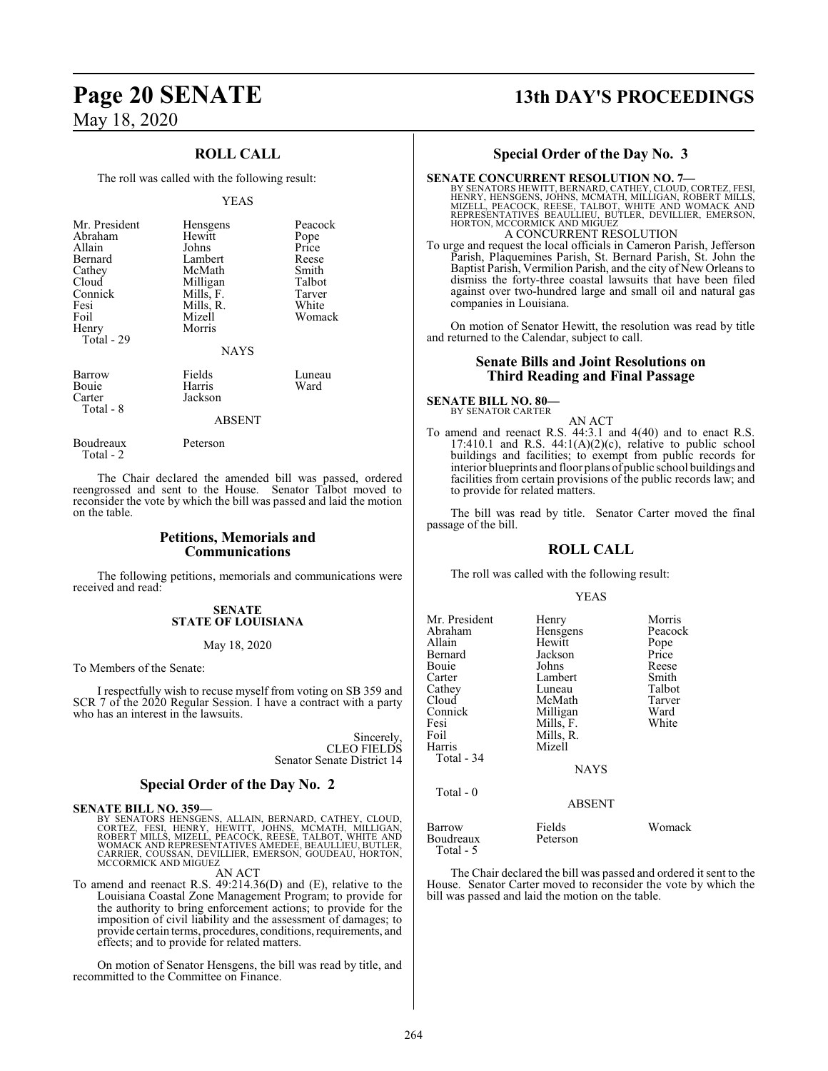## ROLL CALL

The roll was called with the following result:

YEAS

| | | |
|---|---|---|
| Mr. President | Hensgens | Peacock |
| Abraham | Hewitt | Pope |
| Allain | Johns | Price |
| Bernard | Lambert | Reese |
| Cathey | McMath | Smith |
| Cloud | Milligan | Talbot |
| Connick | Mills, F. | Tarver |
| Fesi | Mills, R. | White |
| Foil | Mizell | Womack |
| Henry | Morris | |
| Total - 29 | | |

NAYS

| | | |
|---|---|---|
| Barrow | Fields | Luneau |
| Bouie | Harris | Ward |
| Carter | Jackson | |
| Total - 8 | | |

ABSENT

| | |
|---|---|
| Boudreaux | Peterson |
| Total - 2 | |

The Chair declared the amended bill was passed, ordered reengrossed and sent to the House. Senator Talbot moved to reconsider the vote by which the bill was passed and laid the motion on the table.

## Petitions, Memorials and Communications

The following petitions, memorials and communications were received and read:

**SENATE**
**STATE OF LOUISIANA**

May 18, 2020

To Members of the Senate:

I respectfully wish to recuse myself from voting on SB 359 and SCR 7 of the 2020 Regular Session. I have a contract with a party who has an interest in the lawsuits.

Sincerely,
CLEO FIELDS
Senator Senate District 14

## Special Order of the Day No. 2

**SENATE BILL NO. 359—**
BY SENATORS HENSGENS, ALLAIN, BERNARD, CATHEY, CLOUD, CORTEZ, FESI, HENRY, HEWITT, JOHNS, MCMATH, MILLIGAN, ROBERT MILLS, MIZELL, PEACOCK, REESE, TALBOT, WHITE AND WOMACK AND REPRESENTATIVES AMEDEE, BEAULLIEU, BUTLER, CARRIER, COUSSAN, DEVILLIER, EMERSON, GOUDEAU, HORTON, MCCORMICK AND MIGUEZ

AN ACT

To amend and reenact R.S. 49:214.36(D) and (E), relative to the Louisiana Coastal Zone Management Program; to provide for the authority to bring enforcement actions; to provide for the imposition of civil liability and the assessment of damages; to provide certain terms, procedures, conditions, requirements, and effects; and to provide for related matters.

On motion of Senator Hensgens, the bill was read by title, and recommitted to the Committee on Finance.

## Special Order of the Day No. 3

**SENATE CONCURRENT RESOLUTION NO. 7—**
BY SENATORS HEWITT, BERNARD, CATHEY, CLOUD, CORTEZ, FESI, HENRY, HENSGENS, JOHNS, MCMATH, MILLIGAN, ROBERT MILLS, MIZELL, PEACOCK, REESE, TALBOT, WHITE AND WOMACK AND REPRESENTATIVES BEAULLIEU, BUTLER, DEVILLIER, EMERSON, HORTON, MCCORMICK AND MIGUEZ

A CONCURRENT RESOLUTION

To urge and request the local officials in Cameron Parish, Jefferson Parish, Plaquemines Parish, St. Bernard Parish, St. John the Baptist Parish, Vermilion Parish, and the city of New Orleans to dismiss the forty-three coastal lawsuits that have been filed against over two-hundred large and small oil and natural gas companies in Louisiana.

On motion of Senator Hewitt, the resolution was read by title and returned to the Calendar, subject to call.

## Senate Bills and Joint Resolutions on Third Reading and Final Passage

**SENATE BILL NO. 80—**
BY SENATOR CARTER

AN ACT

To amend and reenact R.S. 44:3.1 and 4(40) and to enact R.S. 17:410.1 and R.S. 44:1(A)(2)(c), relative to public school buildings and facilities; to exempt from public records for interior blueprints and floor plans of public school buildings and facilities from certain provisions of the public records law; and to provide for related matters.

The bill was read by title. Senator Carter moved the final passage of the bill.

## ROLL CALL

The roll was called with the following result:

YEAS

| | | |
|---|---|---|
| Mr. President | Henry | Morris |
| Abraham | Hensgens | Peacock |
| Allain | Hewitt | Pope |
| Bernard | Jackson | Price |
| Bouie | Johns | Reese |
| Carter | Lambert | Smith |
| Cathey | Luneau | Talbot |
| Cloud | McMath | Tarver |
| Connick | Milligan | Ward |
| Fesi | Mills, F. | White |
| Foil | Mills, R. | |
| Harris | Mizell | |
| Total - 34 | | |

NAYS

Total - 0

ABSENT

| | | |
|---|---|---|
| Barrow | Fields | Womack |
| Boudreaux | Peterson | |
| Total - 5 | | |

The Chair declared the bill was passed and ordered it sent to the House. Senator Carter moved to reconsider the vote by which the bill was passed and laid the motion on the table.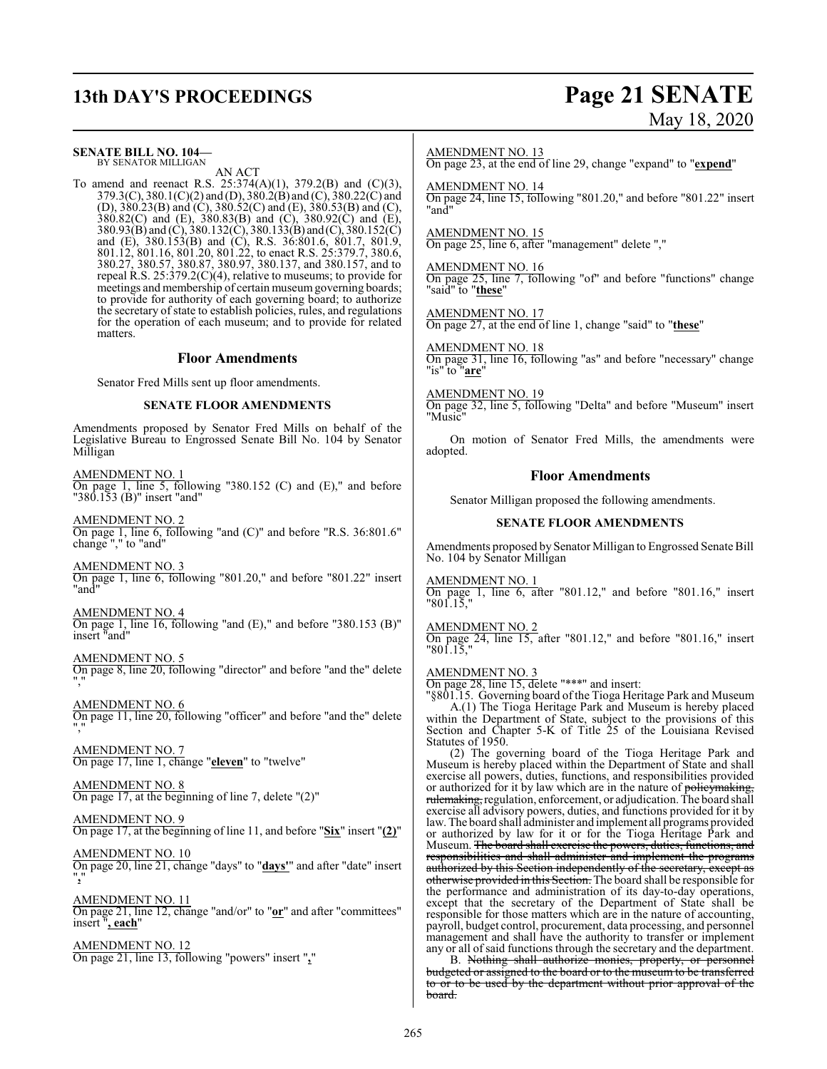**SENATE BILL NO. 104—**
BY SENATOR MILLIGAN

AN ACT

To amend and reenact R.S. 25:374(A)(1), 379.2(B) and (C)(3), 379.3(C), 380.1(C)(2) and (D), 380.2(B) and (C), 380.22(C) and (D), 380.23(B) and (C), 380.52(C) and (E), 380.53(B) and (C), 380.82(C) and (E), 380.83(B) and (C), 380.92(C) and (E), 380.93(B) and (C), 380.132(C), 380.133(B) and (C), 380.152(C) and (E), 380.153(B) and (C), R.S. 36:801.6, 801.7, 801.9, 801.12, 801.16, 801.20, 801.22, to enact R.S. 25:379.7, 380.6, 380.27, 380.57, 380.87, 380.97, 380.137, and 380.157, and to repeal R.S. 25:379.2(C)(4), relative to museums; to provide for meetings and membership of certain museum governing boards; to provide for authority of each governing board; to authorize the secretary of state to establish policies, rules, and regulations for the operation of each museum; and to provide for related matters.

## Floor Amendments

Senator Fred Mills sent up floor amendments.

### SENATE FLOOR AMENDMENTS

Amendments proposed by Senator Fred Mills on behalf of the Legislative Bureau to Engrossed Senate Bill No. 104 by Senator Milligan

AMENDMENT NO. 1
On page 1, line 5, following "380.152 (C) and (E)," and before "380.153 (B)" insert "and"

AMENDMENT NO. 2
On page 1, line 6, following "and (C)" and before "R.S. 36:801.6" change "," to "and"

AMENDMENT NO. 3
On page 1, line 6, following "801.20," and before "801.22" insert "and"

AMENDMENT NO. 4
On page 1, line 16, following "and (E)," and before "380.153 (B)" insert "and"

AMENDMENT NO. 5
On page 8, line 20, following "director" and before "and the" delete ","

AMENDMENT NO. 6
On page 11, line 20, following "officer" and before "and the" delete ","

AMENDMENT NO. 7
On page 17, line 1, change "**eleven**" to "twelve"

AMENDMENT NO. 8
On page 17, at the beginning of line 7, delete "(2)"

AMENDMENT NO. 9
On page 17, at the beginning of line 11, and before "**Six**" insert "**(2)**"

AMENDMENT NO. 10
On page 20, line 21, change "days" to "**days'**" and after "date" insert "**,**"

AMENDMENT NO. 11
On page 21, line 12, change "and/or" to "**or**" and after "committees" insert "**, each**"

AMENDMENT NO. 12
On page 21, line 13, following "powers" insert "**,**"

AMENDMENT NO. 13
On page 23, at the end of line 29, change "expand" to "**expend**"

AMENDMENT NO. 14
On page 24, line 15, following "801.20," and before "801.22" insert "and"

AMENDMENT NO. 15
On page 25, line 6, after "management" delete ","

AMENDMENT NO. 16
On page 25, line 7, following "of" and before "functions" change "said" to "**these**"

AMENDMENT NO. 17
On page 27, at the end of line 1, change "said" to "**these**"

AMENDMENT NO. 18
On page 31, line 16, following "as" and before "necessary" change "is" to "**are**"

AMENDMENT NO. 19
On page 32, line 5, following "Delta" and before "Museum" insert "Music"

On motion of Senator Fred Mills, the amendments were adopted.

## Floor Amendments

Senator Milligan proposed the following amendments.

### SENATE FLOOR AMENDMENTS

Amendments proposed by Senator Milligan to Engrossed Senate Bill No. 104 by Senator Milligan

AMENDMENT NO. 1
On page 1, line 6, after "801.12," and before "801.16," insert "801.15,"

AMENDMENT NO. 2
On page 24, line 15, after "801.12," and before "801.16," insert "801.15,"

AMENDMENT NO. 3
On page 28, line 15, delete "***" and insert:

"§801.15. Governing board of the Tioga Heritage Park and Museum

A.(1) The Tioga Heritage Park and Museum is hereby placed within the Department of State, subject to the provisions of this Section and Chapter 5-K of Title 25 of the Louisiana Revised Statutes of 1950.

(2) The governing board of the Tioga Heritage Park and Museum is hereby placed within the Department of State and shall exercise all powers, duties, functions, and responsibilities provided or authorized for it by law which are in the nature of ~~policymaking, rulemaking,~~ regulation, enforcement, or adjudication. The board shall exercise all advisory powers, duties, and functions provided for it by law. The board shall administer and implement all programs provided or authorized by law for it or for the Tioga Heritage Park and Museum. ~~The board shall exercise the powers, duties, functions, and responsibilities and shall administer and implement the programs authorized by this Section independently of the secretary, except as otherwise provided in this Section.~~ The board shall be responsible for the performance and administration of its day-to-day operations, except that the secretary of the Department of State shall be responsible for those matters which are in the nature of accounting, payroll, budget control, procurement, data processing, and personnel management and shall have the authority to transfer or implement any or all of said functions through the secretary and the department.

B. ~~Nothing shall authorize monies, property, or personnel budgeted or assigned to the board or to the museum to be transferred to or to be used by the department without prior approval of the board.~~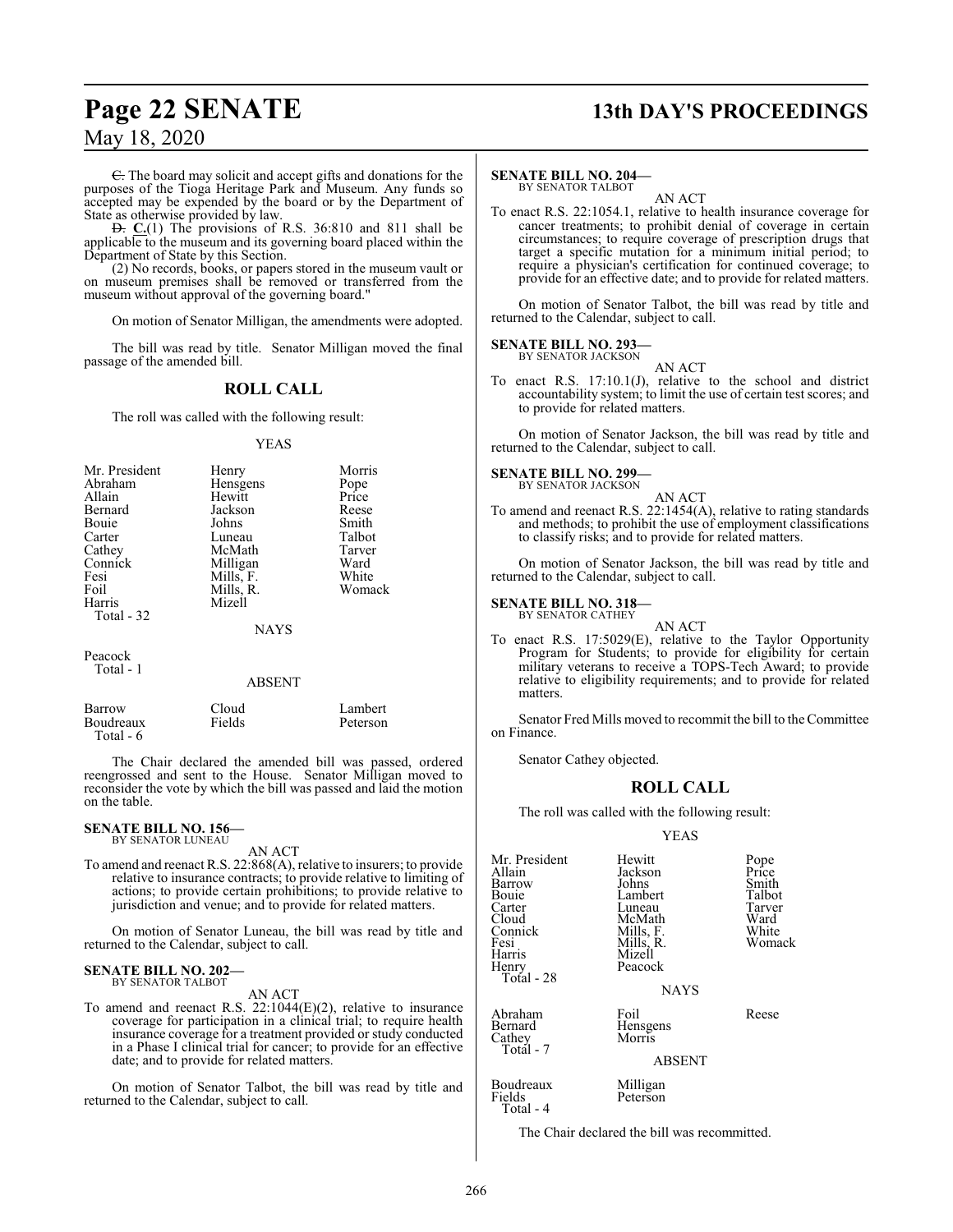~~C.~~ The board may solicit and accept gifts and donations for the purposes of the Tioga Heritage Park and Museum. Any funds so accepted may be expended by the board or by the Department of State as otherwise provided by law.

~~D.~~ **C.**(1) The provisions of R.S. 36:810 and 811 shall be applicable to the museum and its governing board placed within the Department of State by this Section.

(2) No records, books, or papers stored in the museum vault or on museum premises shall be removed or transferred from the museum without approval of the governing board."

On motion of Senator Milligan, the amendments were adopted.

The bill was read by title. Senator Milligan moved the final passage of the amended bill.

## ROLL CALL

The roll was called with the following result:

YEAS

| | | |
|---|---|---|
| Mr. President | Henry | Morris |
| Abraham | Hensgens | Pope |
| Allain | Hewitt | Price |
| Bernard | Jackson | Reese |
| Bouie | Johns | Smith |
| Carter | Luneau | Talbot |
| Cathey | McMath | Tarver |
| Connick | Milligan | Ward |
| Fesi | Mills, F. | White |
| Foil | Mills, R. | Womack |
| Harris | Mizell | |
| Total - 32 | | |

NAYS

Peacock
Total - 1

ABSENT

| | | |
|---|---|---|
| Barrow | Cloud | Lambert |
| Boudreaux | Fields | Peterson |
| Total - 6 | | |

The Chair declared the amended bill was passed, ordered reengrossed and sent to the House. Senator Milligan moved to reconsider the vote by which the bill was passed and laid the motion on the table.

**SENATE BILL NO. 156—**
BY SENATOR LUNEAU

AN ACT

To amend and reenact R.S. 22:868(A), relative to insurers; to provide relative to insurance contracts; to provide relative to limiting of actions; to provide certain prohibitions; to provide relative to jurisdiction and venue; and to provide for related matters.

On motion of Senator Luneau, the bill was read by title and returned to the Calendar, subject to call.

**SENATE BILL NO. 202—**
BY SENATOR TALBOT

AN ACT

To amend and reenact R.S. 22:1044(E)(2), relative to insurance coverage for participation in a clinical trial; to require health insurance coverage for a treatment provided or study conducted in a Phase I clinical trial for cancer; to provide for an effective date; and to provide for related matters.

On motion of Senator Talbot, the bill was read by title and returned to the Calendar, subject to call.

**SENATE BILL NO. 204—**
BY SENATOR TALBOT

AN ACT

To enact R.S. 22:1054.1, relative to health insurance coverage for cancer treatments; to prohibit denial of coverage in certain circumstances; to require coverage of prescription drugs that target a specific mutation for a minimum initial period; to require a physician's certification for continued coverage; to provide for an effective date; and to provide for related matters.

On motion of Senator Talbot, the bill was read by title and returned to the Calendar, subject to call.

**SENATE BILL NO. 293—**
BY SENATOR JACKSON

AN ACT

To enact R.S. 17:10.1(J), relative to the school and district accountability system; to limit the use of certain test scores; and to provide for related matters.

On motion of Senator Jackson, the bill was read by title and returned to the Calendar, subject to call.

**SENATE BILL NO. 299—**
BY SENATOR JACKSON

AN ACT

To amend and reenact R.S. 22:1454(A), relative to rating standards and methods; to prohibit the use of employment classifications to classify risks; and to provide for related matters.

On motion of Senator Jackson, the bill was read by title and returned to the Calendar, subject to call.

**SENATE BILL NO. 318—**
BY SENATOR CATHEY

AN ACT

To enact R.S. 17:5029(E), relative to the Taylor Opportunity Program for Students; to provide for eligibility for certain military veterans to receive a TOPS-Tech Award; to provide relative to eligibility requirements; and to provide for related matters.

Senator Fred Mills moved to recommit the bill to the Committee on Finance.

Senator Cathey objected.

## ROLL CALL

The roll was called with the following result:

YEAS

| | | |
|---|---|---|
| Mr. President | Hewitt | Pope |
| Allain | Jackson | Price |
| Barrow | Johns | Smith |
| Bouie | Lambert | Talbot |
| Carter | Luneau | Tarver |
| Cloud | McMath | Ward |
| Connick | Mills, F. | White |
| Fesi | Mills, R. | Womack |
| Harris | Mizell | |
| Henry | Peacock | |
| Total - 28 | | |

NAYS

| | | |
|---|---|---|
| Abraham | Foil | Reese |
| Bernard | Hensgens | |
| Cathey | Morris | |
| Total - 7 | | |

ABSENT

| | |
|---|---|
| Boudreaux | Milligan |
| Fields | Peterson |
| Total - 4 | |

The Chair declared the bill was recommitted.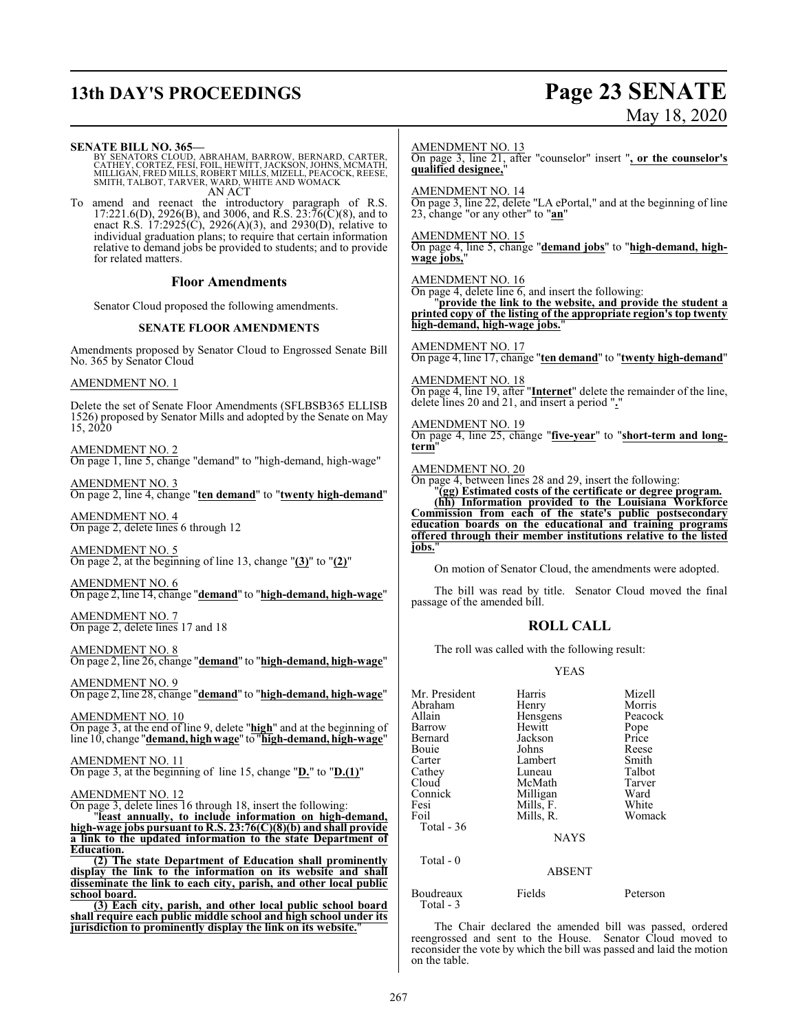**SENATE BILL NO. 365—**

BY SENATORS CLOUD, ABRAHAM, BARROW, BERNARD, CARTER, CATHEY, CORTEZ, FESI, FOIL, HEWITT, JACKSON, JOHNS, MCMATH, MILLIGAN, FRED MILLS, ROBERT MILLS, MIZELL, PEACOCK, REESE, SMITH, TALBOT, TARVER, WARD, WHITE AND WOMACK

AN ACT

To amend and reenact the introductory paragraph of R.S. 17:221.6(D), 2926(B), and 3006, and R.S. 23:76(C)(8), and to enact R.S. 17:2925(C), 2926(A)(3), and 2930(D), relative to individual graduation plans; to require that certain information relative to demand jobs be provided to students; and to provide for related matters.

## Floor Amendments

Senator Cloud proposed the following amendments.

### SENATE FLOOR AMENDMENTS

Amendments proposed by Senator Cloud to Engrossed Senate Bill No. 365 by Senator Cloud

AMENDMENT NO. 1

Delete the set of Senate Floor Amendments (SFLBSB365 ELLISB 1526) proposed by Senator Mills and adopted by the Senate on May 15, 2020

AMENDMENT NO. 2

On page 1, line 5, change "demand" to "high-demand, high-wage"

AMENDMENT NO. 3

On page 2, line 4, change "**ten demand**" to "**twenty high-demand**"

AMENDMENT NO. 4

On page 2, delete lines 6 through 12

AMENDMENT NO. 5

On page 2, at the beginning of line 13, change "**(3)**" to "**(2)**"

AMENDMENT NO. 6

On page 2, line 14, change "**demand**" to "**high-demand, high-wage**"

AMENDMENT NO. 7

On page 2, delete lines 17 and 18

AMENDMENT NO. 8

On page 2, line 26, change "**demand**" to "**high-demand, high-wage**"

AMENDMENT NO. 9

On page 2, line 28, change "**demand**" to "**high-demand, high-wage**"

AMENDMENT NO. 10

On page 3, at the end of line 9, delete "**high**" and at the beginning of line 10, change "**demand, high wage**" to "**high-demand, high-wage**"

AMENDMENT NO. 11

On page 3, at the beginning of line 15, change "**D.**" to "**D.(1)**"

AMENDMENT NO. 12

On page 3, delete lines 16 through 18, insert the following:

"**least annually, to include information on high-demand, high-wage jobs pursuant to R.S. 23:76(C)(8)(b) and shall provide a link to the updated information to the state Department of Education.**

**(2) The state Department of Education shall prominently display the link to the information on its website and shall disseminate the link to each city, parish, and other local public school board.**

**(3) Each city, parish, and other local public school board shall require each public middle school and high school under its jurisdiction to prominently display the link on its website.**"

AMENDMENT NO. 13

On page 3, line 21, after "counselor" insert "**, or the counselor's qualified designee,**"

AMENDMENT NO. 14

On page 3, line 22, delete "LA ePortal," and at the beginning of line 23, change "or any other" to "**an**"

AMENDMENT NO. 15

On page 4, line 5, change "**demand jobs**" to "**high-demand, high-wage jobs,**"

AMENDMENT NO. 16

On page 4, delete line 6, and insert the following:

"**provide the link to the website, and provide the student a printed copy of the listing of the appropriate region's top twenty high-demand, high-wage jobs.**"

AMENDMENT NO. 17

On page 4, line 17, change "**ten demand**" to "**twenty high-demand**"

AMENDMENT NO. 18

On page 4, line 19, after "**Internet**" delete the remainder of the line, delete lines 20 and 21, and insert a period "**.**"

AMENDMENT NO. 19

On page 4, line 25, change "**five-year**" to "**short-term and long-term**"

AMENDMENT NO. 20

On page 4, between lines 28 and 29, insert the following:

"**(gg) Estimated costs of the certificate or degree program.**

**(hh) Information provided to the Louisiana Workforce Commission from each of the state's public postsecondary education boards on the educational and training programs offered through their member institutions relative to the listed jobs.**"

On motion of Senator Cloud, the amendments were adopted.

The bill was read by title. Senator Cloud moved the final passage of the amended bill.

## ROLL CALL

The roll was called with the following result:

YEAS

| | | |
|---|---|---|
| Mr. President | Harris | Mizell |
| Abraham | Henry | Morris |
| Allain | Hensgens | Peacock |
| Barrow | Hewitt | Pope |
| Bernard | Jackson | Price |
| Bouie | Johns | Reese |
| Carter | Lambert | Smith |
| Cathey | Luneau | Talbot |
| Cloud | McMath | Tarver |
| Connick | Milligan | Ward |
| Fesi | Mills, F. | White |
| Foil | Mills, R. | Womack |

Total - 36

NAYS

Total - 0

ABSENT

| | | |
|---|---|---|
| Boudreaux | Fields | Peterson |

Total - 3

The Chair declared the amended bill was passed, ordered reengrossed and sent to the House. Senator Cloud moved to reconsider the vote by which the bill was passed and laid the motion on the table.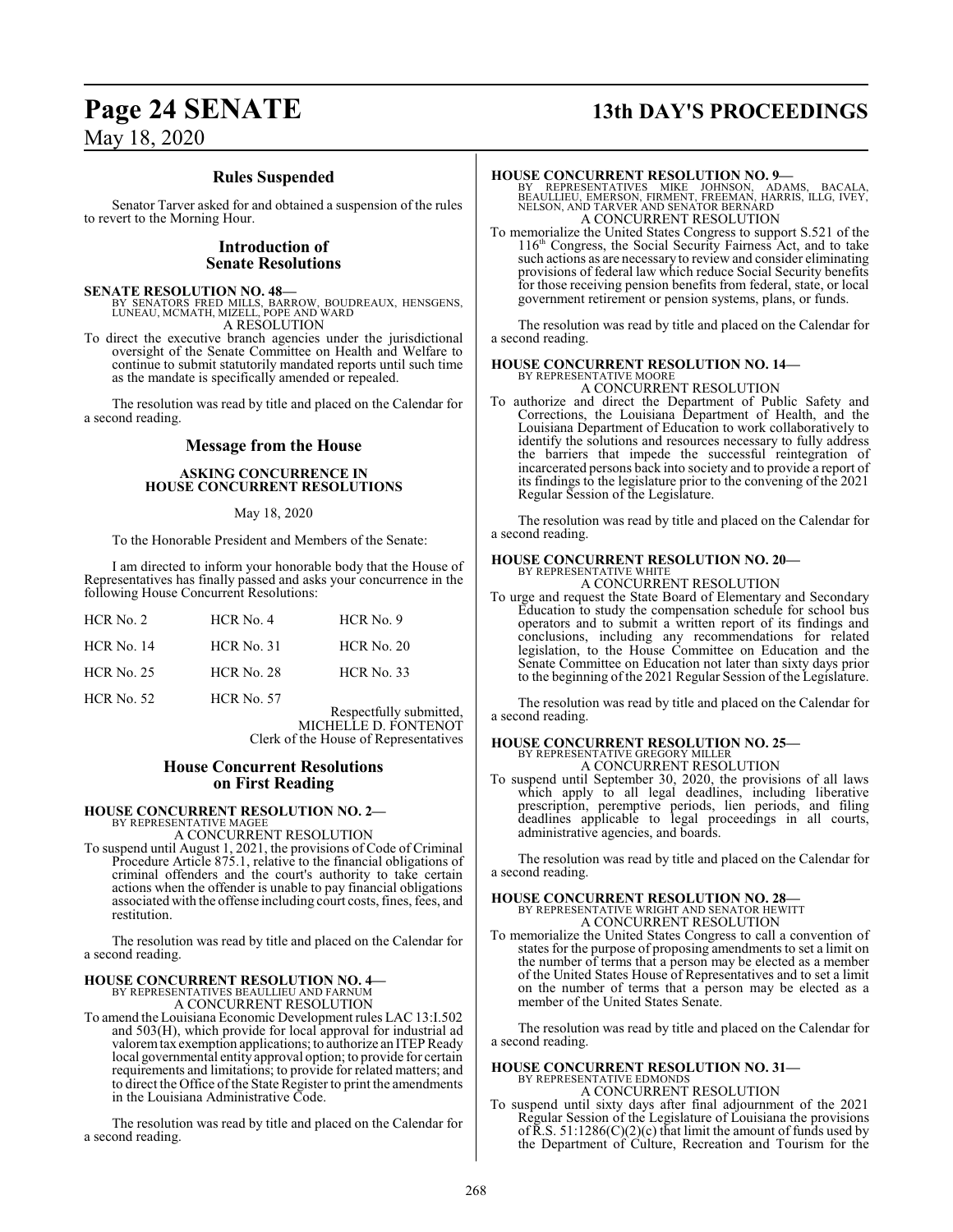## Rules Suspended

Senator Tarver asked for and obtained a suspension of the rules to revert to the Morning Hour.

## Introduction of Senate Resolutions

**SENATE RESOLUTION NO. 48—**
BY SENATORS FRED MILLS, BARROW, BOUDREAUX, HENSGENS, LUNEAU, MCMATH, MIZELL, POPE AND WARD
A RESOLUTION

To direct the executive branch agencies under the jurisdictional oversight of the Senate Committee on Health and Welfare to continue to submit statutorily mandated reports until such time as the mandate is specifically amended or repealed.

The resolution was read by title and placed on the Calendar for a second reading.

## Message from the House

**ASKING CONCURRENCE IN HOUSE CONCURRENT RESOLUTIONS**

May 18, 2020

To the Honorable President and Members of the Senate:

I am directed to inform your honorable body that the House of Representatives has finally passed and asks your concurrence in the following House Concurrent Resolutions:

| | | |
|---|---|---|
| HCR No. 2 | HCR No. 4 | HCR No. 9 |
| HCR No. 14 | HCR No. 31 | HCR No. 20 |
| HCR No. 25 | HCR No. 28 | HCR No. 33 |
| HCR No. 52 | HCR No. 57 | |

Respectfully submitted,
MICHELLE D. FONTENOT
Clerk of the House of Representatives

## House Concurrent Resolutions on First Reading

**HOUSE CONCURRENT RESOLUTION NO. 2—**
BY REPRESENTATIVE MAGEE
A CONCURRENT RESOLUTION

To suspend until August 1, 2021, the provisions of Code of Criminal Procedure Article 875.1, relative to the financial obligations of criminal offenders and the court's authority to take certain actions when the offender is unable to pay financial obligations associated with the offense including court costs, fines, fees, and restitution.

The resolution was read by title and placed on the Calendar for a second reading.

**HOUSE CONCURRENT RESOLUTION NO. 4—**
BY REPRESENTATIVES BEAULLIEU AND FARNUM
A CONCURRENT RESOLUTION

To amend the Louisiana Economic Development rules LAC 13:I.502 and 503(H), which provide for local approval for industrial ad valorem tax exemption applications; to authorize an ITEP Ready local governmental entity approval option; to provide for certain requirements and limitations; to provide for related matters; and to direct the Office of the State Register to print the amendments in the Louisiana Administrative Code.

The resolution was read by title and placed on the Calendar for a second reading.

**HOUSE CONCURRENT RESOLUTION NO. 9—**
BY REPRESENTATIVES MIKE JOHNSON, ADAMS, BACALA, BEAULLIEU, EMERSON, FIRMENT, FREEMAN, HARRIS, ILLG, IVEY, NELSON, AND TARVER AND SENATOR BERNARD
A CONCURRENT RESOLUTION

To memorialize the United States Congress to support S.521 of the 116th Congress, the Social Security Fairness Act, and to take such actions as are necessary to review and consider eliminating provisions of federal law which reduce Social Security benefits for those receiving pension benefits from federal, state, or local government retirement or pension systems, plans, or funds.

The resolution was read by title and placed on the Calendar for a second reading.

**HOUSE CONCURRENT RESOLUTION NO. 14—**
BY REPRESENTATIVE MOORE
A CONCURRENT RESOLUTION

To authorize and direct the Department of Public Safety and Corrections, the Louisiana Department of Health, and the Louisiana Department of Education to work collaboratively to identify the solutions and resources necessary to fully address the barriers that impede the successful reintegration of incarcerated persons back into society and to provide a report of its findings to the legislature prior to the convening of the 2021 Regular Session of the Legislature.

The resolution was read by title and placed on the Calendar for a second reading.

**HOUSE CONCURRENT RESOLUTION NO. 20—**
BY REPRESENTATIVE WHITE
A CONCURRENT RESOLUTION

To urge and request the State Board of Elementary and Secondary Education to study the compensation schedule for school bus operators and to submit a written report of its findings and conclusions, including any recommendations for related legislation, to the House Committee on Education and the Senate Committee on Education not later than sixty days prior to the beginning of the 2021 Regular Session of the Legislature.

The resolution was read by title and placed on the Calendar for a second reading.

**HOUSE CONCURRENT RESOLUTION NO. 25—**
BY REPRESENTATIVE GREGORY MILLER
A CONCURRENT RESOLUTION

To suspend until September 30, 2020, the provisions of all laws which apply to all legal deadlines, including liberative prescription, peremptive periods, lien periods, and filing deadlines applicable to legal proceedings in all courts, administrative agencies, and boards.

The resolution was read by title and placed on the Calendar for a second reading.

**HOUSE CONCURRENT RESOLUTION NO. 28—**
BY REPRESENTATIVE WRIGHT AND SENATOR HEWITT
A CONCURRENT RESOLUTION

To memorialize the United States Congress to call a convention of states for the purpose of proposing amendments to set a limit on the number of terms that a person may be elected as a member of the United States House of Representatives and to set a limit on the number of terms that a person may be elected as a member of the United States Senate.

The resolution was read by title and placed on the Calendar for a second reading.

**HOUSE CONCURRENT RESOLUTION NO. 31—**
BY REPRESENTATIVE EDMONDS
A CONCURRENT RESOLUTION

To suspend until sixty days after final adjournment of the 2021 Regular Session of the Legislature of Louisiana the provisions of R.S. 51:1286(C)(2)(c) that limit the amount of funds used by the Department of Culture, Recreation and Tourism for the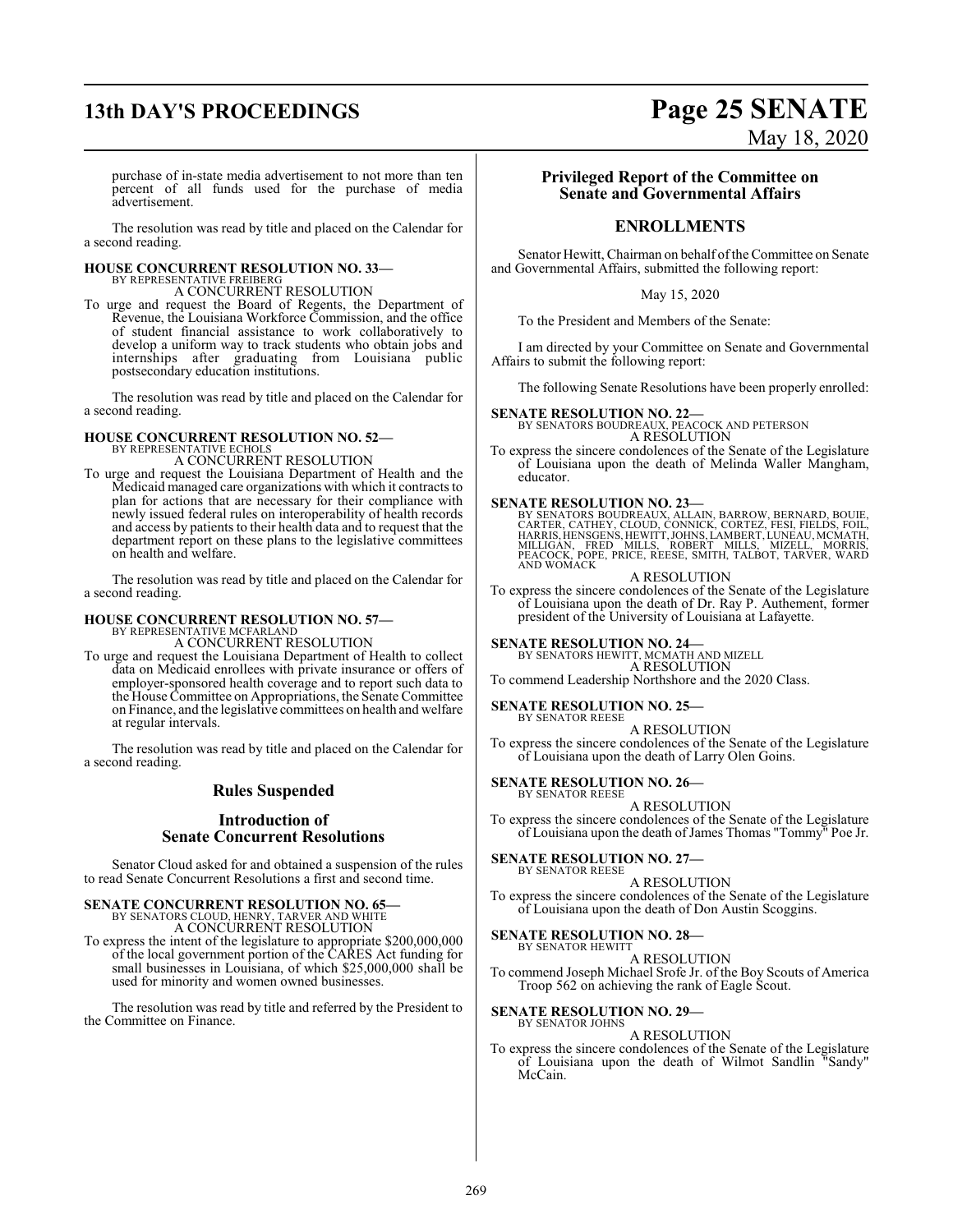purchase of in-state media advertisement to not more than ten percent of all funds used for the purchase of media advertisement.

The resolution was read by title and placed on the Calendar for a second reading.

**HOUSE CONCURRENT RESOLUTION NO. 33—**
BY REPRESENTATIVE FREIBERG
A CONCURRENT RESOLUTION

To urge and request the Board of Regents, the Department of Revenue, the Louisiana Workforce Commission, and the office of student financial assistance to work collaboratively to develop a uniform way to track students who obtain jobs and internships after graduating from Louisiana public postsecondary education institutions.

The resolution was read by title and placed on the Calendar for a second reading.

**HOUSE CONCURRENT RESOLUTION NO. 52—**
BY REPRESENTATIVE ECHOLS
A CONCURRENT RESOLUTION

To urge and request the Louisiana Department of Health and the Medicaid managed care organizations with which it contracts to plan for actions that are necessary for their compliance with newly issued federal rules on interoperability of health records and access by patients to their health data and to request that the department report on these plans to the legislative committees on health and welfare.

The resolution was read by title and placed on the Calendar for a second reading.

**HOUSE CONCURRENT RESOLUTION NO. 57—**
BY REPRESENTATIVE MCFARLAND
A CONCURRENT RESOLUTION

To urge and request the Louisiana Department of Health to collect data on Medicaid enrollees with private insurance or offers of employer-sponsored health coverage and to report such data to the House Committee on Appropriations, the Senate Committee on Finance, and the legislative committees on health and welfare at regular intervals.

The resolution was read by title and placed on the Calendar for a second reading.

## Rules Suspended

## Introduction of Senate Concurrent Resolutions

Senator Cloud asked for and obtained a suspension of the rules to read Senate Concurrent Resolutions a first and second time.

**SENATE CONCURRENT RESOLUTION NO. 65—**
BY SENATORS CLOUD, HENRY, TARVER AND WHITE
A CONCURRENT RESOLUTION

To express the intent of the legislature to appropriate $200,000,000 of the local government portion of the CARES Act funding for small businesses in Louisiana, of which $25,000,000 shall be used for minority and women owned businesses.

The resolution was read by title and referred by the President to the Committee on Finance.

## Privileged Report of the Committee on Senate and Governmental Affairs

## ENROLLMENTS

Senator Hewitt, Chairman on behalf of the Committee on Senate and Governmental Affairs, submitted the following report:

May 15, 2020

To the President and Members of the Senate:

I am directed by your Committee on Senate and Governmental Affairs to submit the following report:

The following Senate Resolutions have been properly enrolled:

**SENATE RESOLUTION NO. 22—**
BY SENATORS BOUDREAUX, PEACOCK AND PETERSON
A RESOLUTION

To express the sincere condolences of the Senate of the Legislature of Louisiana upon the death of Melinda Waller Mangham, educator.

**SENATE RESOLUTION NO. 23—**
BY SENATORS BOUDREAUX, ALLAIN, BARROW, BERNARD, BOUIE, CARTER, CATHEY, CLOUD, CONNICK, CORTEZ, FESI, FIELDS, FOIL, HARRIS, HENSGENS, HEWITT, JOHNS, LAMBERT, LUNEAU, MCMATH, MILLIGAN, FRED MILLS, ROBERT MILLS, MIZELL, MORRIS, PEACOCK, POPE, PRICE, REESE, SMITH, TALBOT, TARVER, WARD AND WOMACK
A RESOLUTION

To express the sincere condolences of the Senate of the Legislature of Louisiana upon the death of Dr. Ray P. Authement, former president of the University of Louisiana at Lafayette.

**SENATE RESOLUTION NO. 24—**
BY SENATORS HEWITT, MCMATH AND MIZELL
A RESOLUTION

To commend Leadership Northshore and the 2020 Class.

**SENATE RESOLUTION NO. 25—**
BY SENATOR REESE
A RESOLUTION

To express the sincere condolences of the Senate of the Legislature of Louisiana upon the death of Larry Olen Goins.

**SENATE RESOLUTION NO. 26—**
BY SENATOR REESE
A RESOLUTION

To express the sincere condolences of the Senate of the Legislature of Louisiana upon the death of James Thomas "Tommy" Poe Jr.

**SENATE RESOLUTION NO. 27—**
BY SENATOR REESE
A RESOLUTION

To express the sincere condolences of the Senate of the Legislature of Louisiana upon the death of Don Austin Scoggins.

**SENATE RESOLUTION NO. 28—**
BY SENATOR HEWITT
A RESOLUTION

To commend Joseph Michael Srofe Jr. of the Boy Scouts of America Troop 562 on achieving the rank of Eagle Scout.

**SENATE RESOLUTION NO. 29—**
BY SENATOR JOHNS
A RESOLUTION

To express the sincere condolences of the Senate of the Legislature of Louisiana upon the death of Wilmot Sandlin "Sandy" McCain.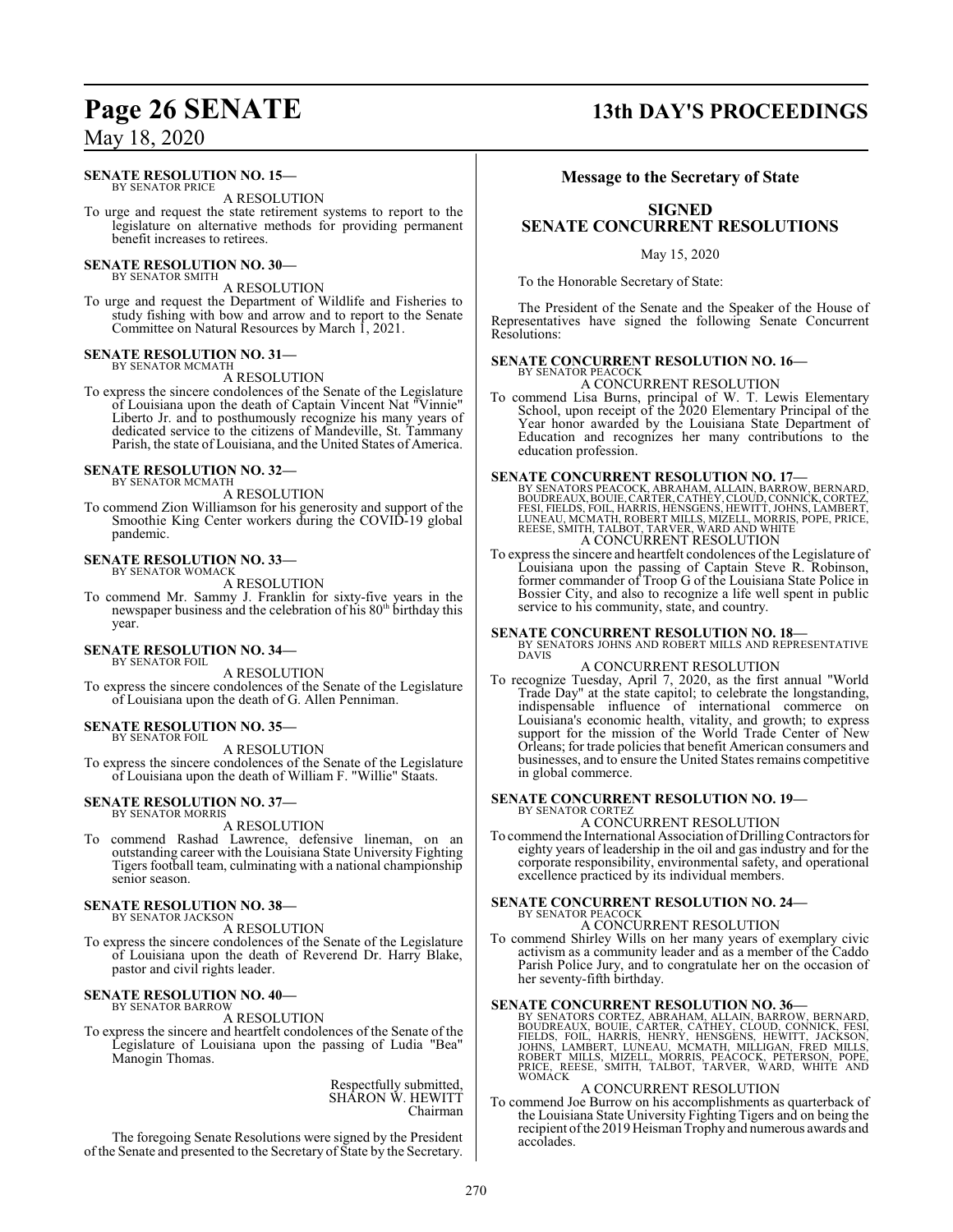**SENATE RESOLUTION NO. 15—**
BY SENATOR PRICE

A RESOLUTION

To urge and request the state retirement systems to report to the legislature on alternative methods for providing permanent benefit increases to retirees.

**SENATE RESOLUTION NO. 30—**
BY SENATOR SMITH

A RESOLUTION

To urge and request the Department of Wildlife and Fisheries to study fishing with bow and arrow and to report to the Senate Committee on Natural Resources by March 1, 2021.

**SENATE RESOLUTION NO. 31—**
BY SENATOR MCMATH

A RESOLUTION

To express the sincere condolences of the Senate of the Legislature of Louisiana upon the death of Captain Vincent Nat "Vinnie" Liberto Jr. and to posthumously recognize his many years of dedicated service to the citizens of Mandeville, St. Tammany Parish, the state of Louisiana, and the United States of America.

**SENATE RESOLUTION NO. 32—**
BY SENATOR MCMATH

A RESOLUTION

To commend Zion Williamson for his generosity and support of the Smoothie King Center workers during the COVID-19 global pandemic.

**SENATE RESOLUTION NO. 33—**
BY SENATOR WOMACK

A RESOLUTION

To commend Mr. Sammy J. Franklin for sixty-five years in the newspaper business and the celebration of his 80th birthday this year.

**SENATE RESOLUTION NO. 34—**
BY SENATOR FOIL

A RESOLUTION

To express the sincere condolences of the Senate of the Legislature of Louisiana upon the death of G. Allen Penniman.

**SENATE RESOLUTION NO. 35—**
BY SENATOR FOIL

A RESOLUTION

To express the sincere condolences of the Senate of the Legislature of Louisiana upon the death of William F. "Willie" Staats.

**SENATE RESOLUTION NO. 37—**
BY SENATOR MORRIS

A RESOLUTION

To commend Rashad Lawrence, defensive lineman, on an outstanding career with the Louisiana State University Fighting Tigers football team, culminating with a national championship senior season.

**SENATE RESOLUTION NO. 38—**
BY SENATOR JACKSON

A RESOLUTION

To express the sincere condolences of the Senate of the Legislature of Louisiana upon the death of Reverend Dr. Harry Blake, pastor and civil rights leader.

**SENATE RESOLUTION NO. 40—**
BY SENATOR BARROW

A RESOLUTION

To express the sincere and heartfelt condolences of the Senate of the Legislature of Louisiana upon the passing of Ludia "Bea" Manogin Thomas.

Respectfully submitted,
SHARON W. HEWITT
Chairman

The foregoing Senate Resolutions were signed by the President of the Senate and presented to the Secretary of State by the Secretary.

## Message to the Secretary of State

## SIGNED SENATE CONCURRENT RESOLUTIONS

May 15, 2020

To the Honorable Secretary of State:

The President of the Senate and the Speaker of the House of Representatives have signed the following Senate Concurrent Resolutions:

**SENATE CONCURRENT RESOLUTION NO. 16—**
BY SENATOR PEACOCK

A CONCURRENT RESOLUTION

To commend Lisa Burns, principal of W. T. Lewis Elementary School, upon receipt of the 2020 Elementary Principal of the Year honor awarded by the Louisiana State Department of Education and recognizes her many contributions to the education profession.

**SENATE CONCURRENT RESOLUTION NO. 17—**
BY SENATORS PEACOCK, ABRAHAM, ALLAIN, BARROW, BERNARD, BOUDREAUX, BOUIE, CARTER, CATHEY, CLOUD, CONNICK, CORTEZ, FESI, FIELDS, FOIL, HARRIS, HENSGENS, HEWITT, JOHNS, LAMBERT, LUNEAU, MCMATH, ROBERT MILLS, MIZELL, MORRIS, POPE, PRICE, REESE, SMITH, TALBOT, TARVER, WARD AND WHITE

A CONCURRENT RESOLUTION

To express the sincere and heartfelt condolences of the Legislature of Louisiana upon the passing of Captain Steve R. Robinson, former commander of Troop G of the Louisiana State Police in Bossier City, and also to recognize a life well spent in public service to his community, state, and country.

**SENATE CONCURRENT RESOLUTION NO. 18—**
BY SENATORS JOHNS AND ROBERT MILLS AND REPRESENTATIVE DAVIS

A CONCURRENT RESOLUTION

To recognize Tuesday, April 7, 2020, as the first annual "World Trade Day" at the state capitol; to celebrate the longstanding, indispensable influence of international commerce on Louisiana's economic health, vitality, and growth; to express support for the mission of the World Trade Center of New Orleans; for trade policies that benefit American consumers and businesses, and to ensure the United States remains competitive in global commerce.

**SENATE CONCURRENT RESOLUTION NO. 19—**
BY SENATOR CORTEZ

A CONCURRENT RESOLUTION

To commend the International Association of Drilling Contractors for eighty years of leadership in the oil and gas industry and for the corporate responsibility, environmental safety, and operational excellence practiced by its individual members.

**SENATE CONCURRENT RESOLUTION NO. 24—**
BY SENATOR PEACOCK

A CONCURRENT RESOLUTION

To commend Shirley Wills on her many years of exemplary civic activism as a community leader and as a member of the Caddo Parish Police Jury, and to congratulate her on the occasion of her seventy-fifth birthday.

**SENATE CONCURRENT RESOLUTION NO. 36—**
BY SENATORS CORTEZ, ABRAHAM, ALLAIN, BARROW, BERNARD, BOUDREAUX, BOUIE, CARTER, CATHEY, CLOUD, CONNICK, FESI, FIELDS, FOIL, HARRIS, HENRY, HENSGENS, HEWITT, JACKSON, JOHNS, LAMBERT, LUNEAU, MCMATH, MILLIGAN, FRED MILLS, ROBERT MILLS, MIZELL, MORRIS, PEACOCK, PETERSON, POPE, PRICE, REESE, SMITH, TALBOT, TARVER, WARD, WHITE AND WOMACK

A CONCURRENT RESOLUTION

To commend Joe Burrow on his accomplishments as quarterback of the Louisiana State University Fighting Tigers and on being the recipient of the 2019 Heisman Trophy and numerous awards and accolades.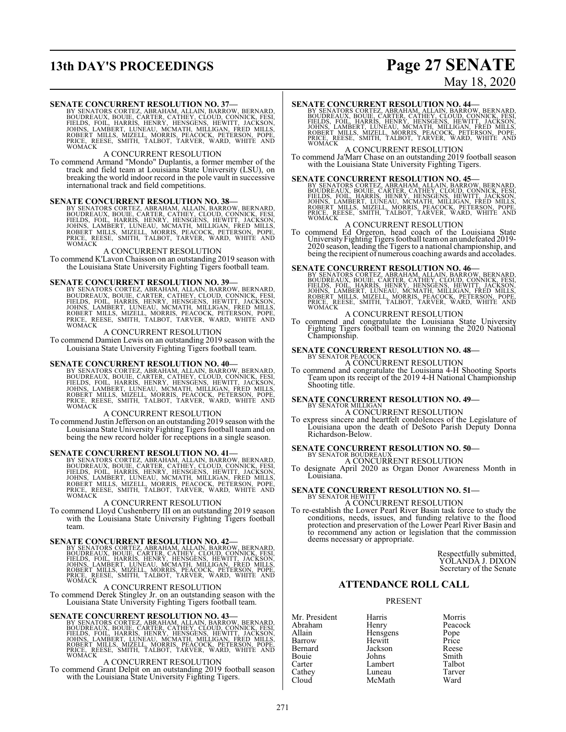**SENATE CONCURRENT RESOLUTION NO. 37—**
BY SENATORS CORTEZ, ABRAHAM, ALLAIN, BARROW, BERNARD, BOUDREAUX, BOUIE, CARTER, CATHEY, CLOUD, CONNICK, FESI, FIELDS, FOIL, HARRIS, HENRY, HENSGENS, HEWITT, JACKSON, JOHNS, LAMBERT, LUNEAU, MCMATH, MILLIGAN, FRED MILLS, ROBERT MILLS, MIZELL, MORRIS, PEACOCK, PETERSON, POPE, PRICE, REESE, SMITH, TALBOT, TARVER, WARD, WHITE AND WOMACK

A CONCURRENT RESOLUTION

To commend Armand "Mondo" Duplantis, a former member of the track and field team at Louisiana State University (LSU), on breaking the world indoor record in the pole vault in successive international track and field competitions.

**SENATE CONCURRENT RESOLUTION NO. 38—**
BY SENATORS CORTEZ, ABRAHAM, ALLAIN, BARROW, BERNARD, BOUDREAUX, BOUIE, CARTER, CATHEY, CLOUD, CONNICK, FESI, FIELDS, FOIL, HARRIS, HENRY, HENSGENS, HEWITT, JACKSON, JOHNS, LAMBERT, LUNEAU, MCMATH, MILLIGAN, FRED MILLS, ROBERT MILLS, MIZELL, MORRIS, PEACOCK, PETERSON, POPE, PRICE, REESE, SMITH, TALBOT, TARVER, WARD, WHITE AND WOMACK

A CONCURRENT RESOLUTION

To commend K'Lavon Chaisson on an outstanding 2019 season with the Louisiana State University Fighting Tigers football team.

**SENATE CONCURRENT RESOLUTION NO. 39—**
BY SENATORS CORTEZ, ABRAHAM, ALLAIN, BARROW, BERNARD, BOUDREAUX, BOUIE, CARTER, CATHEY, CLOUD, CONNICK, FESI, FIELDS, FOIL, HARRIS, HENRY, HENSGENS, HEWITT, JACKSON, JOHNS, LAMBERT, LUNEAU, MCMATH, MILLIGAN, FRED MILLS, ROBERT MILLS, MIZELL, MORRIS, PEACOCK, PETERSON, POPE, PRICE, REESE, SMITH, TALBOT, TARVER, WARD, WHITE AND WOMACK

A CONCURRENT RESOLUTION

To commend Damien Lewis on an outstanding 2019 season with the Louisiana State University Fighting Tigers football team.

**SENATE CONCURRENT RESOLUTION NO. 40—**
BY SENATORS CORTEZ, ABRAHAM, ALLAIN, BARROW, BERNARD, BOUDREAUX, BOUIE, CARTER, CATHEY, CLOUD, CONNICK, FESI, FIELDS, FOIL, HARRIS, HENRY, HENSGENS, HEWITT, JACKSON, JOHNS, LAMBERT, LUNEAU, MCMATH, MILLIGAN, FRED MILLS, ROBERT MILLS, MIZELL, MORRIS, PEACOCK, PETERSON, POPE, PRICE, REESE, SMITH, TALBOT, TARVER, WARD, WHITE AND WOMACK

A CONCURRENT RESOLUTION

To commend Justin Jefferson on an outstanding 2019 season with the Louisiana State University Fighting Tigers football team and on being the new record holder for receptions in a single season.

**SENATE CONCURRENT RESOLUTION NO. 41—**
BY SENATORS CORTEZ, ABRAHAM, ALLAIN, BARROW, BERNARD, BOUDREAUX, BOUIE, CARTER, CATHEY, CLOUD, CONNICK, FESI, FIELDS, FOIL, HARRIS, HENRY, HENSGENS, HEWITT, JACKSON, JOHNS, LAMBERT, LUNEAU, MCMATH, MILLIGAN, FRED MILLS, ROBERT MILLS, MIZELL, MORRIS, PEACOCK, PETERSON, POPE, PRICE, REESE, SMITH, TALBOT, TARVER, WARD, WHITE AND WOMACK

A CONCURRENT RESOLUTION

To commend Lloyd Cushenberry III on an outstanding 2019 season with the Louisiana State University Fighting Tigers football team.

**SENATE CONCURRENT RESOLUTION NO. 42—**
BY SENATORS CORTEZ, ABRAHAM, ALLAIN, BARROW, BERNARD, BOUDREAUX, BOUIE, CARTER, CATHEY, CLOUD, CONNICK, FESI, FIELDS, FOIL, HARRIS, HENRY, HENSGENS, HEWITT, JACKSON, JOHNS, LAMBERT, LUNEAU, MCMATH, MILLIGAN, FRED MILLS, ROBERT MILLS, MIZELL, MORRIS, PEACOCK, PETERSON, POPE, PRICE, REESE, SMITH, TALBOT, TARVER, WARD, WHITE AND WOMACK

A CONCURRENT RESOLUTION

To commend Derek Stingley Jr. on an outstanding season with the Louisiana State University Fighting Tigers football team.

**SENATE CONCURRENT RESOLUTION NO. 43—**
BY SENATORS CORTEZ, ABRAHAM, ALLAIN, BARROW, BERNARD, BOUDREAUX, BOUIE, CARTER, CATHEY, CLOUD, CONNICK, FESI, FIELDS, FOIL, HARRIS, HENRY, HENSGENS, HEWITT, JACKSON, JOHNS, LAMBERT, LUNEAU, MCMATH, MILLIGAN, FRED MILLS, ROBERT MILLS, MIZELL, MORRIS, PEACOCK, PETERSON, POPE, PRICE, REESE, SMITH, TALBOT, TARVER, WARD, WHITE AND WOMACK

A CONCURRENT RESOLUTION

To commend Grant Delpit on an outstanding 2019 football season with the Louisiana State University Fighting Tigers.

**SENATE CONCURRENT RESOLUTION NO. 44—**
BY SENATORS CORTEZ, ABRAHAM, ALLAIN, BARROW, BERNARD, BOUDREAUX, BOUIE, CARTER, CATHEY, CLOUD, CONNICK, FESI, FIELDS, FOIL, HARRIS, HENRY, HENSGENS, HEWITT, JACKSON, JOHNS, LAMBERT, LUNEAU, MCMATH, MILLIGAN, FRED MILLS, ROBERT MILLS, MIZELL, MORRIS, PEACOCK, PETERSON, POPE, PRICE, REESE, SMITH, TALBOT, TARVER, WARD, WHITE AND WOMACK

A CONCURRENT RESOLUTION

To commend Ja'Marr Chase on an outstanding 2019 football season with the Louisiana State University Fighting Tigers.

**SENATE CONCURRENT RESOLUTION NO. 45—**
BY SENATORS CORTEZ, ABRAHAM, ALLAIN, BARROW, BERNARD, BOUDREAUX, BOUIE, CARTER, CATHEY, CLOUD, CONNICK, FESI, FIELDS, FOIL, HARRIS, HENRY, HENSGENS, HEWITT, JACKSON, JOHNS, LAMBERT, LUNEAU, MCMATH, MILLIGAN, FRED MILLS, ROBERT MILLS, MIZELL, MORRIS, PEACOCK, PETERSON, POPE, PRICE, REESE, SMITH, TALBOT, TARVER, WARD, WHITE AND WOMACK

A CONCURRENT RESOLUTION

To commend Ed Orgeron, head coach of the Louisiana State University Fighting Tigers football team on an undefeated 2019-2020 season, leading the Tigers to a national championship, and being the recipient of numerous coaching awards and accolades.

**SENATE CONCURRENT RESOLUTION NO. 46—**
BY SENATORS CORTEZ, ABRAHAM, ALLAIN, BARROW, BERNARD, BOUDREAUX, BOUIE, CARTER, CATHEY, CLOUD, CONNICK, FESI, FIELDS, FOIL, HARRIS, HENRY, HENSGENS, HEWITT, JACKSON, JOHNS, LAMBERT, LUNEAU, MCMATH, MILLIGAN, FRED MILLS, ROBERT MILLS, MIZELL, MORRIS, PEACOCK, PETERSON, POPE, PRICE, REESE, SMITH, TALBOT, TARVER, WARD, WHITE AND WOMACK

A CONCURRENT RESOLUTION

To commend and congratulate the Louisiana State University Fighting Tigers football team on winning the 2020 National Championship.

**SENATE CONCURRENT RESOLUTION NO. 48—**
BY SENATOR PEACOCK

A CONCURRENT RESOLUTION

To commend and congratulate the Louisiana 4-H Shooting Sports Team upon its receipt of the 2019 4-H National Championship Shooting title.

**SENATE CONCURRENT RESOLUTION NO. 49—**
BY SENATOR MILLIGAN

A CONCURRENT RESOLUTION

To express sincere and heartfelt condolences of the Legislature of Louisiana upon the death of DeSoto Parish Deputy Donna Richardson-Below.

**SENATE CONCURRENT RESOLUTION NO. 50—**
BY SENATOR BOUDREAUX

A CONCURRENT RESOLUTION

To designate April 2020 as Organ Donor Awareness Month in Louisiana.

**SENATE CONCURRENT RESOLUTION NO. 51—**
BY SENATOR HEWITT

A CONCURRENT RESOLUTION

To re-establish the Lower Pearl River Basin task force to study the conditions, needs, issues, and funding relative to the flood protection and preservation of the Lower Pearl River Basin and to recommend any action or legislation that the commission deems necessary or appropriate.

Respectfully submitted,
YOLANDA J. DIXON
Secretary of the Senate

## ATTENDANCE ROLL CALL

PRESENT

| | | |
|---|---|---|
| Mr. President | Harris | Morris |
| Abraham | Henry | Peacock |
| Allain | Hensgens | Pope |
| Barrow | Hewitt | Price |
| Bernard | Jackson | Reese |
| Bouie | Johns | Smith |
| Carter | Lambert | Talbot |
| Cathey | Luneau | Tarver |
| Cloud | McMath | Ward |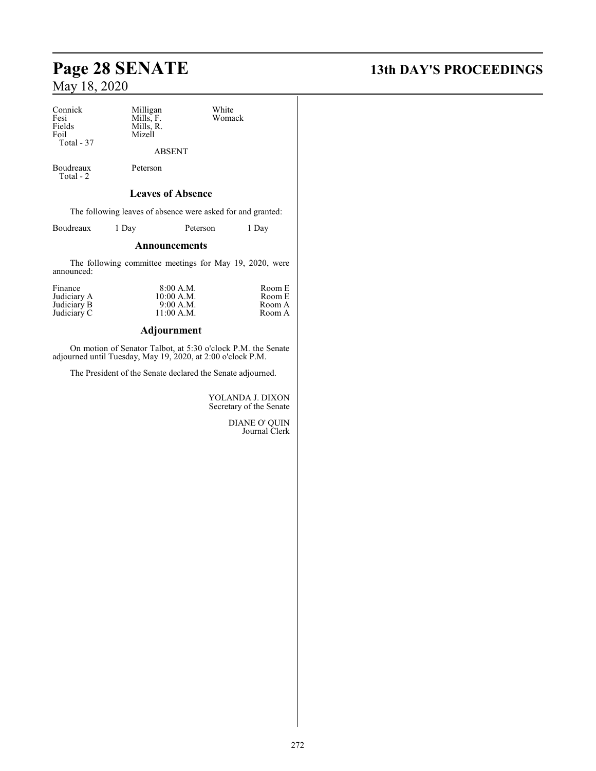| | | |
|---|---|---|
| Connick | Milligan | White |
| Fesi | Mills, F. | Womack |
| Fields | Mills, R. | |
| Foil | Mizell | |
| Total - 37 | | |

ABSENT

| | |
|---|---|
| Boudreaux | Peterson |
| Total - 2 | |

## Leaves of Absence

The following leaves of absence were asked for and granted:

| | | | |
|---|---|---|---|
| Boudreaux | 1 Day | Peterson | 1 Day |

## Announcements

The following committee meetings for May 19, 2020, were announced:

| | | |
|---|---|---|
| Finance | 8:00 A.M. | Room E |
| Judiciary A | 10:00 A.M. | Room E |
| Judiciary B | 9:00 A.M. | Room A |
| Judiciary C | 11:00 A.M. | Room A |

## Adjournment

On motion of Senator Talbot, at 5:30 o'clock P.M. the Senate adjourned until Tuesday, May 19, 2020, at 2:00 o'clock P.M.

The President of the Senate declared the Senate adjourned.

YOLANDA J. DIXON
Secretary of the Senate

DIANE O' QUIN
Journal Clerk